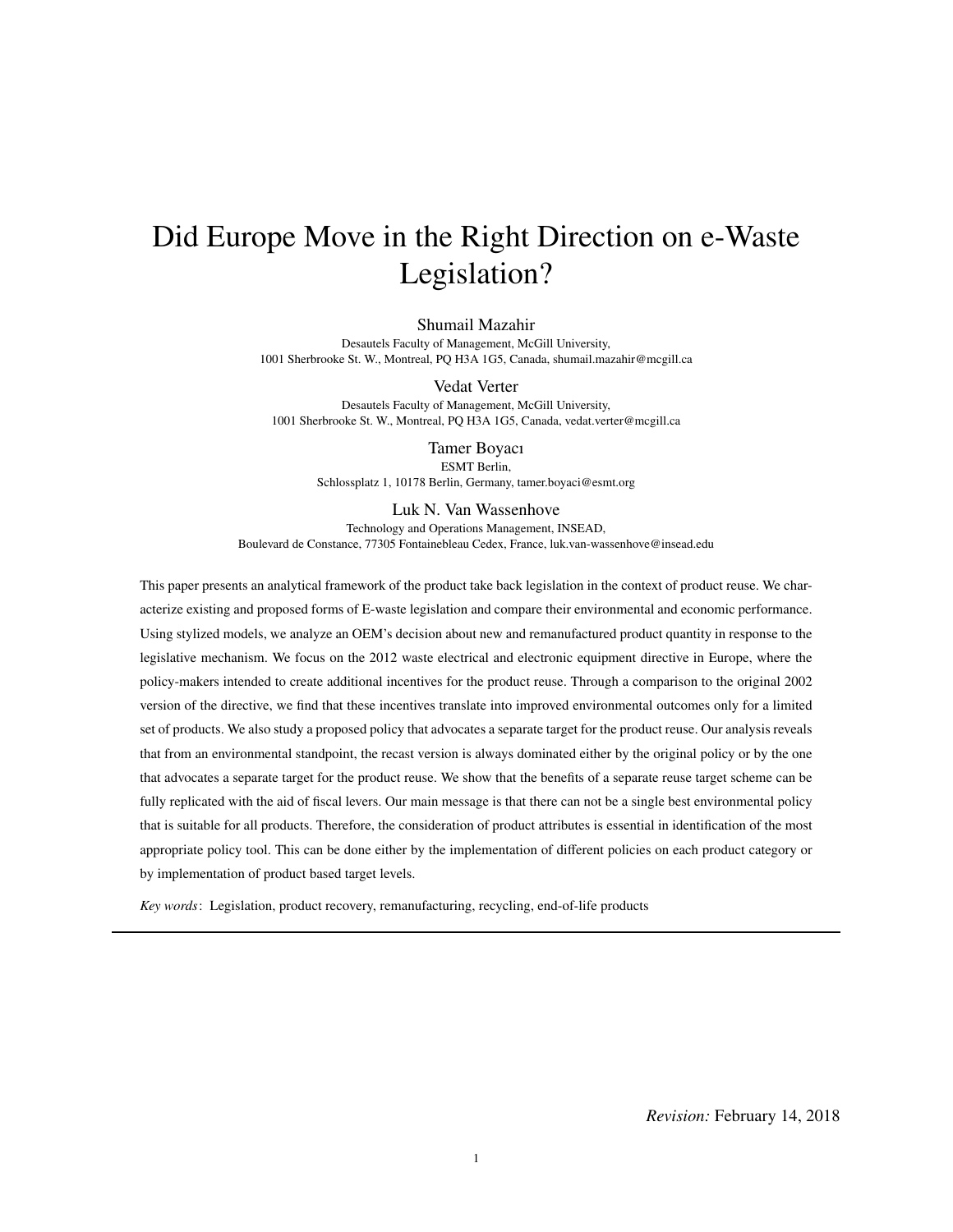# Did Europe Move in the Right Direction on e-Waste Legislation?

Shumail Mazahir

Desautels Faculty of Management, McGill University,
1001 Sherbrooke St. W., Montreal, PQ H3A 1G5, Canada, shumail.mazahir@mcgill.ca

Vedat Verter

Desautels Faculty of Management, McGill University,
1001 Sherbrooke St. W., Montreal, PQ H3A 1G5, Canada, vedat.verter@mcgill.ca

Tamer Boyacı

ESMT Berlin,
Schlossplatz 1, 10178 Berlin, Germany, tamer.boyaci@esmt.org

Luk N. Van Wassenhove

Technology and Operations Management, INSEAD,
Boulevard de Constance, 77305 Fontainebleau Cedex, France, luk.van-wassenhove@insead.edu

This paper presents an analytical framework of the product take back legislation in the context of product reuse. We characterize existing and proposed forms of E-waste legislation and compare their environmental and economic performance. Using stylized models, we analyze an OEM's decision about new and remanufactured product quantity in response to the legislative mechanism. We focus on the 2012 waste electrical and electronic equipment directive in Europe, where the policy-makers intended to create additional incentives for the product reuse. Through a comparison to the original 2002 version of the directive, we find that these incentives translate into improved environmental outcomes only for a limited set of products. We also study a proposed policy that advocates a separate target for the product reuse. Our analysis reveals that from an environmental standpoint, the recast version is always dominated either by the original policy or by the one that advocates a separate target for the product reuse. We show that the benefits of a separate reuse target scheme can be fully replicated with the aid of fiscal levers. Our main message is that there can not be a single best environmental policy that is suitable for all products. Therefore, the consideration of product attributes is essential in identification of the most appropriate policy tool. This can be done either by the implementation of different policies on each product category or by implementation of product based target levels.

*Key words*: Legislation, product recovery, remanufacturing, recycling, end-of-life products

---

*Revision:* February 14, 2018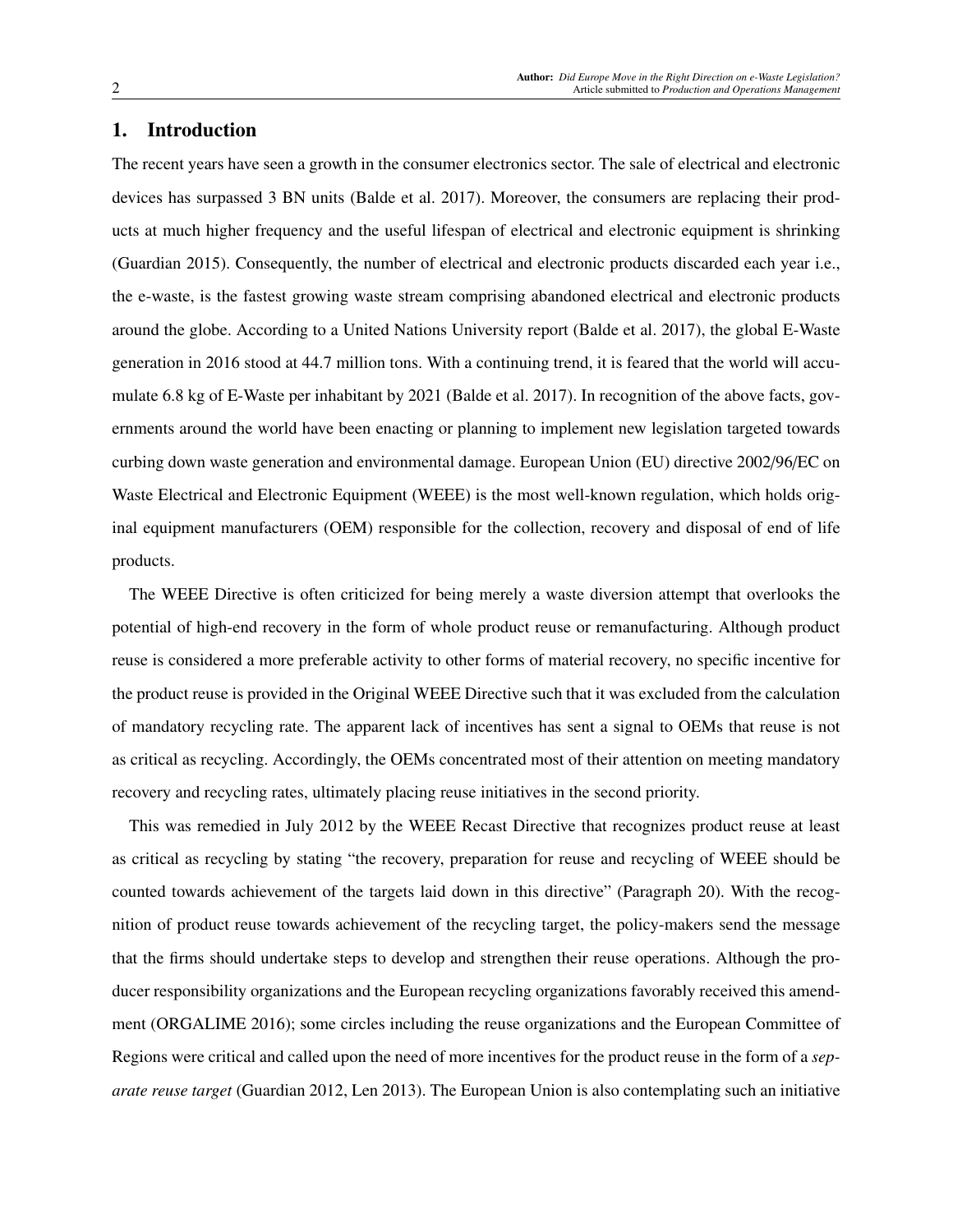## 1. Introduction

The recent years have seen a growth in the consumer electronics sector. The sale of electrical and electronic devices has surpassed 3 BN units (Balde et al. 2017). Moreover, the consumers are replacing their products at much higher frequency and the useful lifespan of electrical and electronic equipment is shrinking (Guardian 2015). Consequently, the number of electrical and electronic products discarded each year i.e., the e-waste, is the fastest growing waste stream comprising abandoned electrical and electronic products around the globe. According to a United Nations University report (Balde et al. 2017), the global E-Waste generation in 2016 stood at 44.7 million tons. With a continuing trend, it is feared that the world will accumulate 6.8 kg of E-Waste per inhabitant by 2021 (Balde et al. 2017). In recognition of the above facts, governments around the world have been enacting or planning to implement new legislation targeted towards curbing down waste generation and environmental damage. European Union (EU) directive 2002/96/EC on Waste Electrical and Electronic Equipment (WEEE) is the most well-known regulation, which holds original equipment manufacturers (OEM) responsible for the collection, recovery and disposal of end of life products.

The WEEE Directive is often criticized for being merely a waste diversion attempt that overlooks the potential of high-end recovery in the form of whole product reuse or remanufacturing. Although product reuse is considered a more preferable activity to other forms of material recovery, no specific incentive for the product reuse is provided in the Original WEEE Directive such that it was excluded from the calculation of mandatory recycling rate. The apparent lack of incentives has sent a signal to OEMs that reuse is not as critical as recycling. Accordingly, the OEMs concentrated most of their attention on meeting mandatory recovery and recycling rates, ultimately placing reuse initiatives in the second priority.

This was remedied in July 2012 by the WEEE Recast Directive that recognizes product reuse at least as critical as recycling by stating "the recovery, preparation for reuse and recycling of WEEE should be counted towards achievement of the targets laid down in this directive" (Paragraph 20). With the recognition of product reuse towards achievement of the recycling target, the policy-makers send the message that the firms should undertake steps to develop and strengthen their reuse operations. Although the producer responsibility organizations and the European recycling organizations favorably received this amendment (ORGALIME 2016); some circles including the reuse organizations and the European Committee of Regions were critical and called upon the need of more incentives for the product reuse in the form of a *separate reuse target* (Guardian 2012, Len 2013). The European Union is also contemplating such an initiative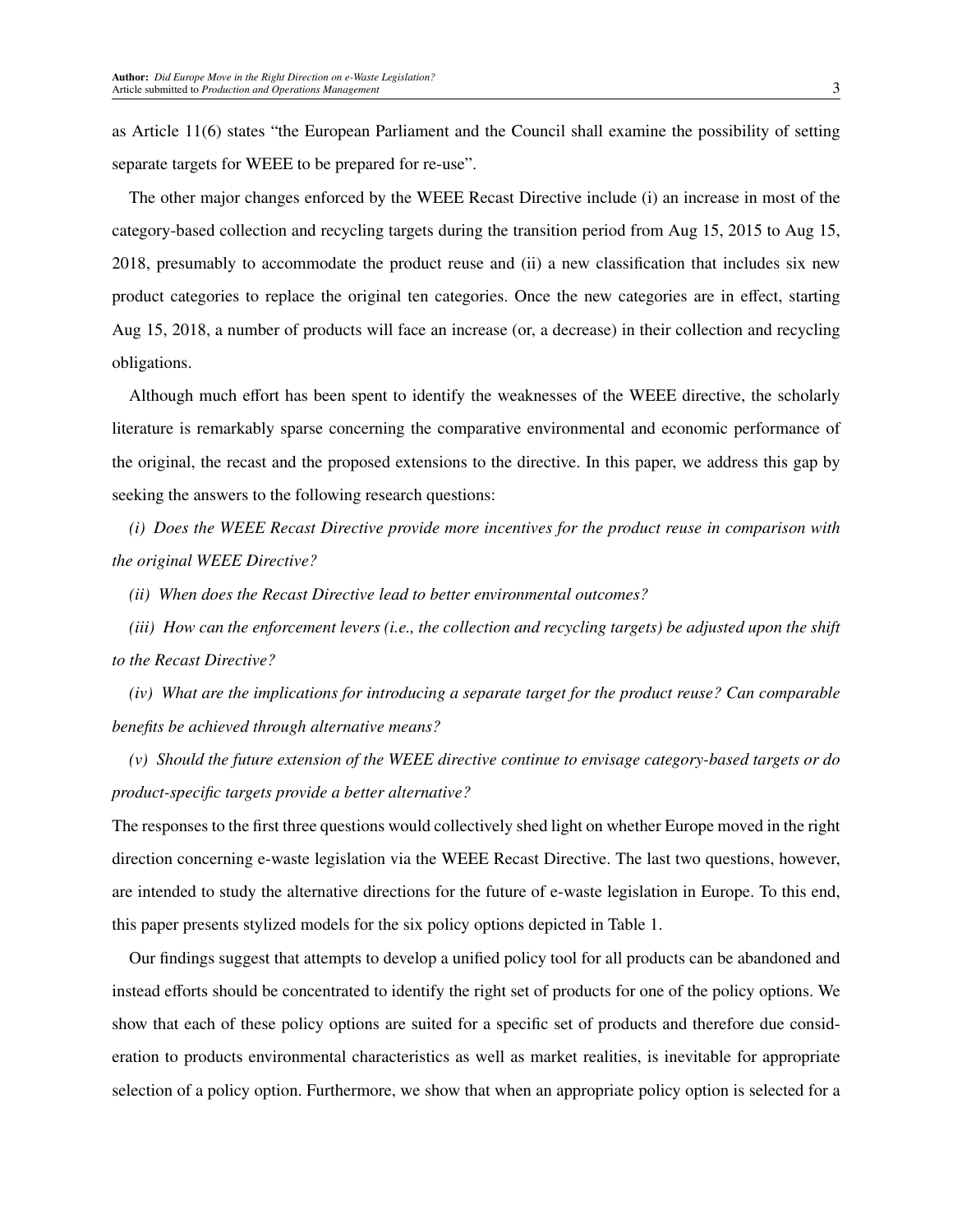as Article 11(6) states "the European Parliament and the Council shall examine the possibility of setting separate targets for WEEE to be prepared for re-use".

The other major changes enforced by the WEEE Recast Directive include (i) an increase in most of the category-based collection and recycling targets during the transition period from Aug 15, 2015 to Aug 15, 2018, presumably to accommodate the product reuse and (ii) a new classification that includes six new product categories to replace the original ten categories. Once the new categories are in effect, starting Aug 15, 2018, a number of products will face an increase (or, a decrease) in their collection and recycling obligations.

Although much effort has been spent to identify the weaknesses of the WEEE directive, the scholarly literature is remarkably sparse concerning the comparative environmental and economic performance of the original, the recast and the proposed extensions to the directive. In this paper, we address this gap by seeking the answers to the following research questions:

*(i) Does the WEEE Recast Directive provide more incentives for the product reuse in comparison with the original WEEE Directive?*

*(ii) When does the Recast Directive lead to better environmental outcomes?*

*(iii) How can the enforcement levers (i.e., the collection and recycling targets) be adjusted upon the shift to the Recast Directive?*

*(iv) What are the implications for introducing a separate target for the product reuse? Can comparable benefits be achieved through alternative means?*

*(v) Should the future extension of the WEEE directive continue to envisage category-based targets or do product-specific targets provide a better alternative?*

The responses to the first three questions would collectively shed light on whether Europe moved in the right direction concerning e-waste legislation via the WEEE Recast Directive. The last two questions, however, are intended to study the alternative directions for the future of e-waste legislation in Europe. To this end, this paper presents stylized models for the six policy options depicted in Table 1.

Our findings suggest that attempts to develop a unified policy tool for all products can be abandoned and instead efforts should be concentrated to identify the right set of products for one of the policy options. We show that each of these policy options are suited for a specific set of products and therefore due consideration to products environmental characteristics as well as market realities, is inevitable for appropriate selection of a policy option. Furthermore, we show that when an appropriate policy option is selected for a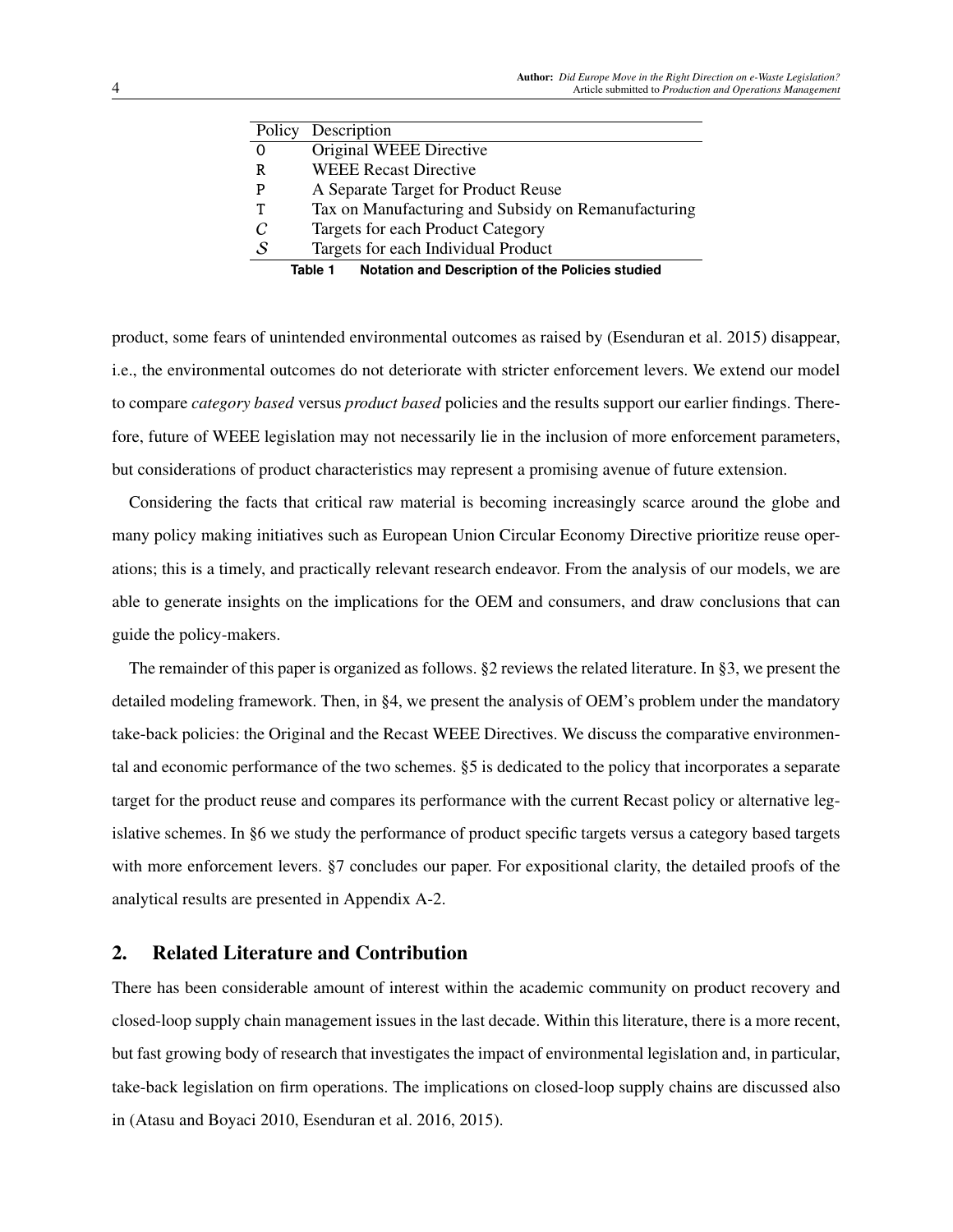| Policy | Description |
|---|---|
| O | Original WEEE Directive |
| R | WEEE Recast Directive |
| P | A Separate Target for Product Reuse |
| T | Tax on Manufacturing and Subsidy on Remanufacturing |
| $\mathcal{C}$ | Targets for each Product Category |
| $\mathcal{S}$ | Targets for each Individual Product |

**Table 1 Notation and Description of the Policies studied**

product, some fears of unintended environmental outcomes as raised by (Esenduran et al. 2015) disappear, i.e., the environmental outcomes do not deteriorate with stricter enforcement levers. We extend our model to compare *category based* versus *product based* policies and the results support our earlier findings. Therefore, future of WEEE legislation may not necessarily lie in the inclusion of more enforcement parameters, but considerations of product characteristics may represent a promising avenue of future extension.

Considering the facts that critical raw material is becoming increasingly scarce around the globe and many policy making initiatives such as European Union Circular Economy Directive prioritize reuse operations; this is a timely, and practically relevant research endeavor. From the analysis of our models, we are able to generate insights on the implications for the OEM and consumers, and draw conclusions that can guide the policy-makers.

The remainder of this paper is organized as follows. §2 reviews the related literature. In §3, we present the detailed modeling framework. Then, in §4, we present the analysis of OEM's problem under the mandatory take-back policies: the Original and the Recast WEEE Directives. We discuss the comparative environmental and economic performance of the two schemes. §5 is dedicated to the policy that incorporates a separate target for the product reuse and compares its performance with the current Recast policy or alternative legislative schemes. In §6 we study the performance of product specific targets versus a category based targets with more enforcement levers. §7 concludes our paper. For expositional clarity, the detailed proofs of the analytical results are presented in Appendix A-2.

## 2. Related Literature and Contribution

There has been considerable amount of interest within the academic community on product recovery and closed-loop supply chain management issues in the last decade. Within this literature, there is a more recent, but fast growing body of research that investigates the impact of environmental legislation and, in particular, take-back legislation on firm operations. The implications on closed-loop supply chains are discussed also in (Atasu and Boyaci 2010, Esenduran et al. 2016, 2015).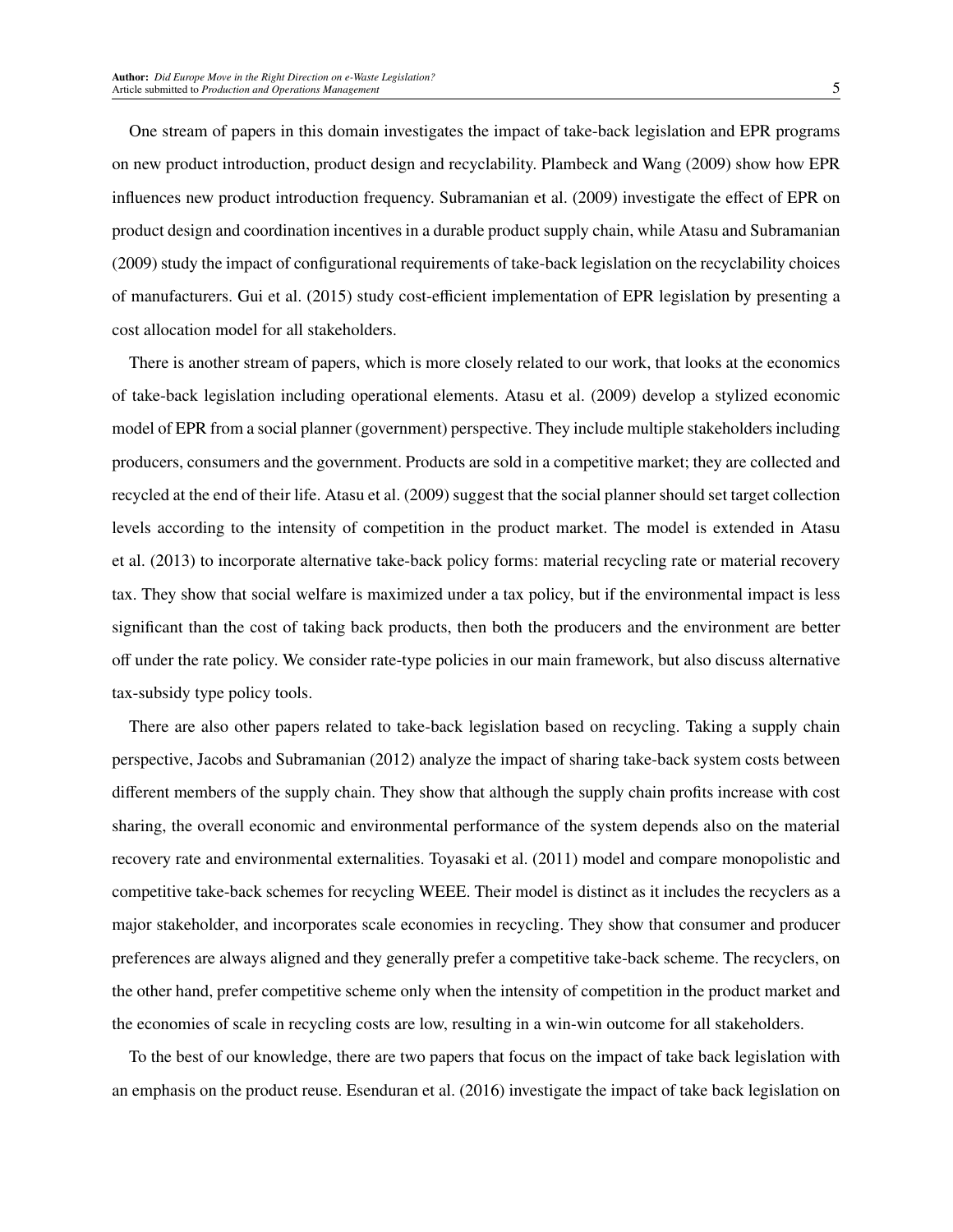One stream of papers in this domain investigates the impact of take-back legislation and EPR programs on new product introduction, product design and recyclability. Plambeck and Wang (2009) show how EPR influences new product introduction frequency. Subramanian et al. (2009) investigate the effect of EPR on product design and coordination incentives in a durable product supply chain, while Atasu and Subramanian (2009) study the impact of configurational requirements of take-back legislation on the recyclability choices of manufacturers. Gui et al. (2015) study cost-efficient implementation of EPR legislation by presenting a cost allocation model for all stakeholders.

There is another stream of papers, which is more closely related to our work, that looks at the economics of take-back legislation including operational elements. Atasu et al. (2009) develop a stylized economic model of EPR from a social planner (government) perspective. They include multiple stakeholders including producers, consumers and the government. Products are sold in a competitive market; they are collected and recycled at the end of their life. Atasu et al. (2009) suggest that the social planner should set target collection levels according to the intensity of competition in the product market. The model is extended in Atasu et al. (2013) to incorporate alternative take-back policy forms: material recycling rate or material recovery tax. They show that social welfare is maximized under a tax policy, but if the environmental impact is less significant than the cost of taking back products, then both the producers and the environment are better off under the rate policy. We consider rate-type policies in our main framework, but also discuss alternative tax-subsidy type policy tools.

There are also other papers related to take-back legislation based on recycling. Taking a supply chain perspective, Jacobs and Subramanian (2012) analyze the impact of sharing take-back system costs between different members of the supply chain. They show that although the supply chain profits increase with cost sharing, the overall economic and environmental performance of the system depends also on the material recovery rate and environmental externalities. Toyasaki et al. (2011) model and compare monopolistic and competitive take-back schemes for recycling WEEE. Their model is distinct as it includes the recyclers as a major stakeholder, and incorporates scale economies in recycling. They show that consumer and producer preferences are always aligned and they generally prefer a competitive take-back scheme. The recyclers, on the other hand, prefer competitive scheme only when the intensity of competition in the product market and the economies of scale in recycling costs are low, resulting in a win-win outcome for all stakeholders.

To the best of our knowledge, there are two papers that focus on the impact of take back legislation with an emphasis on the product reuse. Esenduran et al. (2016) investigate the impact of take back legislation on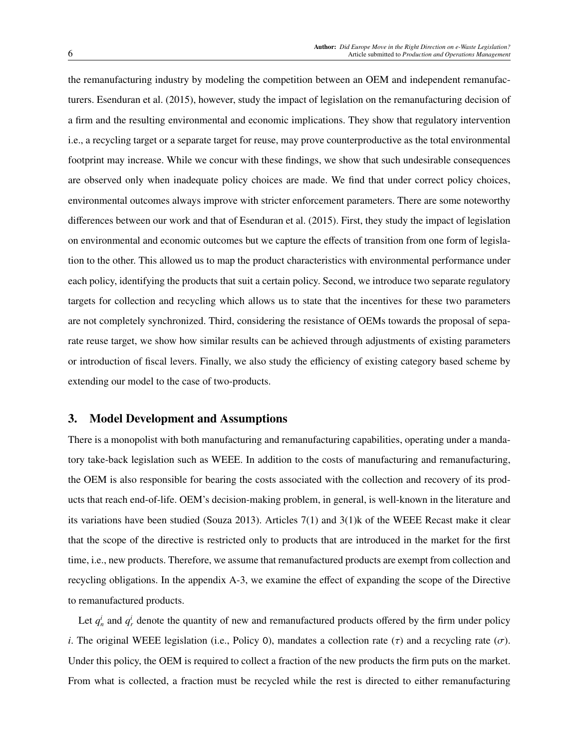the remanufacturing industry by modeling the competition between an OEM and independent remanufacturers. Esenduran et al. (2015), however, study the impact of legislation on the remanufacturing decision of a firm and the resulting environmental and economic implications. They show that regulatory intervention i.e., a recycling target or a separate target for reuse, may prove counterproductive as the total environmental footprint may increase. While we concur with these findings, we show that such undesirable consequences are observed only when inadequate policy choices are made. We find that under correct policy choices, environmental outcomes always improve with stricter enforcement parameters. There are some noteworthy differences between our work and that of Esenduran et al. (2015). First, they study the impact of legislation on environmental and economic outcomes but we capture the effects of transition from one form of legislation to the other. This allowed us to map the product characteristics with environmental performance under each policy, identifying the products that suit a certain policy. Second, we introduce two separate regulatory targets for collection and recycling which allows us to state that the incentives for these two parameters are not completely synchronized. Third, considering the resistance of OEMs towards the proposal of separate reuse target, we show how similar results can be achieved through adjustments of existing parameters or introduction of fiscal levers. Finally, we also study the efficiency of existing category based scheme by extending our model to the case of two-products.

## 3. Model Development and Assumptions

There is a monopolist with both manufacturing and remanufacturing capabilities, operating under a mandatory take-back legislation such as WEEE. In addition to the costs of manufacturing and remanufacturing, the OEM is also responsible for bearing the costs associated with the collection and recovery of its products that reach end-of-life. OEM's decision-making problem, in general, is well-known in the literature and its variations have been studied (Souza 2013). Articles 7(1) and 3(1)k of the WEEE Recast make it clear that the scope of the directive is restricted only to products that are introduced in the market for the first time, i.e., new products. Therefore, we assume that remanufactured products are exempt from collection and recycling obligations. In the appendix A-3, we examine the effect of expanding the scope of the Directive to remanufactured products.

Let $q_n^i$ and $q_r^i$ denote the quantity of new and remanufactured products offered by the firm under policy $i$. The original WEEE legislation (i.e., Policy 0), mandates a collection rate ($\tau$) and a recycling rate ($\sigma$). Under this policy, the OEM is required to collect a fraction of the new products the firm puts on the market. From what is collected, a fraction must be recycled while the rest is directed to either remanufacturing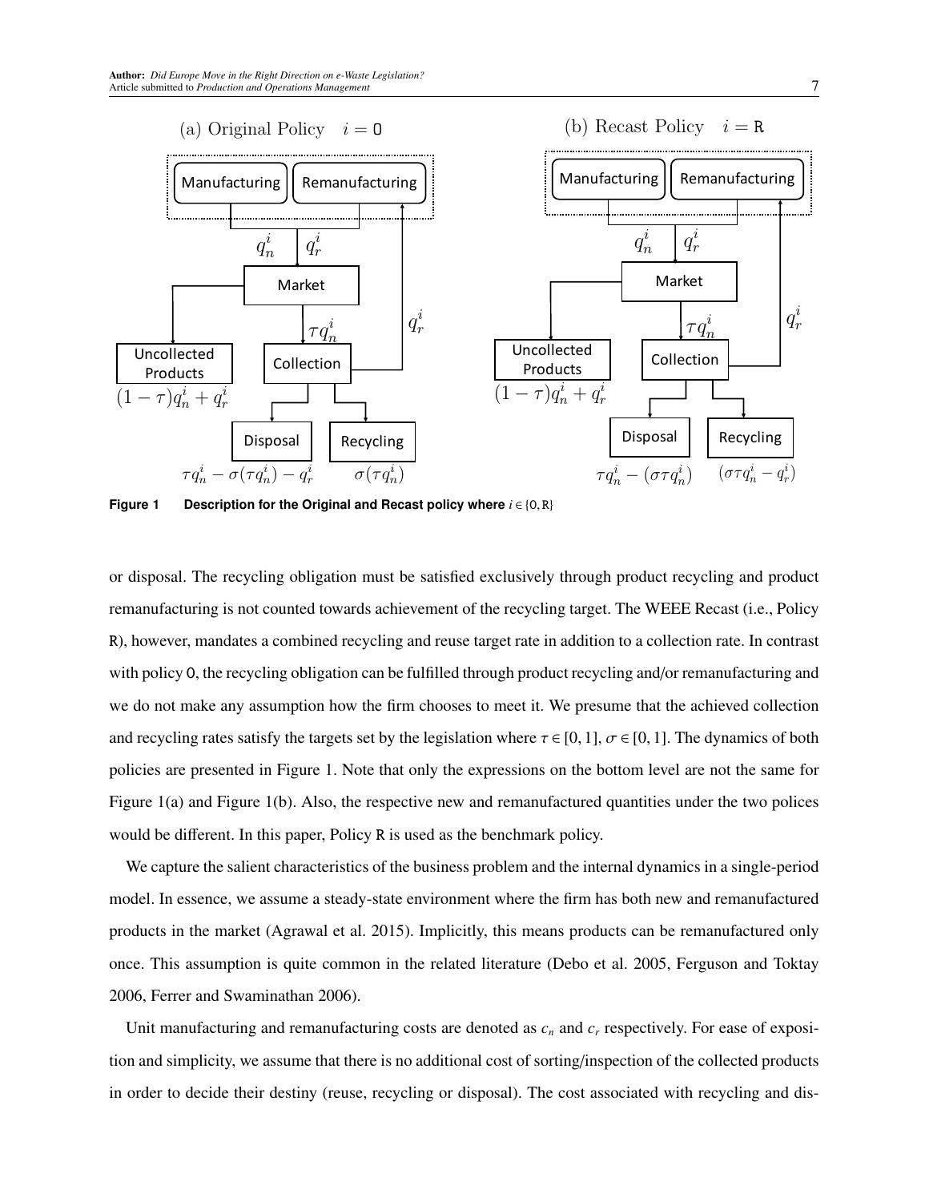Figure 1 Description for the Original and Recast policy where $i \in \{0, R\}$

or disposal. The recycling obligation must be satisfied exclusively through product recycling and product remanufacturing is not counted towards achievement of the recycling target. The WEEE Recast (i.e., Policy R), however, mandates a combined recycling and reuse target rate in addition to a collection rate. In contrast with policy O, the recycling obligation can be fulfilled through product recycling and/or remanufacturing and we do not make any assumption how the firm chooses to meet it. We presume that the achieved collection and recycling rates satisfy the targets set by the legislation where $\tau \in [0, 1]$, $\sigma \in [0, 1]$. The dynamics of both policies are presented in Figure 1. Note that only the expressions on the bottom level are not the same for Figure 1(a) and Figure 1(b). Also, the respective new and remanufactured quantities under the two polices would be different. In this paper, Policy R is used as the benchmark policy.

We capture the salient characteristics of the business problem and the internal dynamics in a single-period model. In essence, we assume a steady-state environment where the firm has both new and remanufactured products in the market (Agrawal et al. 2015). Implicitly, this means products can be remanufactured only once. This assumption is quite common in the related literature (Debo et al. 2005, Ferguson and Toktay 2006, Ferrer and Swaminathan 2006).

Unit manufacturing and remanufacturing costs are denoted as $c_n$ and $c_r$ respectively. For ease of exposition and simplicity, we assume that there is no additional cost of sorting/inspection of the collected products in order to decide their destiny (reuse, recycling or disposal). The cost associated with recycling and dis-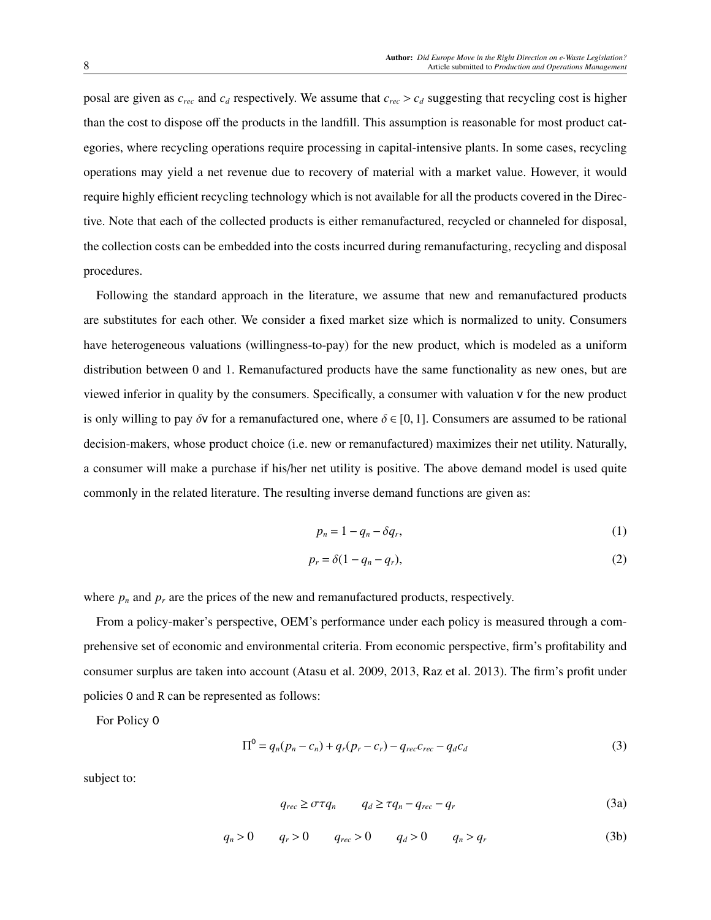posal are given as $c_{rec}$ and $c_d$ respectively. We assume that $c_{rec} > c_d$ suggesting that recycling cost is higher than the cost to dispose off the products in the landfill. This assumption is reasonable for most product categories, where recycling operations require processing in capital-intensive plants. In some cases, recycling operations may yield a net revenue due to recovery of material with a market value. However, it would require highly efficient recycling technology which is not available for all the products covered in the Directive. Note that each of the collected products is either remanufactured, recycled or channeled for disposal, the collection costs can be embedded into the costs incurred during remanufacturing, recycling and disposal procedures.

Following the standard approach in the literature, we assume that new and remanufactured products are substitutes for each other. We consider a fixed market size which is normalized to unity. Consumers have heterogeneous valuations (willingness-to-pay) for the new product, which is modeled as a uniform distribution between 0 and 1. Remanufactured products have the same functionality as new ones, but are viewed inferior in quality by the consumers. Specifically, a consumer with valuation $\mathsf{v}$ for the new product is only willing to pay $\delta\mathsf{v}$ for a remanufactured one, where $\delta \in [0, 1]$. Consumers are assumed to be rational decision-makers, whose product choice (i.e. new or remanufactured) maximizes their net utility. Naturally, a consumer will make a purchase if his/her net utility is positive. The above demand model is used quite commonly in the related literature. The resulting inverse demand functions are given as:

$$p_n = 1 - q_n - \delta q_r, \tag{1}$$

$$p_r = \delta(1 - q_n - q_r), \tag{2}$$

where $p_n$ and $p_r$ are the prices of the new and remanufactured products, respectively.

From a policy-maker's perspective, OEM's performance under each policy is measured through a comprehensive set of economic and environmental criteria. From economic perspective, firm's profitability and consumer surplus are taken into account (Atasu et al. 2009, 2013, Raz et al. 2013). The firm's profit under policies $\mathsf{O}$ and $\mathsf{R}$ can be represented as follows:

For Policy $\mathsf{O}$

$$\Pi^{\mathsf{O}} = q_n(p_n - c_n) + q_r(p_r - c_r) - q_{rec}c_{rec} - q_d c_d \tag{3}$$

subject to:

$$q_{rec} \geq \sigma\tau q_n \qquad q_d \geq \tau q_n - q_{rec} - q_r \tag{3a}$$

$$q_n > 0 \qquad q_r > 0 \qquad q_{rec} > 0 \qquad q_d > 0 \qquad q_n > q_r \tag{3b}$$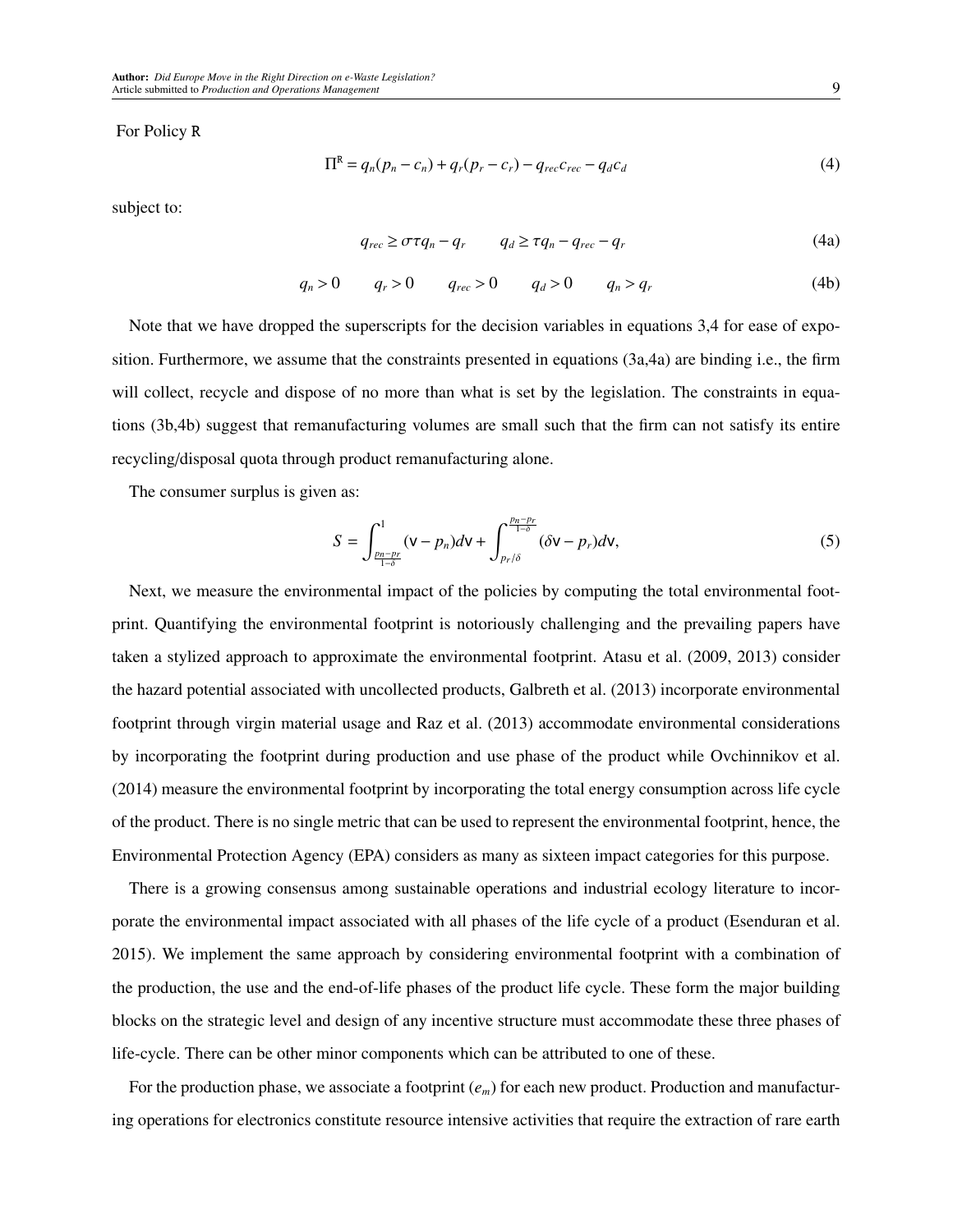For Policy R

$$\Pi^{\mathsf{R}} = q_n(p_n - c_n) + q_r(p_r - c_r) - q_{rec}c_{rec} - q_d c_d \tag{4}$$

subject to:

$$q_{rec} \geq \sigma\tau q_n - q_r \qquad q_d \geq \tau q_n - q_{rec} - q_r \tag{4a}$$

$$q_n > 0 \qquad q_r > 0 \qquad q_{rec} > 0 \qquad q_d > 0 \qquad q_n > q_r \tag{4b}$$

Note that we have dropped the superscripts for the decision variables in equations 3,4 for ease of exposition. Furthermore, we assume that the constraints presented in equations (3a,4a) are binding i.e., the firm will collect, recycle and dispose of no more than what is set by the legislation. The constraints in equations (3b,4b) suggest that remanufacturing volumes are small such that the firm can not satisfy its entire recycling/disposal quota through product remanufacturing alone.

The consumer surplus is given as:

$$S = \int_{\frac{p_n - p_r}{1-\delta}}^{1} (\mathsf{v} - p_n) d\mathsf{v} + \int_{p_r/\delta}^{\frac{p_n - p_r}{1-\delta}} (\delta\mathsf{v} - p_r) d\mathsf{v}, \tag{5}$$

Next, we measure the environmental impact of the policies by computing the total environmental footprint. Quantifying the environmental footprint is notoriously challenging and the prevailing papers have taken a stylized approach to approximate the environmental footprint. Atasu et al. (2009, 2013) consider the hazard potential associated with uncollected products, Galbreth et al. (2013) incorporate environmental footprint through virgin material usage and Raz et al. (2013) accommodate environmental considerations by incorporating the footprint during production and use phase of the product while Ovchinnikov et al. (2014) measure the environmental footprint by incorporating the total energy consumption across life cycle of the product. There is no single metric that can be used to represent the environmental footprint, hence, the Environmental Protection Agency (EPA) considers as many as sixteen impact categories for this purpose.

There is a growing consensus among sustainable operations and industrial ecology literature to incorporate the environmental impact associated with all phases of the life cycle of a product (Esenduran et al. 2015). We implement the same approach by considering environmental footprint with a combination of the production, the use and the end-of-life phases of the product life cycle. These form the major building blocks on the strategic level and design of any incentive structure must accommodate these three phases of life-cycle. There can be other minor components which can be attributed to one of these.

For the production phase, we associate a footprint ($e_m$) for each new product. Production and manufacturing operations for electronics constitute resource intensive activities that require the extraction of rare earth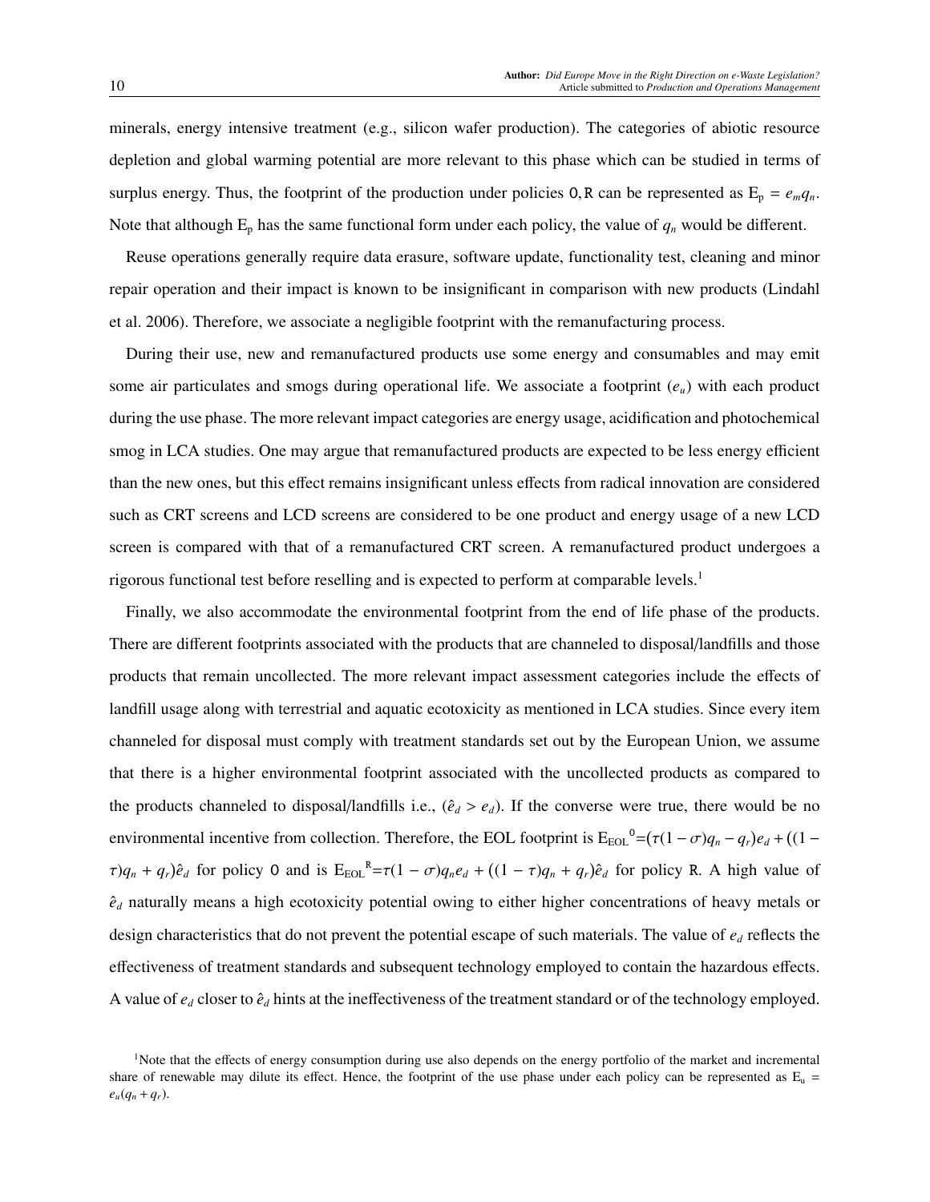minerals, energy intensive treatment (e.g., silicon wafer production). The categories of abiotic resource depletion and global warming potential are more relevant to this phase which can be studied in terms of surplus energy. Thus, the footprint of the production under policies 0, R can be represented as $E_p = e_m q_n$. Note that although $E_p$ has the same functional form under each policy, the value of $q_n$ would be different.

Reuse operations generally require data erasure, software update, functionality test, cleaning and minor repair operation and their impact is known to be insignificant in comparison with new products (Lindahl et al. 2006). Therefore, we associate a negligible footprint with the remanufacturing process.

During their use, new and remanufactured products use some energy and consumables and may emit some air particulates and smogs during operational life. We associate a footprint ($e_u$) with each product during the use phase. The more relevant impact categories are energy usage, acidification and photochemical smog in LCA studies. One may argue that remanufactured products are expected to be less energy efficient than the new ones, but this effect remains insignificant unless effects from radical innovation are considered such as CRT screens and LCD screens are considered to be one product and energy usage of a new LCD screen is compared with that of a remanufactured CRT screen. A remanufactured product undergoes a rigorous functional test before reselling and is expected to perform at comparable levels.[1]

Finally, we also accommodate the environmental footprint from the end of life phase of the products. There are different footprints associated with the products that are channeled to disposal/landfills and those products that remain uncollected. The more relevant impact assessment categories include the effects of landfill usage along with terrestrial and aquatic ecotoxicity as mentioned in LCA studies. Since every item channeled for disposal must comply with treatment standards set out by the European Union, we assume that there is a higher environmental footprint associated with the uncollected products as compared to the products channeled to disposal/landfills i.e., ($\hat{e}_d > e_d$). If the converse were true, there would be no environmental incentive from collection. Therefore, the EOL footprint is $E_{EOL}{}^0 = (\tau(1-\sigma)q_n - q_r)e_d + ((1-\tau)q_n + q_r)\hat{e}_d$ for policy 0 and is $E_{EOL}{}^R = \tau(1-\sigma)q_n e_d + ((1-\tau)q_n + q_r)\hat{e}_d$ for policy R. A high value of $\hat{e}_d$ naturally means a high ecotoxicity potential owing to either higher concentrations of heavy metals or design characteristics that do not prevent the potential escape of such materials. The value of $e_d$ reflects the effectiveness of treatment standards and subsequent technology employed to contain the hazardous effects. A value of $e_d$ closer to $\hat{e}_d$ hints at the ineffectiveness of the treatment standard or of the technology employed.

[1] Note that the effects of energy consumption during use also depends on the energy portfolio of the market and incremental share of renewable may dilute its effect. Hence, the footprint of the use phase under each policy can be represented as $E_u = e_u(q_n + q_r)$.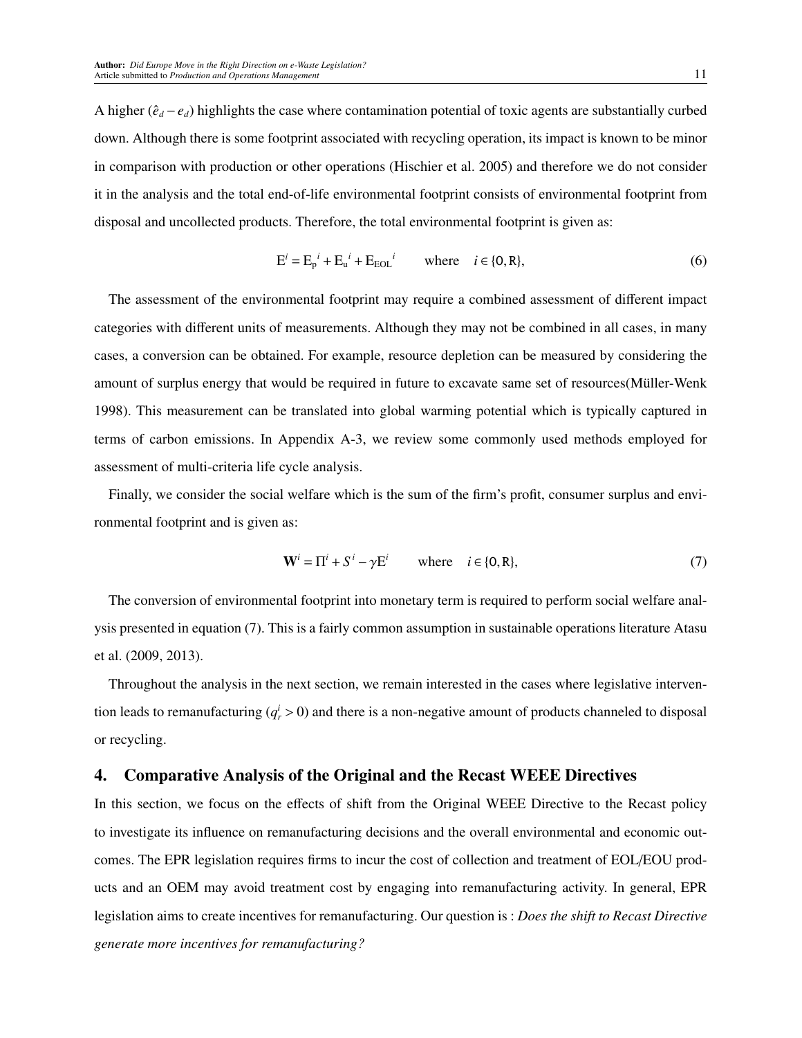A higher $(\hat{e}_d - e_d)$ highlights the case where contamination potential of toxic agents are substantially curbed down. Although there is some footprint associated with recycling operation, its impact is known to be minor in comparison with production or other operations (Hischier et al. 2005) and therefore we do not consider it in the analysis and the total end-of-life environmental footprint consists of environmental footprint from disposal and uncollected products. Therefore, the total environmental footprint is given as:

$$\mathrm{E}^i = \mathrm{E_p}^i + \mathrm{E_u}^i + \mathrm{E_{EOL}}^i \qquad \text{where} \quad i \in \{0, \mathrm{R}\}, \tag{6}$$

The assessment of the environmental footprint may require a combined assessment of different impact categories with different units of measurements. Although they may not be combined in all cases, in many cases, a conversion can be obtained. For example, resource depletion can be measured by considering the amount of surplus energy that would be required in future to excavate same set of resources(Müller-Wenk 1998). This measurement can be translated into global warming potential which is typically captured in terms of carbon emissions. In Appendix A-3, we review some commonly used methods employed for assessment of multi-criteria life cycle analysis.

Finally, we consider the social welfare which is the sum of the firm's profit, consumer surplus and environmental footprint and is given as:

$$\mathbf{W}^i = \Pi^i + S^i - \gamma \mathrm{E}^i \qquad \text{where} \quad i \in \{0, \mathrm{R}\}, \tag{7}$$

The conversion of environmental footprint into monetary term is required to perform social welfare analysis presented in equation (7). This is a fairly common assumption in sustainable operations literature Atasu et al. (2009, 2013).

Throughout the analysis in the next section, we remain interested in the cases where legislative intervention leads to remanufacturing ($q_r^i > 0$) and there is a non-negative amount of products channeled to disposal or recycling.

## 4. Comparative Analysis of the Original and the Recast WEEE Directives

In this section, we focus on the effects of shift from the Original WEEE Directive to the Recast policy to investigate its influence on remanufacturing decisions and the overall environmental and economic outcomes. The EPR legislation requires firms to incur the cost of collection and treatment of EOL/EOU products and an OEM may avoid treatment cost by engaging into remanufacturing activity. In general, EPR legislation aims to create incentives for remanufacturing. Our question is : *Does the shift to Recast Directive generate more incentives for remanufacturing?*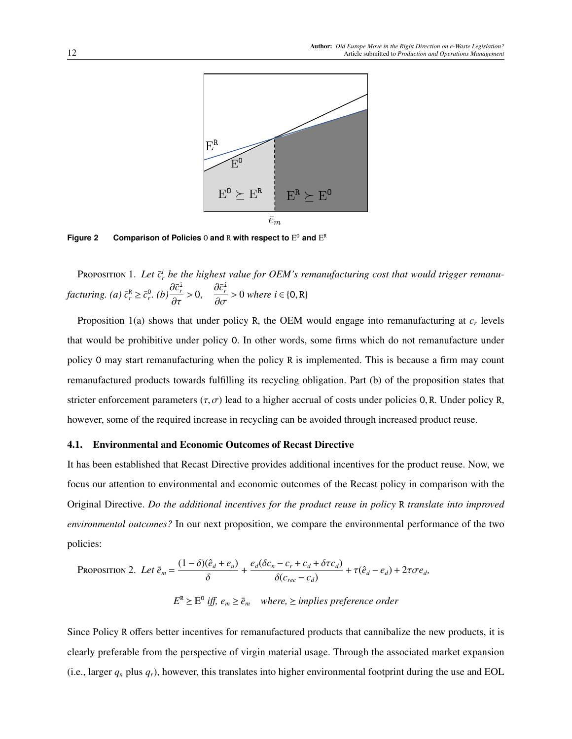**Figure 2 Comparison of Policies 0 and R with respect to $\mathrm{E}^0$ and $\mathrm{E}^\mathrm{R}$**

PROPOSITION 1. *Let $\bar{c}_r^i$ be the highest value for OEM's remanufacturing cost that would trigger remanufacturing. (a) $\bar{c}_r^\mathrm{R} \geq \bar{c}_r^0$. (b) $\dfrac{\partial \bar{c}_r^\mathrm{i}}{\partial \tau} > 0, \quad \dfrac{\partial \bar{c}_r^\mathrm{i}}{\partial \sigma} > 0$ where $i \in \{0, \mathrm{R}\}$*

Proposition 1(a) shows that under policy R, the OEM would engage into remanufacturing at $c_r$ levels that would be prohibitive under policy 0. In other words, some firms which do not remanufacture under policy 0 may start remanufacturing when the policy R is implemented. This is because a firm may count remanufactured products towards fulfilling its recycling obligation. Part (b) of the proposition states that stricter enforcement parameters $(\tau, \sigma)$ lead to a higher accrual of costs under policies 0, R. Under policy R, however, some of the required increase in recycling can be avoided through increased product reuse.

### 4.1. Environmental and Economic Outcomes of Recast Directive

It has been established that Recast Directive provides additional incentives for the product reuse. Now, we focus our attention to environmental and economic outcomes of the Recast policy in comparison with the Original Directive. *Do the additional incentives for the product reuse in policy R translate into improved environmental outcomes?* In our next proposition, we compare the environmental performance of the two policies:

PROPOSITION 2. *Let* $\bar{e}_m = \dfrac{(1-\delta)(\hat{e}_d + e_u)}{\delta} + \dfrac{e_d(\delta c_n - c_r + c_d + \delta \tau c_d)}{\delta (c_{rec} - c_d)} + \tau(\hat{e}_d - e_d) + 2\tau\sigma e_d,$

$$E^\mathrm{R} \geq \mathrm{E}^0 \text{ iff, } e_m \geq \bar{e}_m \quad \text{where, } \geq \text{ implies preference order}$$

Since Policy R offers better incentives for remanufactured products that cannibalize the new products, it is clearly preferable from the perspective of virgin material usage. Through the associated market expansion (i.e., larger $q_n$ plus $q_r$), however, this translates into higher environmental footprint during the use and EOL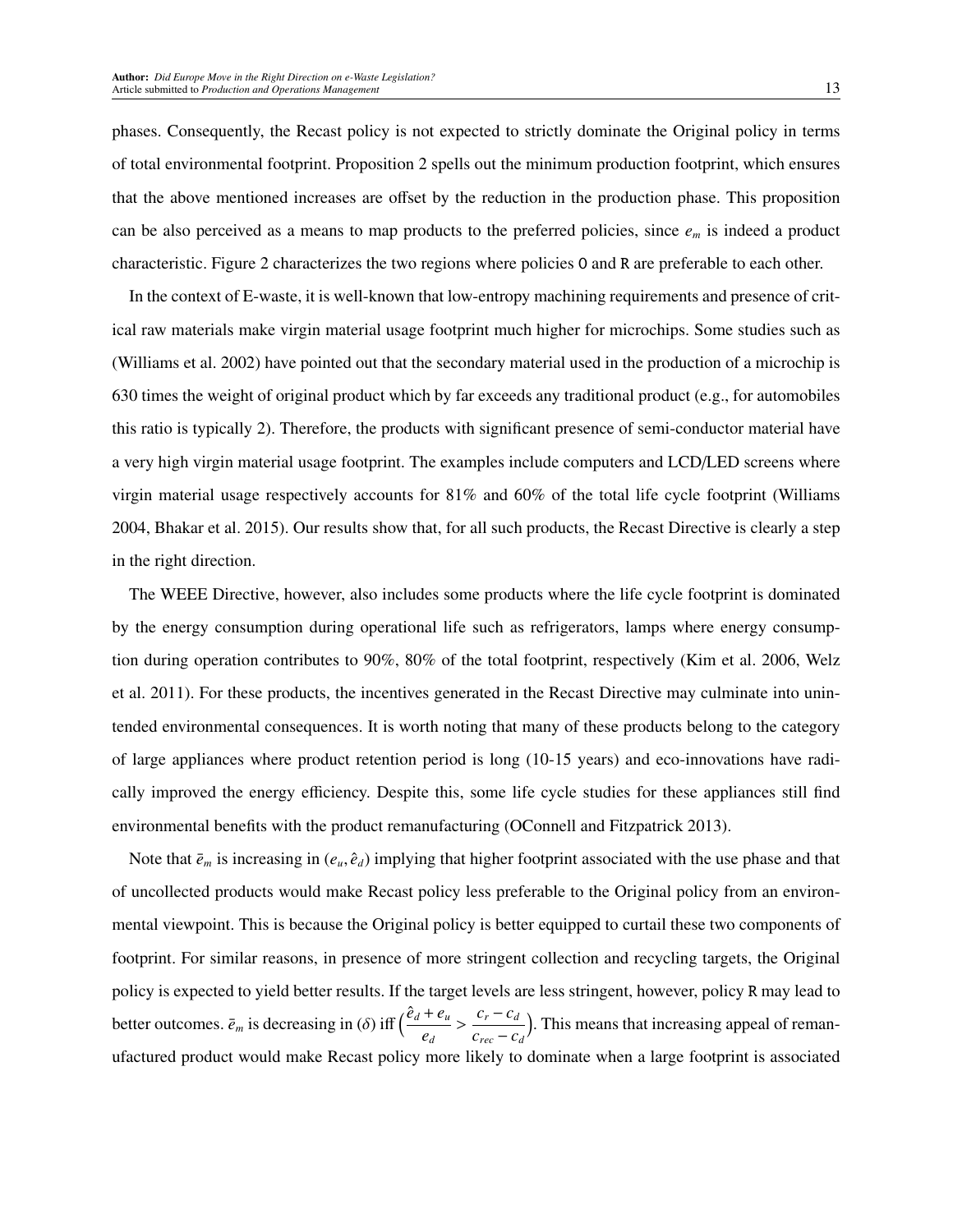phases. Consequently, the Recast policy is not expected to strictly dominate the Original policy in terms of total environmental footprint. Proposition 2 spells out the minimum production footprint, which ensures that the above mentioned increases are offset by the reduction in the production phase. This proposition can be also perceived as a means to map products to the preferred policies, since $e_m$ is indeed a product characteristic. Figure 2 characterizes the two regions where policies O and R are preferable to each other.

In the context of E-waste, it is well-known that low-entropy machining requirements and presence of critical raw materials make virgin material usage footprint much higher for microchips. Some studies such as (Williams et al. 2002) have pointed out that the secondary material used in the production of a microchip is 630 times the weight of original product which by far exceeds any traditional product (e.g., for automobiles this ratio is typically 2). Therefore, the products with significant presence of semi-conductor material have a very high virgin material usage footprint. The examples include computers and LCD/LED screens where virgin material usage respectively accounts for 81% and 60% of the total life cycle footprint (Williams 2004, Bhakar et al. 2015). Our results show that, for all such products, the Recast Directive is clearly a step in the right direction.

The WEEE Directive, however, also includes some products where the life cycle footprint is dominated by the energy consumption during operational life such as refrigerators, lamps where energy consumption during operation contributes to 90%, 80% of the total footprint, respectively (Kim et al. 2006, Welz et al. 2011). For these products, the incentives generated in the Recast Directive may culminate into unintended environmental consequences. It is worth noting that many of these products belong to the category of large appliances where product retention period is long (10-15 years) and eco-innovations have radically improved the energy efficiency. Despite this, some life cycle studies for these appliances still find environmental benefits with the product remanufacturing (OConnell and Fitzpatrick 2013).

Note that $\bar{e}_m$ is increasing in $(e_u, \hat{e}_d)$ implying that higher footprint associated with the use phase and that of uncollected products would make Recast policy less preferable to the Original policy from an environmental viewpoint. This is because the Original policy is better equipped to curtail these two components of footprint. For similar reasons, in presence of more stringent collection and recycling targets, the Original policy is expected to yield better results. If the target levels are less stringent, however, policy R may lead to better outcomes. $\bar{e}_m$ is decreasing in $(\delta)$ iff $\left(\frac{\hat{e}_d + e_u}{e_d} > \frac{c_r - c_d}{c_{rec} - c_d}\right)$. This means that increasing appeal of remanufactured product would make Recast policy more likely to dominate when a large footprint is associated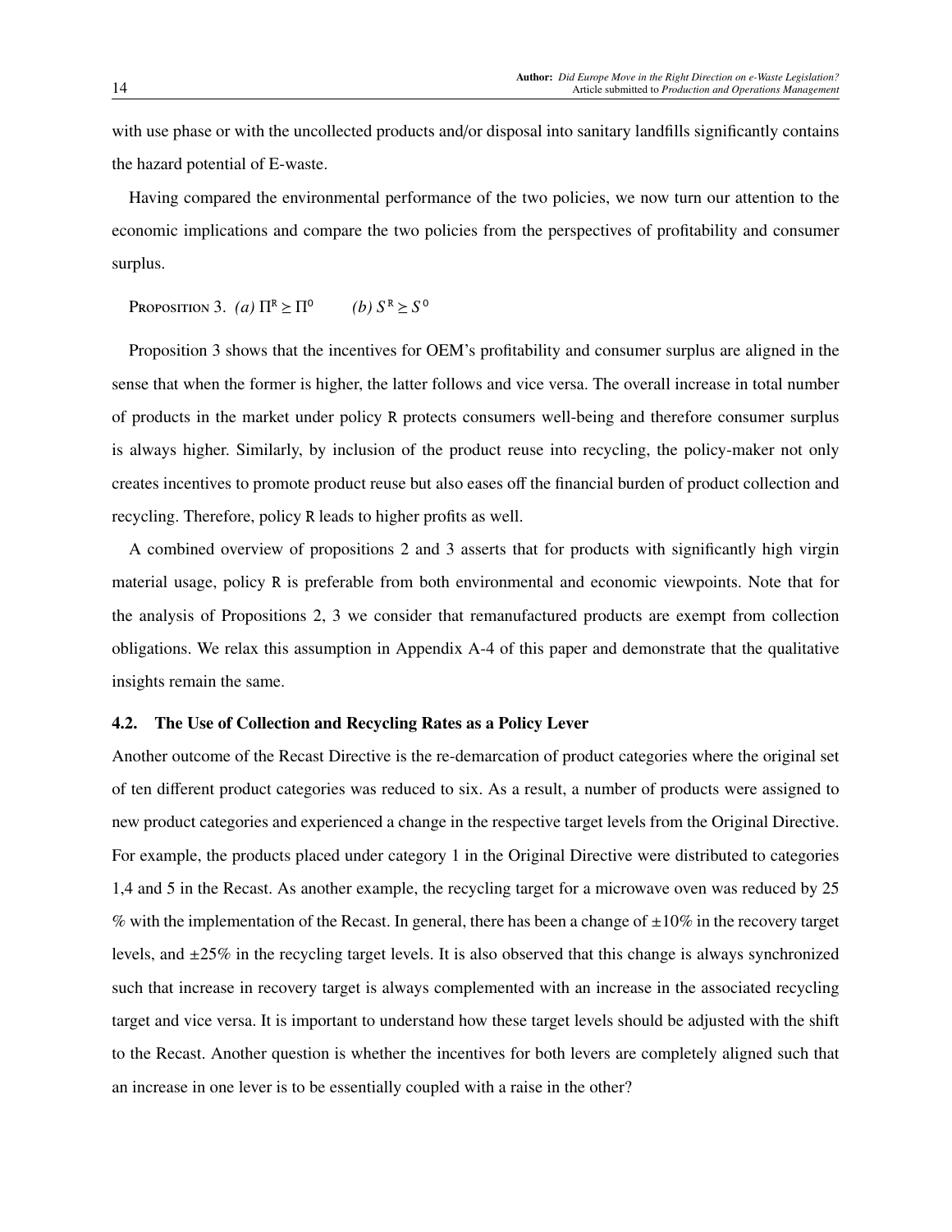with use phase or with the uncollected products and/or disposal into sanitary landfills significantly contains the hazard potential of E-waste.

Having compared the environmental performance of the two policies, we now turn our attention to the economic implications and compare the two policies from the perspectives of profitability and consumer surplus.

Proposition 3. *(a)* $\Pi^{\mathrm{R}} \geq \Pi^{0}$ *(b)* $S^{\mathrm{R}} \geq S^{0}$

Proposition 3 shows that the incentives for OEM's profitability and consumer surplus are aligned in the sense that when the former is higher, the latter follows and vice versa. The overall increase in total number of products in the market under policy R protects consumers well-being and therefore consumer surplus is always higher. Similarly, by inclusion of the product reuse into recycling, the policy-maker not only creates incentives to promote product reuse but also eases off the financial burden of product collection and recycling. Therefore, policy R leads to higher profits as well.

A combined overview of propositions 2 and 3 asserts that for products with significantly high virgin material usage, policy R is preferable from both environmental and economic viewpoints. Note that for the analysis of Propositions 2, 3 we consider that remanufactured products are exempt from collection obligations. We relax this assumption in Appendix A-4 of this paper and demonstrate that the qualitative insights remain the same.

## 4.2. The Use of Collection and Recycling Rates as a Policy Lever

Another outcome of the Recast Directive is the re-demarcation of product categories where the original set of ten different product categories was reduced to six. As a result, a number of products were assigned to new product categories and experienced a change in the respective target levels from the Original Directive. For example, the products placed under category 1 in the Original Directive were distributed to categories 1,4 and 5 in the Recast. As another example, the recycling target for a microwave oven was reduced by 25 % with the implementation of the Recast. In general, there has been a change of ±10% in the recovery target levels, and ±25% in the recycling target levels. It is also observed that this change is always synchronized such that increase in recovery target is always complemented with an increase in the associated recycling target and vice versa. It is important to understand how these target levels should be adjusted with the shift to the Recast. Another question is whether the incentives for both levers are completely aligned such that an increase in one lever is to be essentially coupled with a raise in the other?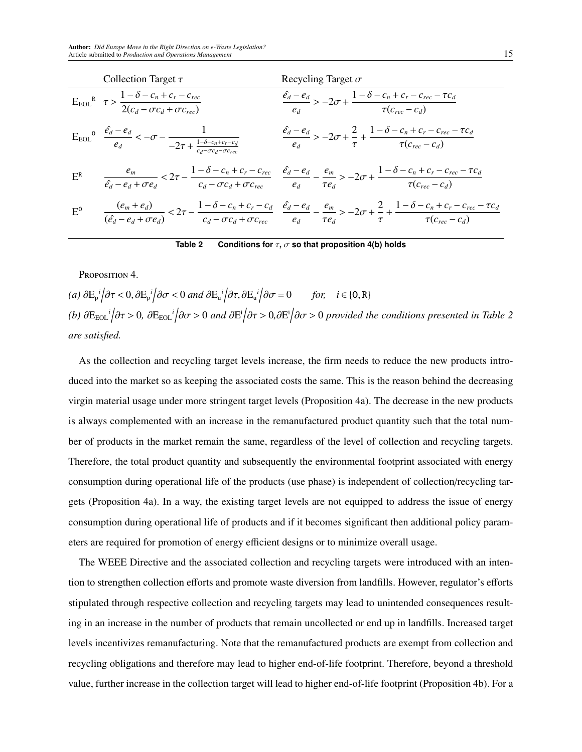| | Collection Target $\tau$ | Recycling Target $\sigma$ |
|---|---|---|
| $\mathrm{E_{EOL}}^{\mathrm{R}}$ | $\tau > \dfrac{1-\delta-c_n+c_r-c_{rec}}{2(c_d-\sigma c_d+\sigma c_{rec})}$ | $\dfrac{\hat{e}_d-e_d}{e_d} > -2\sigma + \dfrac{1-\delta-c_n+c_r-c_{rec}-\tau c_d}{\tau(c_{rec}-c_d)}$ |
| $\mathrm{E_{EOL}}^{0}$ | $\dfrac{\hat{e}_d-e_d}{e_d} < -\sigma - \dfrac{1}{-2\tau+\frac{1-\delta-c_n+c_r-c_d}{c_d-\sigma c_d-\sigma c_{rec}}}$ | $\dfrac{\hat{e}_d-e_d}{e_d} > -2\sigma + \dfrac{2}{\tau} + \dfrac{1-\delta-c_n+c_r-c_{rec}-\tau c_d}{\tau(c_{rec}-c_d)}$ |
| $\mathrm{E}^{\mathrm{R}}$ | $\dfrac{e_m}{\hat{e}_d-e_d+\sigma e_d} < 2\tau - \dfrac{1-\delta-c_n+c_r-c_{rec}}{c_d-\sigma c_d+\sigma c_{rec}}$ | $\dfrac{\hat{e}_d-e_d}{e_d} - \dfrac{e_m}{\tau e_d} > -2\sigma + \dfrac{1-\delta-c_n+c_r-c_{rec}-\tau c_d}{\tau(c_{rec}-c_d)}$ |
| $\mathrm{E}^{0}$ | $\dfrac{(e_m+e_d)}{(\hat{e}_d-e_d+\sigma e_d)} < 2\tau - \dfrac{1-\delta-c_n+c_r-c_d}{c_d-\sigma c_d+\sigma c_{rec}}$ | $\dfrac{\hat{e}_d-e_d}{e_d} - \dfrac{e_m}{\tau e_d} > -2\sigma + \dfrac{2}{\tau} + \dfrac{1-\delta-c_n+c_r-c_{rec}-\tau c_d}{\tau(c_{rec}-c_d)}$ |

**Table 2** Conditions for $\tau$, $\sigma$ so that proposition 4(b) holds

Proposition 4.

*(a)* $\partial \mathrm{E_p}^i / \partial\tau < 0, \partial \mathrm{E_p}^i / \partial\sigma < 0$ *and* $\partial \mathrm{E_u}^i / \partial\tau, \partial \mathrm{E_u}^i / \partial\sigma = 0 \quad$ *for,* $\quad i \in \{0, \mathrm{R}\}$

*(b)* $\partial \mathrm{E_{EOL}}^i / \partial\tau > 0,\ \partial \mathrm{E_{EOL}}^i / \partial\sigma > 0$ *and* $\partial \mathrm{E}^i / \partial\tau > 0, \partial \mathrm{E}^i / \partial\sigma > 0$ *provided the conditions presented in Table 2 are satisfied.*

As the collection and recycling target levels increase, the firm needs to reduce the new products introduced into the market so as keeping the associated costs the same. This is the reason behind the decreasing virgin material usage under more stringent target levels (Proposition 4a). The decrease in the new products is always complemented with an increase in the remanufactured product quantity such that the total number of products in the market remain the same, regardless of the level of collection and recycling targets. Therefore, the total product quantity and subsequently the environmental footprint associated with energy consumption during operational life of the products (use phase) is independent of collection/recycling targets (Proposition 4a). In a way, the existing target levels are not equipped to address the issue of energy consumption during operational life of products and if it becomes significant then additional policy parameters are required for promotion of energy efficient designs or to minimize overall usage.

The WEEE Directive and the associated collection and recycling targets were introduced with an intention to strengthen collection efforts and promote waste diversion from landfills. However, regulator's efforts stipulated through respective collection and recycling targets may lead to unintended consequences resulting in an increase in the number of products that remain uncollected or end up in landfills. Increased target levels incentivizes remanufacturing. Note that the remanufactured products are exempt from collection and recycling obligations and therefore may lead to higher end-of-life footprint. Therefore, beyond a threshold value, further increase in the collection target will lead to higher end-of-life footprint (Proposition 4b). For a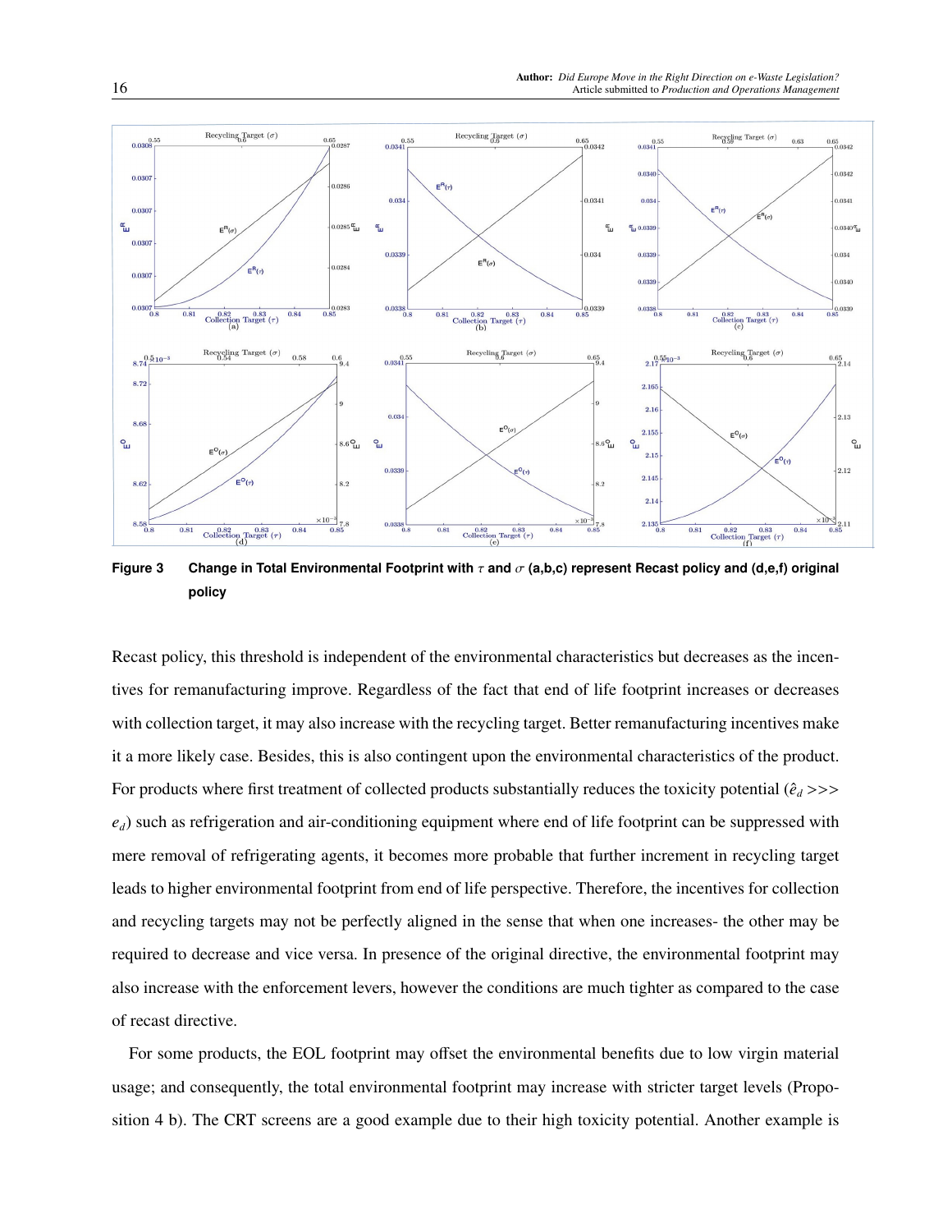Figure 3 Change in Total Environmental Footprint with $\tau$ and $\sigma$ (a,b,c) represent Recast policy and (d,e,f) original policy

Recast policy, this threshold is independent of the environmental characteristics but decreases as the incentives for remanufacturing improve. Regardless of the fact that end of life footprint increases or decreases with collection target, it may also increase with the recycling target. Better remanufacturing incentives make it a more likely case. Besides, this is also contingent upon the environmental characteristics of the product. For products where first treatment of collected products substantially reduces the toxicity potential ($\hat{e}_d >>> e_d$) such as refrigeration and air-conditioning equipment where end of life footprint can be suppressed with mere removal of refrigerating agents, it becomes more probable that further increment in recycling target leads to higher environmental footprint from end of life perspective. Therefore, the incentives for collection and recycling targets may not be perfectly aligned in the sense that when one increases- the other may be required to decrease and vice versa. In presence of the original directive, the environmental footprint may also increase with the enforcement levers, however the conditions are much tighter as compared to the case of recast directive.

For some products, the EOL footprint may offset the environmental benefits due to low virgin material usage; and consequently, the total environmental footprint may increase with stricter target levels (Proposition 4 b). The CRT screens are a good example due to their high toxicity potential. Another example is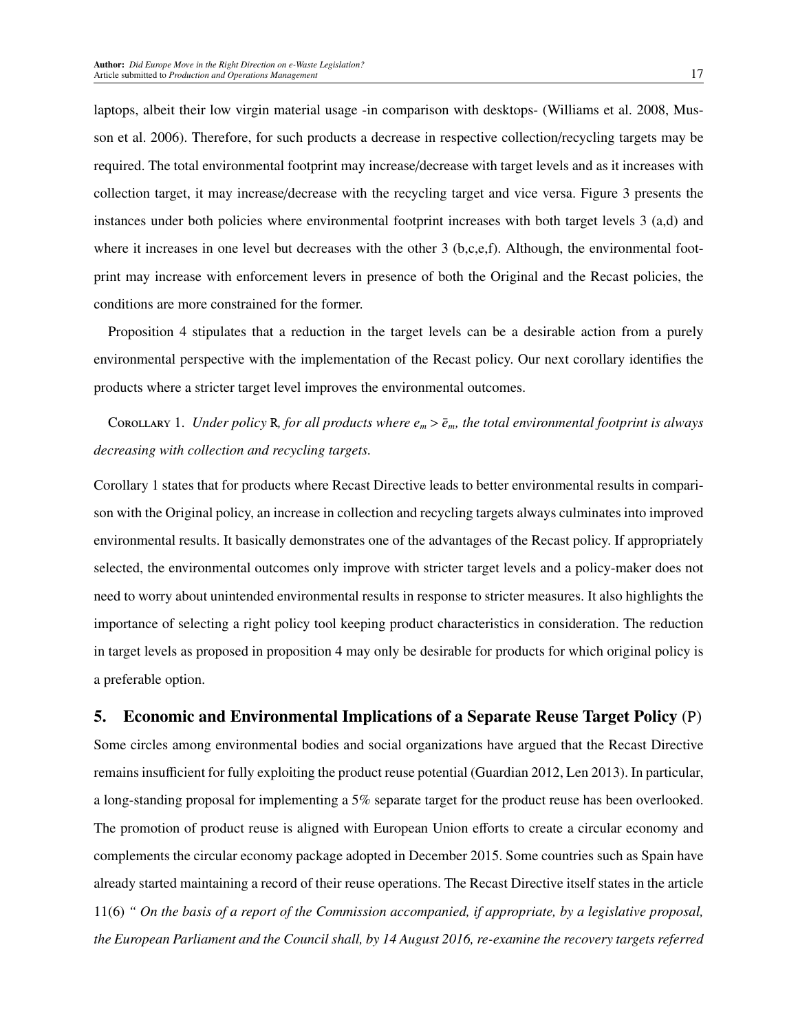laptops, albeit their low virgin material usage -in comparison with desktops- (Williams et al. 2008, Musson et al. 2006). Therefore, for such products a decrease in respective collection/recycling targets may be required. The total environmental footprint may increase/decrease with target levels and as it increases with collection target, it may increase/decrease with the recycling target and vice versa. Figure 3 presents the instances under both policies where environmental footprint increases with both target levels 3 (a,d) and where it increases in one level but decreases with the other 3 (b,c,e,f). Although, the environmental footprint may increase with enforcement levers in presence of both the Original and the Recast policies, the conditions are more constrained for the former.

Proposition 4 stipulates that a reduction in the target levels can be a desirable action from a purely environmental perspective with the implementation of the Recast policy. Our next corollary identifies the products where a stricter target level improves the environmental outcomes.

Corollary 1. *Under policy* R*, for all products where* $e_m > \bar{e}_m$*, the total environmental footprint is always decreasing with collection and recycling targets.*

Corollary 1 states that for products where Recast Directive leads to better environmental results in comparison with the Original policy, an increase in collection and recycling targets always culminates into improved environmental results. It basically demonstrates one of the advantages of the Recast policy. If appropriately selected, the environmental outcomes only improve with stricter target levels and a policy-maker does not need to worry about unintended environmental results in response to stricter measures. It also highlights the importance of selecting a right policy tool keeping product characteristics in consideration. The reduction in target levels as proposed in proposition 4 may only be desirable for products for which original policy is a preferable option.

## 5. Economic and Environmental Implications of a Separate Reuse Target Policy (P)

Some circles among environmental bodies and social organizations have argued that the Recast Directive remains insufficient for fully exploiting the product reuse potential (Guardian 2012, Len 2013). In particular, a long-standing proposal for implementing a 5% separate target for the product reuse has been overlooked. The promotion of product reuse is aligned with European Union efforts to create a circular economy and complements the circular economy package adopted in December 2015. Some countries such as Spain have already started maintaining a record of their reuse operations. The Recast Directive itself states in the article 11(6) *" On the basis of a report of the Commission accompanied, if appropriate, by a legislative proposal, the European Parliament and the Council shall, by 14 August 2016, re-examine the recovery targets referred*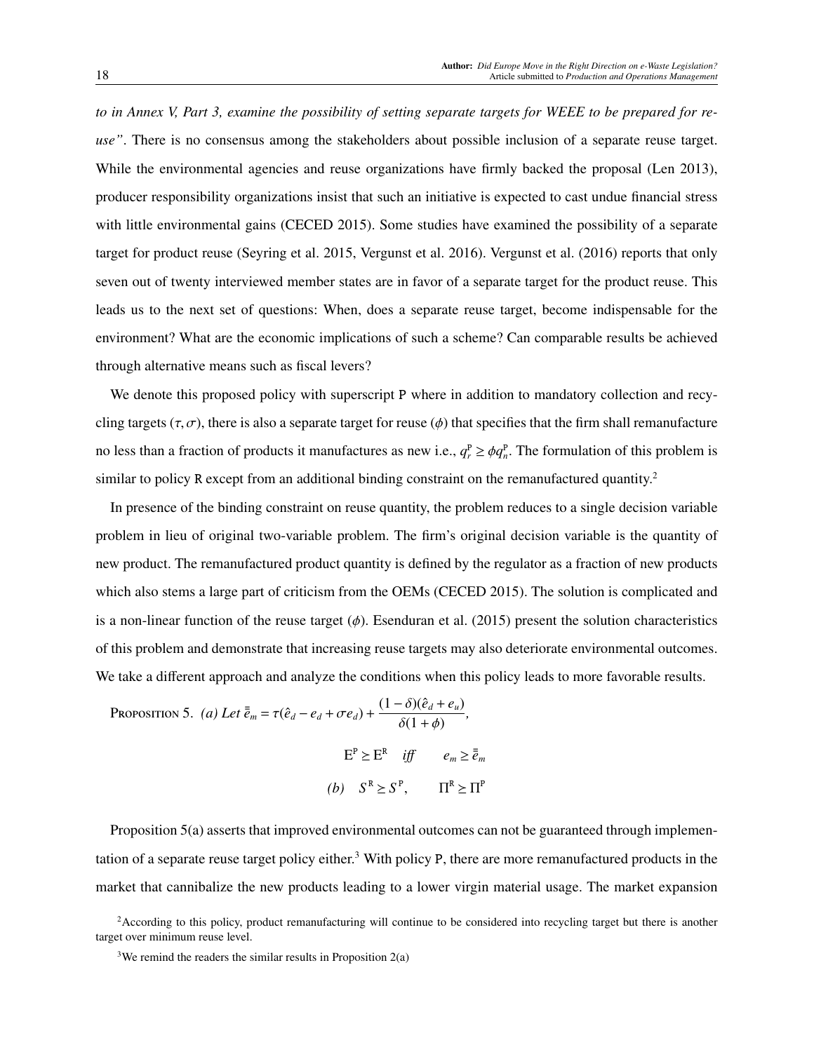*to in Annex V, Part 3, examine the possibility of setting separate targets for WEEE to be prepared for re-use"*. There is no consensus among the stakeholders about possible inclusion of a separate reuse target. While the environmental agencies and reuse organizations have firmly backed the proposal (Len 2013), producer responsibility organizations insist that such an initiative is expected to cast undue financial stress with little environmental gains (CECED 2015). Some studies have examined the possibility of a separate target for product reuse (Seyring et al. 2015, Vergunst et al. 2016). Vergunst et al. (2016) reports that only seven out of twenty interviewed member states are in favor of a separate target for the product reuse. This leads us to the next set of questions: When, does a separate reuse target, become indispensable for the environment? What are the economic implications of such a scheme? Can comparable results be achieved through alternative means such as fiscal levers?

We denote this proposed policy with superscript P where in addition to mandatory collection and recycling targets $(\tau, \sigma)$, there is also a separate target for reuse $(\phi)$ that specifies that the firm shall remanufacture no less than a fraction of products it manufactures as new i.e., $q_r^{\mathtt{P}} \geq \phi q_n^{\mathtt{P}}$. The formulation of this problem is similar to policy R except from an additional binding constraint on the remanufactured quantity.[2]

In presence of the binding constraint on reuse quantity, the problem reduces to a single decision variable problem in lieu of original two-variable problem. The firm's original decision variable is the quantity of new product. The remanufactured product quantity is defined by the regulator as a fraction of new products which also stems a large part of criticism from the OEMs (CECED 2015). The solution is complicated and is a non-linear function of the reuse target $(\phi)$. Esenduran et al. (2015) present the solution characteristics of this problem and demonstrate that increasing reuse targets may also deteriorate environmental outcomes. We take a different approach and analyze the conditions when this policy leads to more favorable results.

Proposition 5. *(a) Let* $\bar{\bar{e}}_m = \tau(\hat{e}_d - e_d + \sigma e_d) + \dfrac{(1-\delta)(\hat{e}_d + e_u)}{\delta(1+\phi)}$,

$$\mathrm{E}^{\mathtt{P}} \geq \mathrm{E}^{\mathtt{R}} \quad \textit{iff} \qquad e_m \geq \bar{\bar{e}}_m$$

$$\textit{(b)} \quad S^{\mathtt{R}} \geq S^{\mathtt{P}}, \qquad \Pi^{\mathtt{R}} \geq \Pi^{\mathtt{P}}$$

Proposition 5(a) asserts that improved environmental outcomes can not be guaranteed through implementation of a separate reuse target policy either.[3] With policy P, there are more remanufactured products in the market that cannibalize the new products leading to a lower virgin material usage. The market expansion

[2]According to this policy, product remanufacturing will continue to be considered into recycling target but there is another target over minimum reuse level.

[3]We remind the readers the similar results in Proposition 2(a)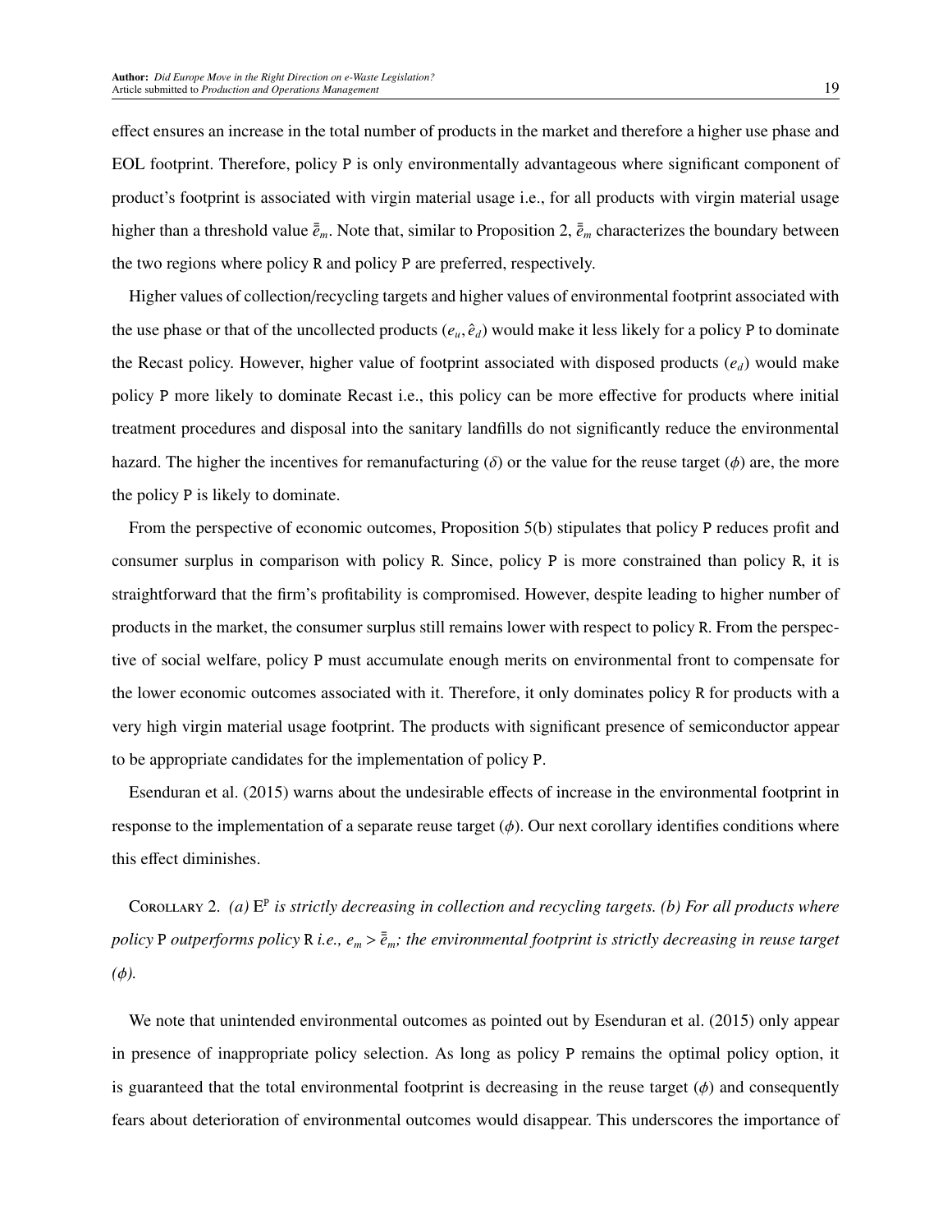effect ensures an increase in the total number of products in the market and therefore a higher use phase and EOL footprint. Therefore, policy P is only environmentally advantageous where significant component of product's footprint is associated with virgin material usage i.e., for all products with virgin material usage higher than a threshold value $\bar{\bar{e}}_m$. Note that, similar to Proposition 2, $\bar{\bar{e}}_m$ characterizes the boundary between the two regions where policy R and policy P are preferred, respectively.

Higher values of collection/recycling targets and higher values of environmental footprint associated with the use phase or that of the uncollected products ($e_u, \hat{e}_d$) would make it less likely for a policy P to dominate the Recast policy. However, higher value of footprint associated with disposed products ($e_d$) would make policy P more likely to dominate Recast i.e., this policy can be more effective for products where initial treatment procedures and disposal into the sanitary landfills do not significantly reduce the environmental hazard. The higher the incentives for remanufacturing ($\delta$) or the value for the reuse target ($\phi$) are, the more the policy P is likely to dominate.

From the perspective of economic outcomes, Proposition 5(b) stipulates that policy P reduces profit and consumer surplus in comparison with policy R. Since, policy P is more constrained than policy R, it is straightforward that the firm's profitability is compromised. However, despite leading to higher number of products in the market, the consumer surplus still remains lower with respect to policy R. From the perspective of social welfare, policy P must accumulate enough merits on environmental front to compensate for the lower economic outcomes associated with it. Therefore, it only dominates policy R for products with a very high virgin material usage footprint. The products with significant presence of semiconductor appear to be appropriate candidates for the implementation of policy P.

Esenduran et al. (2015) warns about the undesirable effects of increase in the environmental footprint in response to the implementation of a separate reuse target ($\phi$). Our next corollary identifies conditions where this effect diminishes.

Corollary 2. *(a) $E^P$ is strictly decreasing in collection and recycling targets. (b) For all products where policy P outperforms policy R i.e., $e_m > \bar{\bar{e}}_m$; the environmental footprint is strictly decreasing in reuse target ($\phi$).*

We note that unintended environmental outcomes as pointed out by Esenduran et al. (2015) only appear in presence of inappropriate policy selection. As long as policy P remains the optimal policy option, it is guaranteed that the total environmental footprint is decreasing in the reuse target ($\phi$) and consequently fears about deterioration of environmental outcomes would disappear. This underscores the importance of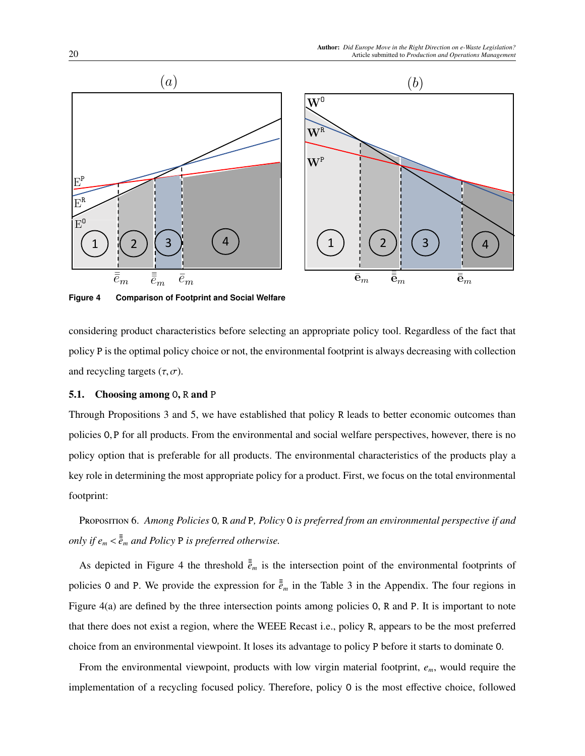**Figure 4** Comparison of Footprint and Social Welfare

considering product characteristics before selecting an appropriate policy tool. Regardless of the fact that policy P is the optimal policy choice or not, the environmental footprint is always decreasing with collection and recycling targets $(\tau, \sigma)$.

### 5.1. Choosing among 0, R and P

Through Propositions 3 and 5, we have established that policy R leads to better economic outcomes than policies 0, P for all products. From the environmental and social welfare perspectives, however, there is no policy option that is preferable for all products. The environmental characteristics of the products play a key role in determining the most appropriate policy for a product. First, we focus on the total environmental footprint:

Proposition 6. *Among Policies* 0*,* R *and* P*, Policy* 0 *is preferred from an environmental perspective if and only if* $e_m < \bar{\bar{\bar{e}}}_m$ *and Policy* P *is preferred otherwise.*

As depicted in Figure 4 the threshold $\bar{\bar{\bar{e}}}_m$ is the intersection point of the environmental footprints of policies 0 and P. We provide the expression for $\bar{\bar{\bar{e}}}_m$ in the Table 3 in the Appendix. The four regions in Figure 4(a) are defined by the three intersection points among policies 0, R and P. It is important to note that there does not exist a region, where the WEEE Recast i.e., policy R, appears to be the most preferred choice from an environmental viewpoint. It loses its advantage to policy P before it starts to dominate 0.

From the environmental viewpoint, products with low virgin material footprint, $e_m$, would require the implementation of a recycling focused policy. Therefore, policy 0 is the most effective choice, followed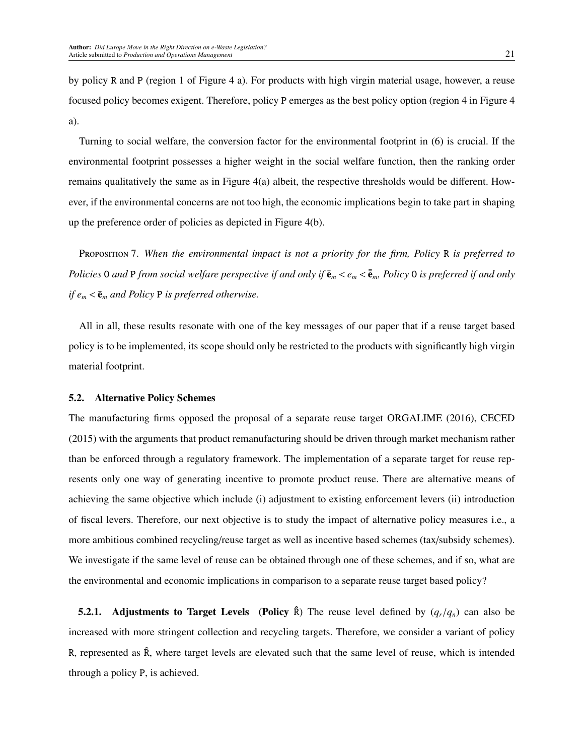by policy R and P (region 1 of Figure 4 a). For products with high virgin material usage, however, a reuse focused policy becomes exigent. Therefore, policy P emerges as the best policy option (region 4 in Figure 4 a).

Turning to social welfare, the conversion factor for the environmental footprint in (6) is crucial. If the environmental footprint possesses a higher weight in the social welfare function, then the ranking order remains qualitatively the same as in Figure 4(a) albeit, the respective thresholds would be different. However, if the environmental concerns are not too high, the economic implications begin to take part in shaping up the preference order of policies as depicted in Figure 4(b).

Proposition 7. *When the environmental impact is not a priority for the firm, Policy* R *is preferred to Policies* O *and* P *from social welfare perspective if and only if* $\bar{\mathbf{e}}_m < e_m < \bar{\bar{\mathbf{e}}}_m$*, Policy* O *is preferred if and only if* $e_m < \bar{\mathbf{e}}_m$ *and Policy* P *is preferred otherwise.*

All in all, these results resonate with one of the key messages of our paper that if a reuse target based policy is to be implemented, its scope should only be restricted to the products with significantly high virgin material footprint.

### 5.2. Alternative Policy Schemes

The manufacturing firms opposed the proposal of a separate reuse target ORGALIME (2016), CECED (2015) with the arguments that product remanufacturing should be driven through market mechanism rather than be enforced through a regulatory framework. The implementation of a separate target for reuse represents only one way of generating incentive to promote product reuse. There are alternative means of achieving the same objective which include (i) adjustment to existing enforcement levers (ii) introduction of fiscal levers. Therefore, our next objective is to study the impact of alternative policy measures i.e., a more ambitious combined recycling/reuse target as well as incentive based schemes (tax/subsidy schemes). We investigate if the same level of reuse can be obtained through one of these schemes, and if so, what are the environmental and economic implications in comparison to a separate reuse target based policy?

**5.2.1. Adjustments to Target Levels (Policy $\hat{\text{R}}$)** The reuse level defined by $(q_r/q_n)$ can also be increased with more stringent collection and recycling targets. Therefore, we consider a variant of policy R, represented as $\hat{\text{R}}$, where target levels are elevated such that the same level of reuse, which is intended through a policy P, is achieved.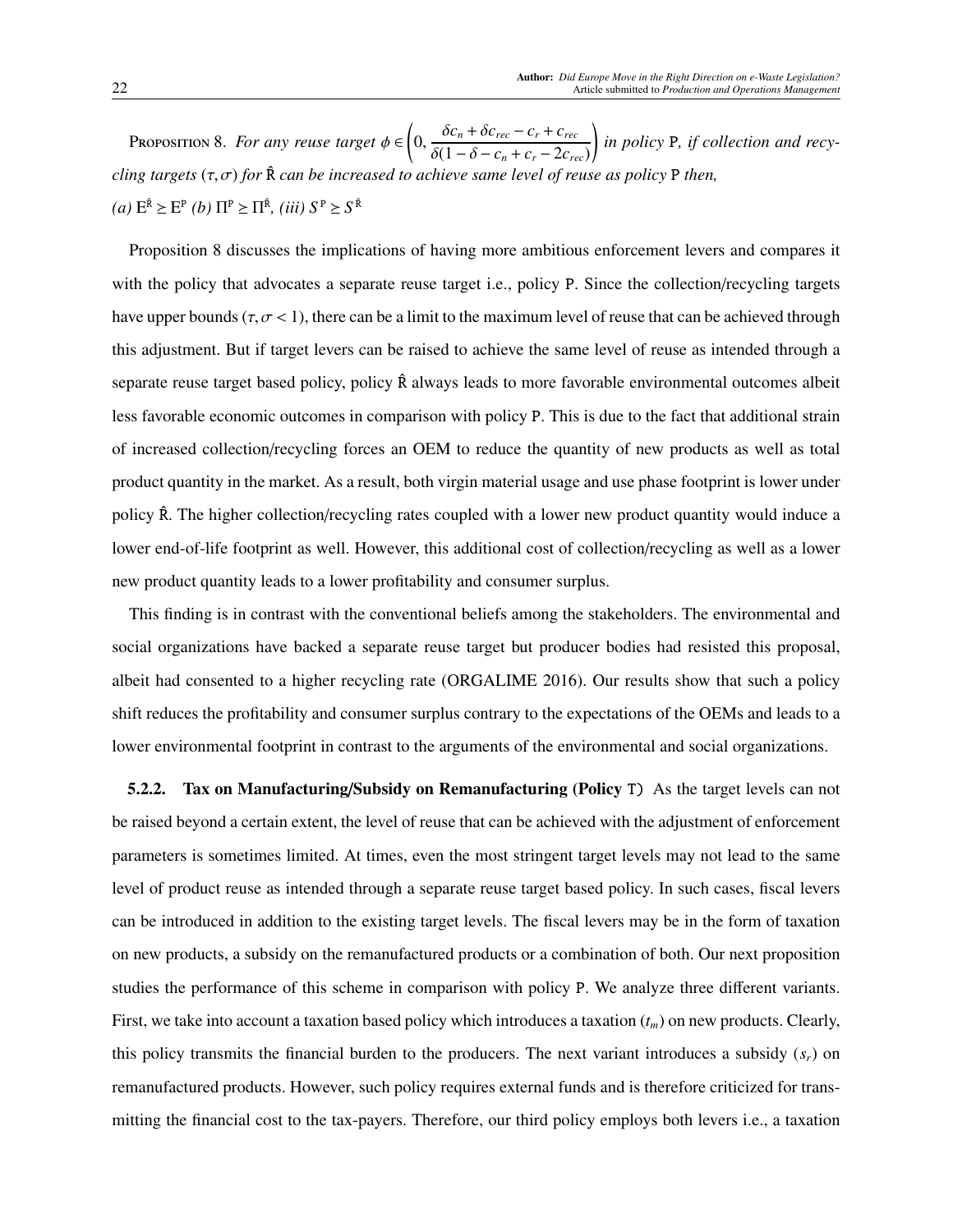Proposition 8. *For any reuse target* $\phi \in \left(0, \dfrac{\delta c_n + \delta c_{rec} - c_r + c_{rec}}{\delta(1 - \delta - c_n + c_r - 2c_{rec})}\right)$ *in policy* P*, if collection and recycling targets* $(\tau, \sigma)$ *for* $\hat{\text{R}}$ *can be increased to achieve same level of reuse as policy* P *then,*
*(a)* $\text{E}^{\hat{\text{R}}} \geq \text{E}^{\text{P}}$ *(b)* $\Pi^{\text{P}} \geq \Pi^{\hat{\text{R}}}$*, (iii)* $S^{\text{P}} \geq S^{\hat{\text{R}}}$

Proposition 8 discusses the implications of having more ambitious enforcement levers and compares it with the policy that advocates a separate reuse target i.e., policy P. Since the collection/recycling targets have upper bounds ($\tau, \sigma < 1$), there can be a limit to the maximum level of reuse that can be achieved through this adjustment. But if target levers can be raised to achieve the same level of reuse as intended through a separate reuse target based policy, policy $\hat{\text{R}}$ always leads to more favorable environmental outcomes albeit less favorable economic outcomes in comparison with policy P. This is due to the fact that additional strain of increased collection/recycling forces an OEM to reduce the quantity of new products as well as total product quantity in the market. As a result, both virgin material usage and use phase footprint is lower under policy $\hat{\text{R}}$. The higher collection/recycling rates coupled with a lower new product quantity would induce a lower end-of-life footprint as well. However, this additional cost of collection/recycling as well as a lower new product quantity leads to a lower profitability and consumer surplus.

This finding is in contrast with the conventional beliefs among the stakeholders. The environmental and social organizations have backed a separate reuse target but producer bodies had resisted this proposal, albeit had consented to a higher recycling rate (ORGALIME 2016). Our results show that such a policy shift reduces the profitability and consumer surplus contrary to the expectations of the OEMs and leads to a lower environmental footprint in contrast to the arguments of the environmental and social organizations.

**5.2.2. Tax on Manufacturing/Subsidy on Remanufacturing (Policy** T) As the target levels can not be raised beyond a certain extent, the level of reuse that can be achieved with the adjustment of enforcement parameters is sometimes limited. At times, even the most stringent target levels may not lead to the same level of product reuse as intended through a separate reuse target based policy. In such cases, fiscal levers can be introduced in addition to the existing target levels. The fiscal levers may be in the form of taxation on new products, a subsidy on the remanufactured products or a combination of both. Our next proposition studies the performance of this scheme in comparison with policy P. We analyze three different variants. First, we take into account a taxation based policy which introduces a taxation ($t_m$) on new products. Clearly, this policy transmits the financial burden to the producers. The next variant introduces a subsidy ($s_r$) on remanufactured products. However, such policy requires external funds and is therefore criticized for transmitting the financial cost to the tax-payers. Therefore, our third policy employs both levers i.e., a taxation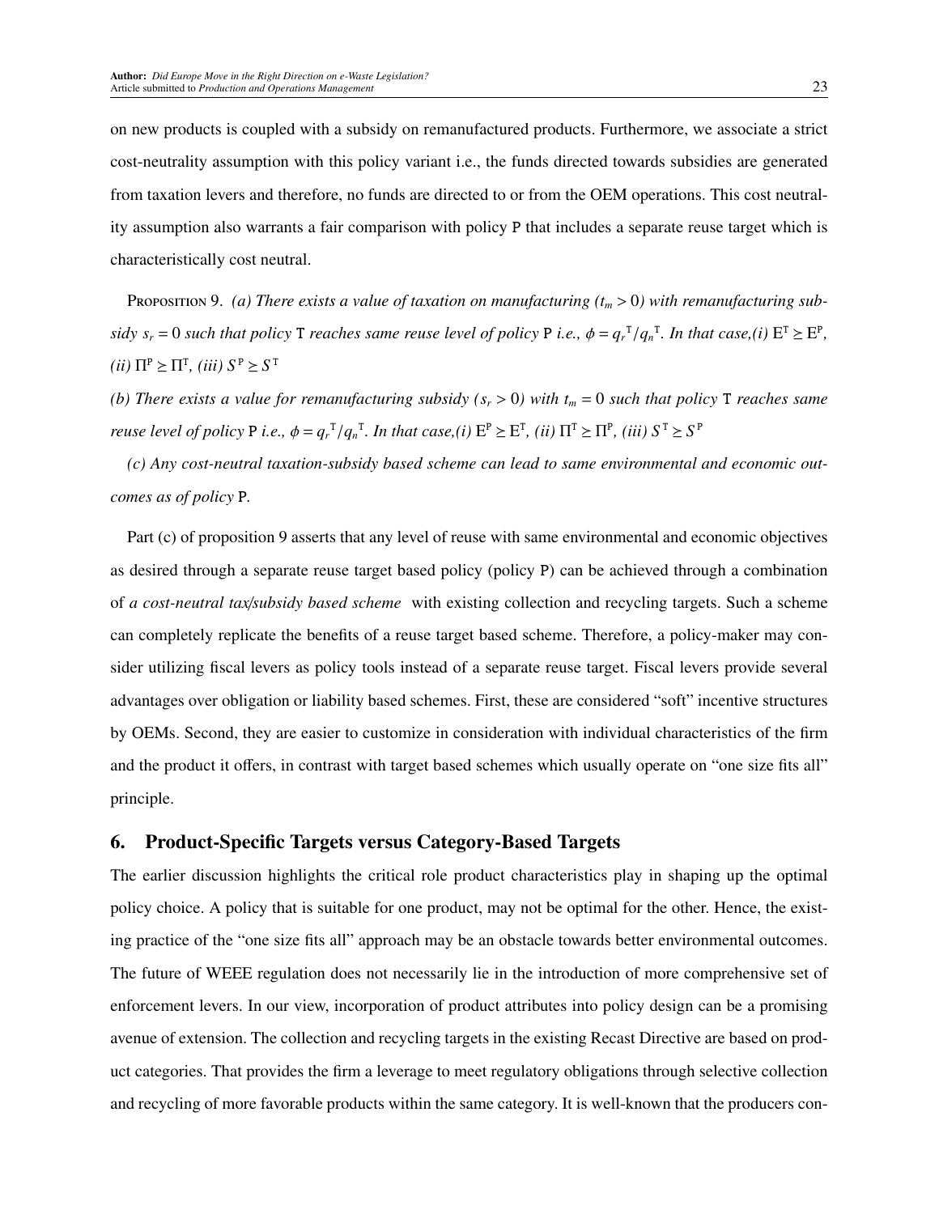on new products is coupled with a subsidy on remanufactured products. Furthermore, we associate a strict cost-neutrality assumption with this policy variant i.e., the funds directed towards subsidies are generated from taxation levers and therefore, no funds are directed to or from the OEM operations. This cost neutrality assumption also warrants a fair comparison with policy P that includes a separate reuse target which is characteristically cost neutral.

Proposition 9. *(a) There exists a value of taxation on manufacturing ($t_m > 0$) with remanufacturing subsidy $s_r = 0$ such that policy* T *reaches same reuse level of policy* P *i.e.,* $\phi = {q_r}^{\mathtt{T}}/{q_n}^{\mathtt{T}}$*. In that case,(i)* $\mathrm{E}^{\mathtt{T}} \geq \mathrm{E}^{\mathtt{P}}$*, (ii)* $\Pi^{\mathtt{P}} \geq \Pi^{\mathtt{T}}$*, (iii)* $S^{\mathtt{P}} \geq S^{\mathtt{T}}$

*(b) There exists a value for remanufacturing subsidy ($s_r > 0$) with $t_m = 0$ such that policy* T *reaches same reuse level of policy* P *i.e.,* $\phi = {q_r}^{\mathtt{T}}/{q_n}^{\mathtt{T}}$*. In that case,(i)* $\mathrm{E}^{\mathtt{P}} \geq \mathrm{E}^{\mathtt{T}}$*, (ii)* $\Pi^{\mathtt{T}} \geq \Pi^{\mathtt{P}}$*, (iii)* $S^{\mathtt{T}} \geq S^{\mathtt{P}}$

*(c) Any cost-neutral taxation-subsidy based scheme can lead to same environmental and economic outcomes as of policy* P*.*

Part (c) of proposition 9 asserts that any level of reuse with same environmental and economic objectives as desired through a separate reuse target based policy (policy P) can be achieved through a combination of *a cost-neutral tax/subsidy based scheme* with existing collection and recycling targets. Such a scheme can completely replicate the benefits of a reuse target based scheme. Therefore, a policy-maker may consider utilizing fiscal levers as policy tools instead of a separate reuse target. Fiscal levers provide several advantages over obligation or liability based schemes. First, these are considered "soft" incentive structures by OEMs. Second, they are easier to customize in consideration with individual characteristics of the firm and the product it offers, in contrast with target based schemes which usually operate on "one size fits all" principle.

## 6. Product-Specific Targets versus Category-Based Targets

The earlier discussion highlights the critical role product characteristics play in shaping up the optimal policy choice. A policy that is suitable for one product, may not be optimal for the other. Hence, the existing practice of the "one size fits all" approach may be an obstacle towards better environmental outcomes. The future of WEEE regulation does not necessarily lie in the introduction of more comprehensive set of enforcement levers. In our view, incorporation of product attributes into policy design can be a promising avenue of extension. The collection and recycling targets in the existing Recast Directive are based on product categories. That provides the firm a leverage to meet regulatory obligations through selective collection and recycling of more favorable products within the same category. It is well-known that the producers con-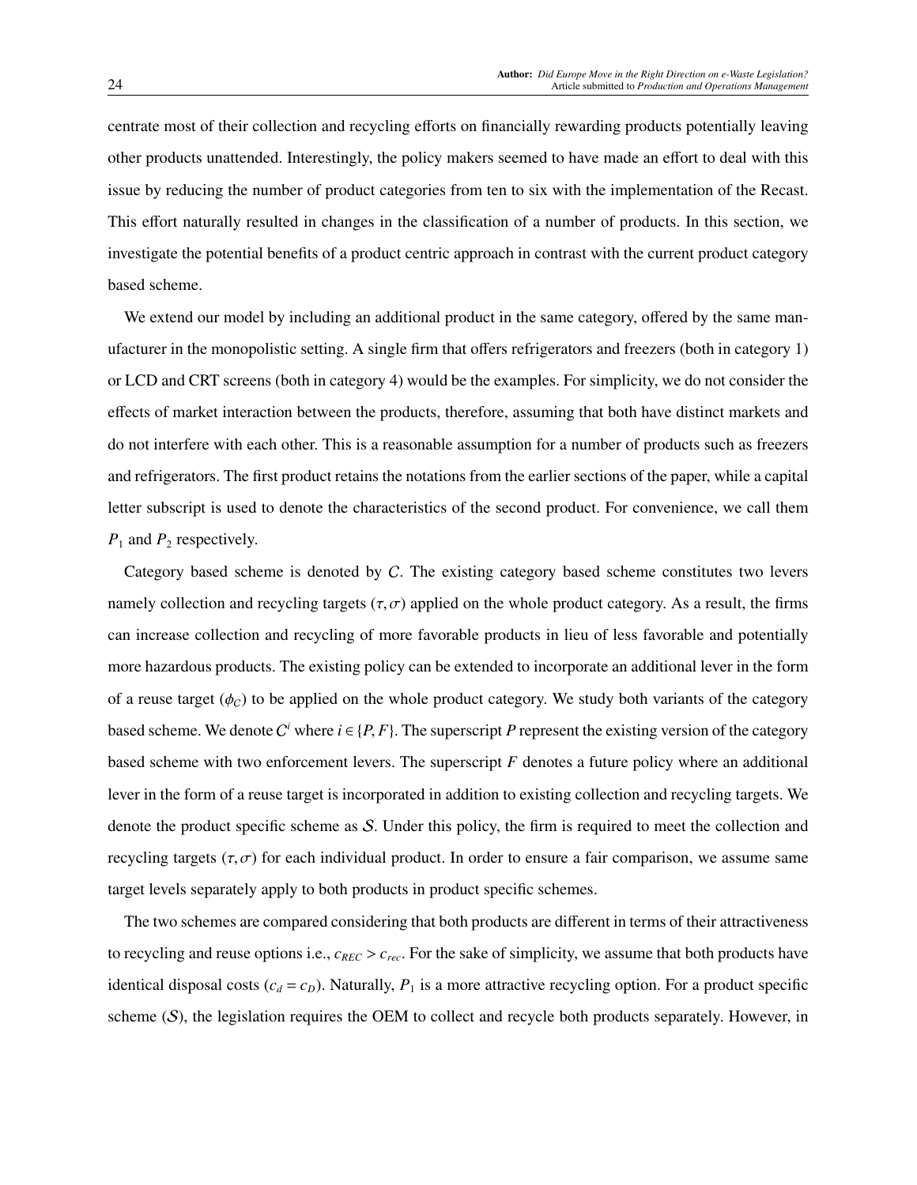centrate most of their collection and recycling efforts on financially rewarding products potentially leaving other products unattended. Interestingly, the policy makers seemed to have made an effort to deal with this issue by reducing the number of product categories from ten to six with the implementation of the Recast. This effort naturally resulted in changes in the classification of a number of products. In this section, we investigate the potential benefits of a product centric approach in contrast with the current product category based scheme.

We extend our model by including an additional product in the same category, offered by the same manufacturer in the monopolistic setting. A single firm that offers refrigerators and freezers (both in category 1) or LCD and CRT screens (both in category 4) would be the examples. For simplicity, we do not consider the effects of market interaction between the products, therefore, assuming that both have distinct markets and do not interfere with each other. This is a reasonable assumption for a number of products such as freezers and refrigerators. The first product retains the notations from the earlier sections of the paper, while a capital letter subscript is used to denote the characteristics of the second product. For convenience, we call them $P_1$ and $P_2$ respectively.

Category based scheme is denoted by $\mathcal{C}$. The existing category based scheme constitutes two levers namely collection and recycling targets $(\tau, \sigma)$ applied on the whole product category. As a result, the firms can increase collection and recycling of more favorable products in lieu of less favorable and potentially more hazardous products. The existing policy can be extended to incorporate an additional lever in the form of a reuse target $(\phi_C)$ to be applied on the whole product category. We study both variants of the category based scheme. We denote $\mathcal{C}^i$ where $i \in \{P, F\}$. The superscript $P$ represent the existing version of the category based scheme with two enforcement levers. The superscript $F$ denotes a future policy where an additional lever in the form of a reuse target is incorporated in addition to existing collection and recycling targets. We denote the product specific scheme as $\mathcal{S}$. Under this policy, the firm is required to meet the collection and recycling targets $(\tau, \sigma)$ for each individual product. In order to ensure a fair comparison, we assume same target levels separately apply to both products in product specific schemes.

The two schemes are compared considering that both products are different in terms of their attractiveness to recycling and reuse options i.e., $c_{REC} > c_{rec}$. For the sake of simplicity, we assume that both products have identical disposal costs $(c_d = c_D)$. Naturally, $P_1$ is a more attractive recycling option. For a product specific scheme $(\mathcal{S})$, the legislation requires the OEM to collect and recycle both products separately. However, in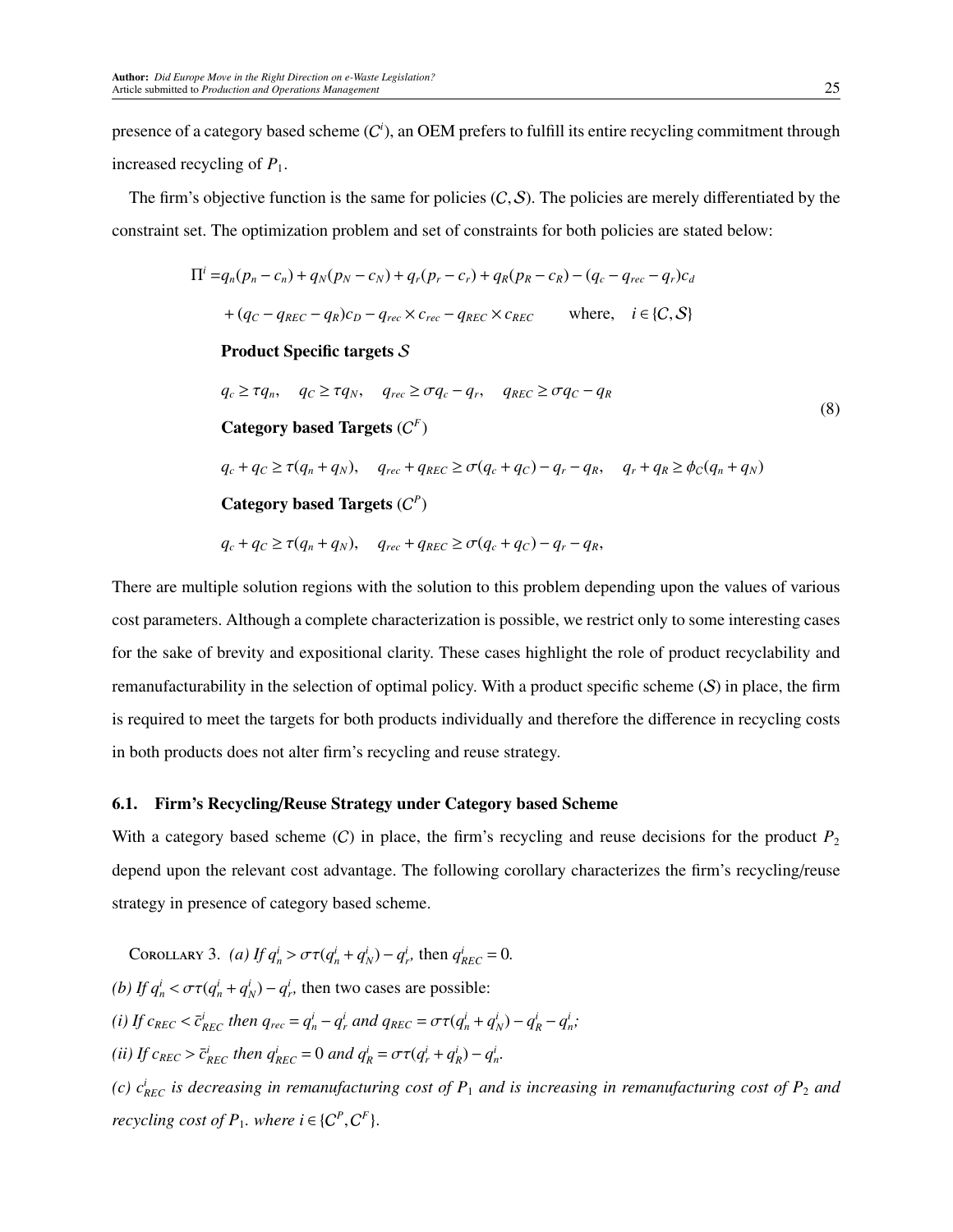presence of a category based scheme ($C^i$), an OEM prefers to fulfill its entire recycling commitment through increased recycling of $P_1$.

The firm's objective function is the same for policies $(\mathcal{C}, \mathcal{S})$. The policies are merely differentiated by the constraint set. The optimization problem and set of constraints for both policies are stated below:

$$
\begin{aligned}
\Pi^i = & q_n(p_n - c_n) + q_N(p_N - c_N) + q_r(p_r - c_r) + q_R(p_R - c_R) - (q_c - q_{rec} - q_r)c_d \\
& + (q_C - q_{REC} - q_R)c_D - q_{rec} \times c_{rec} - q_{REC} \times c_{REC} \qquad \text{where,} \quad i \in \{\mathcal{C}, \mathcal{S}\} \\
& \textbf{Product Specific targets } \mathcal{S} \\
& q_c \geq \tau q_n, \quad q_C \geq \tau q_N, \quad q_{rec} \geq \sigma q_c - q_r, \quad q_{REC} \geq \sigma q_C - q_R \\
& \textbf{Category based Targets } (\mathcal{C}^F) \\
& q_c + q_C \geq \tau(q_n + q_N), \quad q_{rec} + q_{REC} \geq \sigma(q_c + q_C) - q_r - q_R, \quad q_r + q_R \geq \phi_C(q_n + q_N) \\
& \textbf{Category based Targets } (\mathcal{C}^P) \\
& q_c + q_C \geq \tau(q_n + q_N), \quad q_{rec} + q_{REC} \geq \sigma(q_c + q_C) - q_r - q_R,
\end{aligned}
\tag{8}
$$

There are multiple solution regions with the solution to this problem depending upon the values of various cost parameters. Although a complete characterization is possible, we restrict only to some interesting cases for the sake of brevity and expositional clarity. These cases highlight the role of product recyclability and remanufacturability in the selection of optimal policy. With a product specific scheme ($\mathcal{S}$) in place, the firm is required to meet the targets for both products individually and therefore the difference in recycling costs in both products does not alter firm's recycling and reuse strategy.

### 6.1. Firm's Recycling/Reuse Strategy under Category based Scheme

With a category based scheme ($\mathcal{C}$) in place, the firm's recycling and reuse decisions for the product $P_2$ depend upon the relevant cost advantage. The following corollary characterizes the firm's recycling/reuse strategy in presence of category based scheme.

Corollary 3. *(a) If* $q_n^i > \sigma\tau(q_n^i + q_N^i) - q_r^i$, then $q_{REC}^i = 0$.

*(b) If* $q_n^i < \sigma\tau(q_n^i + q_N^i) - q_r^i$, then two cases are possible:

*(i) If* $c_{REC} < \bar{c}_{REC}^i$ *then* $q_{rec} = q_n^i - q_r^i$ *and* $q_{REC} = \sigma\tau(q_n^i + q_N^i) - q_R^i - q_n^i$*;*

*(ii) If* $c_{REC} > \bar{c}_{REC}^i$ *then* $q_{REC}^i = 0$ *and* $q_R^i = \sigma\tau(q_r^i + q_R^i) - q_n^i$.

*(c)* $c_{REC}^i$ *is decreasing in remanufacturing cost of* $P_1$ *and is increasing in remanufacturing cost of* $P_2$ *and recycling cost of* $P_1$*. where* $i \in \{\mathcal{C}^P, \mathcal{C}^F\}$.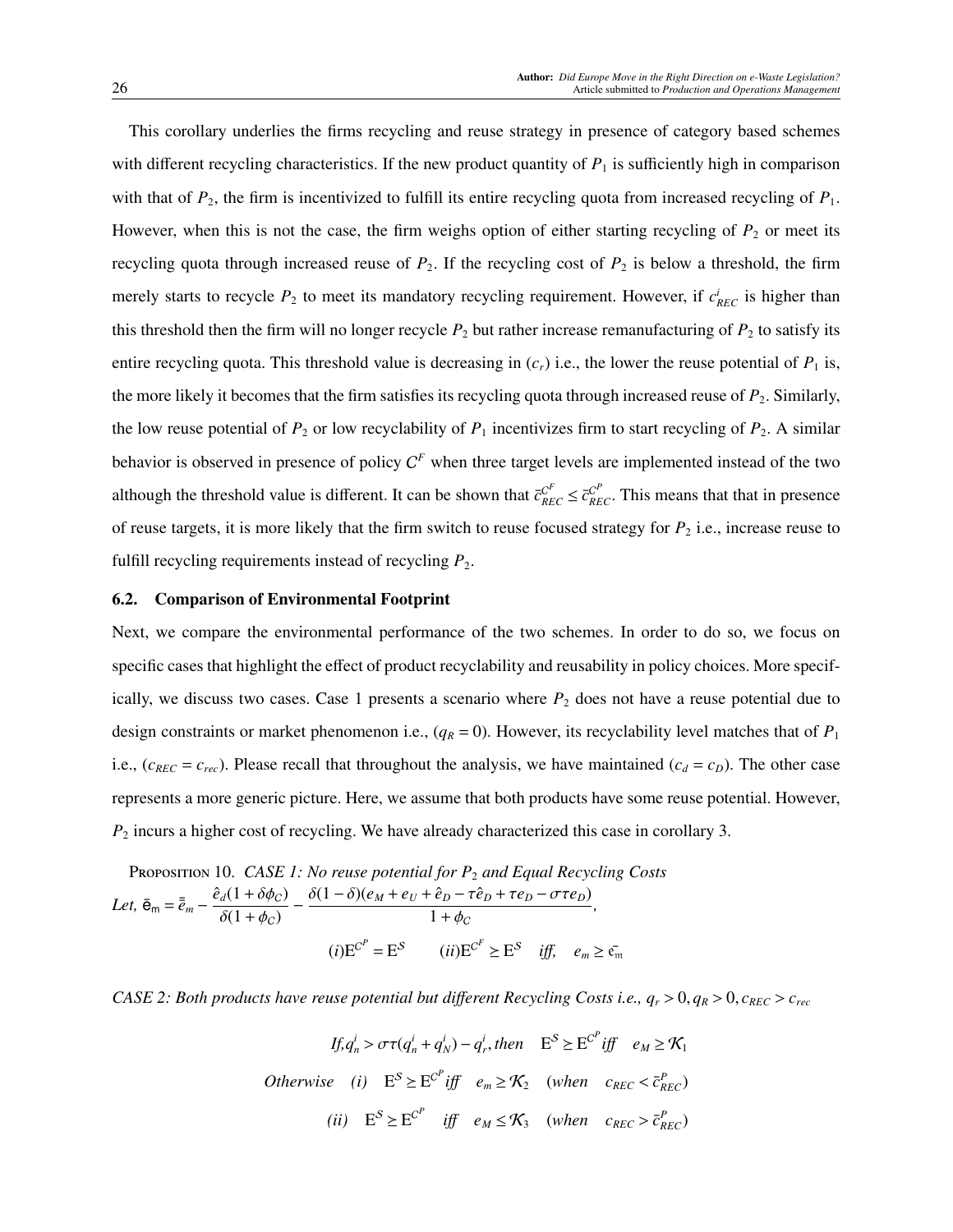This corollary underlies the firms recycling and reuse strategy in presence of category based schemes with different recycling characteristics. If the new product quantity of $P_1$ is sufficiently high in comparison with that of $P_2$, the firm is incentivized to fulfill its entire recycling quota from increased recycling of $P_1$. However, when this is not the case, the firm weighs option of either starting recycling of $P_2$ or meet its recycling quota through increased reuse of $P_2$. If the recycling cost of $P_2$ is below a threshold, the firm merely starts to recycle $P_2$ to meet its mandatory recycling requirement. However, if $c^i_{REC}$ is higher than this threshold then the firm will no longer recycle $P_2$ but rather increase remanufacturing of $P_2$ to satisfy its entire recycling quota. This threshold value is decreasing in $(c_r)$ i.e., the lower the reuse potential of $P_1$ is, the more likely it becomes that the firm satisfies its recycling quota through increased reuse of $P_2$. Similarly, the low reuse potential of $P_2$ or low recyclability of $P_1$ incentivizes firm to start recycling of $P_2$. A similar behavior is observed in presence of policy $C^F$ when three target levels are implemented instead of the two although the threshold value is different. It can be shown that $\bar{c}^{C^F}_{REC} \leq \bar{c}^{C^P}_{REC}$. This means that that in presence of reuse targets, it is more likely that the firm switch to reuse focused strategy for $P_2$ i.e., increase reuse to fulfill recycling requirements instead of recycling $P_2$.

### 6.2. Comparison of Environmental Footprint

Next, we compare the environmental performance of the two schemes. In order to do so, we focus on specific cases that highlight the effect of product recyclability and reusability in policy choices. More specifically, we discuss two cases. Case 1 presents a scenario where $P_2$ does not have a reuse potential due to design constraints or market phenomenon i.e., $(q_R = 0)$. However, its recyclability level matches that of $P_1$ i.e., $(c_{REC} = c_{rec})$. Please recall that throughout the analysis, we have maintained $(c_d = c_D)$. The other case represents a more generic picture. Here, we assume that both products have some reuse potential. However, $P_2$ incurs a higher cost of recycling. We have already characterized this case in corollary 3.

Proposition 10. *CASE 1: No reuse potential for $P_2$ and Equal Recycling Costs*
*Let,* $\bar{\mathsf{e}}_{\mathsf{m}} = \bar{\bar{e}}_m - \dfrac{\hat{e}_d(1+\delta\phi_C)}{\delta(1+\phi_C)} - \dfrac{\delta(1-\delta)(e_M + e_U + \hat{e}_D - \tau\hat{e}_D + \tau e_D - \sigma\tau e_D)}{1+\phi_C}$,

$$(i)\mathrm{E}^{C^P} = \mathrm{E}^S \qquad (ii)\mathrm{E}^{C^F} \geq \mathrm{E}^S \quad \textit{iff}, \quad e_m \geq \bar{\mathsf{e}}_{\mathsf{m}}$$

*CASE 2: Both products have reuse potential but different Recycling Costs i.e., $q_r > 0, q_R > 0, c_{REC} > c_{rec}$*

$$\textit{If}, q^i_n > \sigma\tau(q^i_n + q^i_N) - q^i_r, \textit{then} \quad \mathrm{E}^S \geq \mathrm{E}^{C^P} \textit{iff} \quad e_M \geq \mathcal{K}_1$$

$$\textit{Otherwise} \quad (i) \quad \mathrm{E}^S \geq \mathrm{E}^{C^P} \textit{iff} \quad e_m \geq \mathcal{K}_2 \quad (\textit{when} \quad c_{REC} < \bar{c}^P_{REC})$$

$$(ii) \quad \mathrm{E}^S \geq \mathrm{E}^{C^P} \quad \textit{iff} \quad e_M \leq \mathcal{K}_3 \quad (\textit{when} \quad c_{REC} > \bar{c}^P_{REC})$$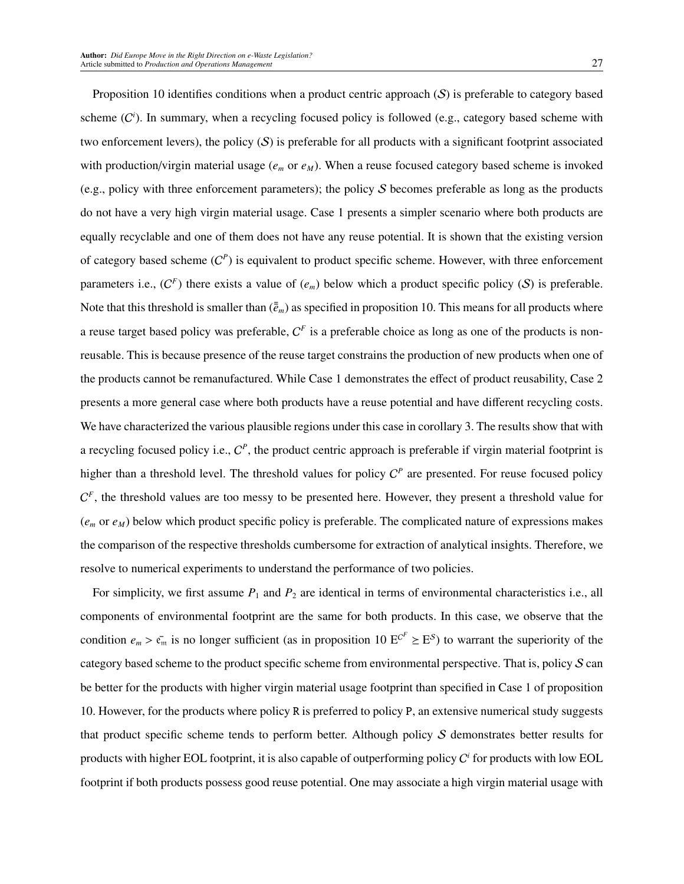Proposition 10 identifies conditions when a product centric approach ($\mathcal{S}$) is preferable to category based scheme ($C^i$). In summary, when a recycling focused policy is followed (e.g., category based scheme with two enforcement levers), the policy ($\mathcal{S}$) is preferable for all products with a significant footprint associated with production/virgin material usage ($e_m$ or $e_M$). When a reuse focused category based scheme is invoked (e.g., policy with three enforcement parameters); the policy $\mathcal{S}$ becomes preferable as long as the products do not have a very high virgin material usage. Case 1 presents a simpler scenario where both products are equally recyclable and one of them does not have any reuse potential. It is shown that the existing version of category based scheme ($C^P$) is equivalent to product specific scheme. However, with three enforcement parameters i.e., ($C^F$) there exists a value of ($e_m$) below which a product specific policy ($\mathcal{S}$) is preferable. Note that this threshold is smaller than ($\bar{\bar{e}}_m$) as specified in proposition 10. This means for all products where a reuse target based policy was preferable, $C^F$ is a preferable choice as long as one of the products is non-reusable. This is because presence of the reuse target constrains the production of new products when one of the products cannot be remanufactured. While Case 1 demonstrates the effect of product reusability, Case 2 presents a more general case where both products have a reuse potential and have different recycling costs. We have characterized the various plausible regions under this case in corollary 3. The results show that with a recycling focused policy i.e., $C^P$, the product centric approach is preferable if virgin material footprint is higher than a threshold level. The threshold values for policy $C^P$ are presented. For reuse focused policy $C^F$, the threshold values are too messy to be presented here. However, they present a threshold value for ($e_m$ or $e_M$) below which product specific policy is preferable. The complicated nature of expressions makes the comparison of the respective thresholds cumbersome for extraction of analytical insights. Therefore, we resolve to numerical experiments to understand the performance of two policies.

For simplicity, we first assume $P_1$ and $P_2$ are identical in terms of environmental characteristics i.e., all components of environmental footprint are the same for both products. In this case, we observe that the condition $e_m > \bar{e}_m$ is no longer sufficient (as in proposition 10 $E^{C^F} \geq E^S$) to warrant the superiority of the category based scheme to the product specific scheme from environmental perspective. That is, policy $\mathcal{S}$ can be better for the products with higher virgin material usage footprint than specified in Case 1 of proposition 10. However, for the products where policy R is preferred to policy P, an extensive numerical study suggests that product specific scheme tends to perform better. Although policy $\mathcal{S}$ demonstrates better results for products with higher EOL footprint, it is also capable of outperforming policy $C^i$ for products with low EOL footprint if both products possess good reuse potential. One may associate a high virgin material usage with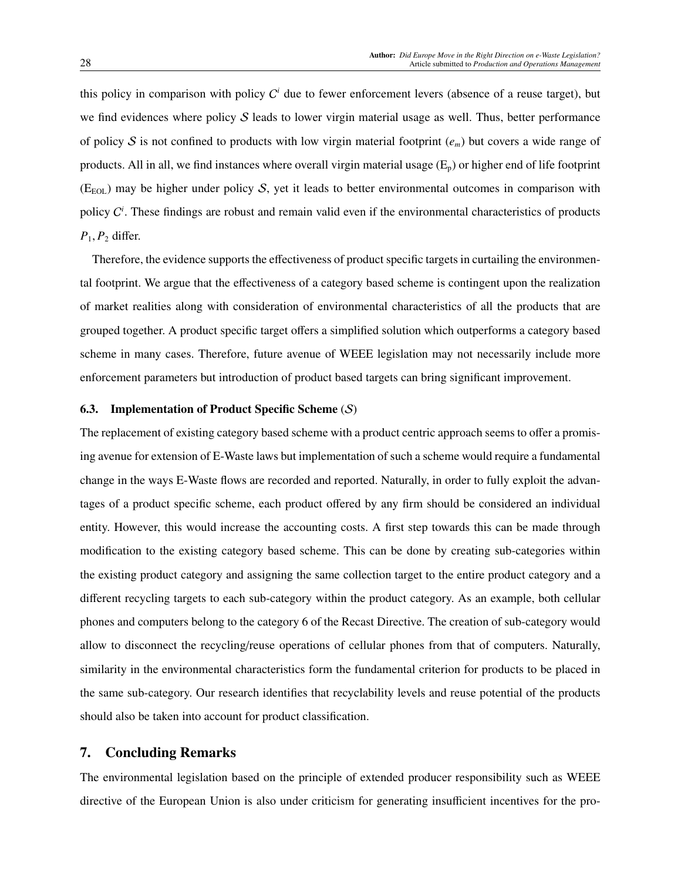this policy in comparison with policy $C^i$ due to fewer enforcement levers (absence of a reuse target), but we find evidences where policy $\mathcal{S}$ leads to lower virgin material usage as well. Thus, better performance of policy $\mathcal{S}$ is not confined to products with low virgin material footprint ($e_m$) but covers a wide range of products. All in all, we find instances where overall virgin material usage ($E_p$) or higher end of life footprint ($E_{EOL}$) may be higher under policy $\mathcal{S}$, yet it leads to better environmental outcomes in comparison with policy $C^i$. These findings are robust and remain valid even if the environmental characteristics of products $P_1, P_2$ differ.

Therefore, the evidence supports the effectiveness of product specific targets in curtailing the environmental footprint. We argue that the effectiveness of a category based scheme is contingent upon the realization of market realities along with consideration of environmental characteristics of all the products that are grouped together. A product specific target offers a simplified solution which outperforms a category based scheme in many cases. Therefore, future avenue of WEEE legislation may not necessarily include more enforcement parameters but introduction of product based targets can bring significant improvement.

### 6.3. Implementation of Product Specific Scheme ($\mathcal{S}$)

The replacement of existing category based scheme with a product centric approach seems to offer a promising avenue for extension of E-Waste laws but implementation of such a scheme would require a fundamental change in the ways E-Waste flows are recorded and reported. Naturally, in order to fully exploit the advantages of a product specific scheme, each product offered by any firm should be considered an individual entity. However, this would increase the accounting costs. A first step towards this can be made through modification to the existing category based scheme. This can be done by creating sub-categories within the existing product category and assigning the same collection target to the entire product category and a different recycling targets to each sub-category within the product category. As an example, both cellular phones and computers belong to the category 6 of the Recast Directive. The creation of sub-category would allow to disconnect the recycling/reuse operations of cellular phones from that of computers. Naturally, similarity in the environmental characteristics form the fundamental criterion for products to be placed in the same sub-category. Our research identifies that recyclability levels and reuse potential of the products should also be taken into account for product classification.

## 7. Concluding Remarks

The environmental legislation based on the principle of extended producer responsibility such as WEEE directive of the European Union is also under criticism for generating insufficient incentives for the pro-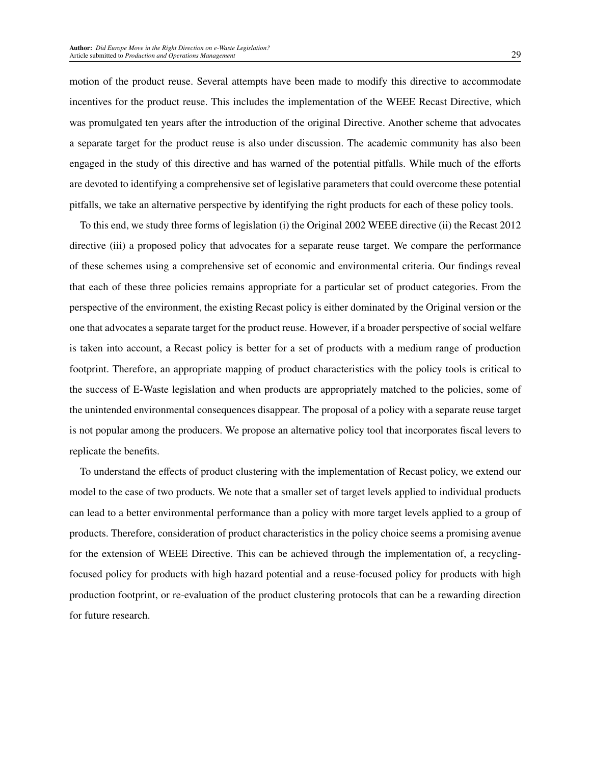motion of the product reuse. Several attempts have been made to modify this directive to accommodate incentives for the product reuse. This includes the implementation of the WEEE Recast Directive, which was promulgated ten years after the introduction of the original Directive. Another scheme that advocates a separate target for the product reuse is also under discussion. The academic community has also been engaged in the study of this directive and has warned of the potential pitfalls. While much of the efforts are devoted to identifying a comprehensive set of legislative parameters that could overcome these potential pitfalls, we take an alternative perspective by identifying the right products for each of these policy tools.

To this end, we study three forms of legislation (i) the Original 2002 WEEE directive (ii) the Recast 2012 directive (iii) a proposed policy that advocates for a separate reuse target. We compare the performance of these schemes using a comprehensive set of economic and environmental criteria. Our findings reveal that each of these three policies remains appropriate for a particular set of product categories. From the perspective of the environment, the existing Recast policy is either dominated by the Original version or the one that advocates a separate target for the product reuse. However, if a broader perspective of social welfare is taken into account, a Recast policy is better for a set of products with a medium range of production footprint. Therefore, an appropriate mapping of product characteristics with the policy tools is critical to the success of E-Waste legislation and when products are appropriately matched to the policies, some of the unintended environmental consequences disappear. The proposal of a policy with a separate reuse target is not popular among the producers. We propose an alternative policy tool that incorporates fiscal levers to replicate the benefits.

To understand the effects of product clustering with the implementation of Recast policy, we extend our model to the case of two products. We note that a smaller set of target levels applied to individual products can lead to a better environmental performance than a policy with more target levels applied to a group of products. Therefore, consideration of product characteristics in the policy choice seems a promising avenue for the extension of WEEE Directive. This can be achieved through the implementation of, a recycling-focused policy for products with high hazard potential and a reuse-focused policy for products with high production footprint, or re-evaluation of the product clustering protocols that can be a rewarding direction for future research.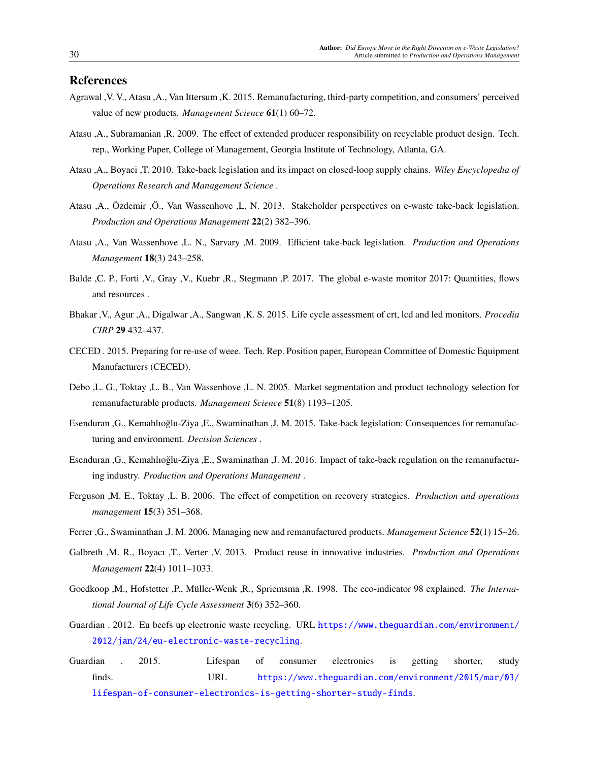## References

Agrawal ,V. V., Atasu ,A., Van Ittersum ,K. 2015. Remanufacturing, third-party competition, and consumers' perceived value of new products. *Management Science* **61**(1) 60–72.

Atasu ,A., Subramanian ,R. 2009. The effect of extended producer responsibility on recyclable product design. Tech. rep., Working Paper, College of Management, Georgia Institute of Technology, Atlanta, GA.

Atasu ,A., Boyaci ,T. 2010. Take-back legislation and its impact on closed-loop supply chains. *Wiley Encyclopedia of Operations Research and Management Science* .

Atasu ,A., Özdemir ,Ö., Van Wassenhove ,L. N. 2013. Stakeholder perspectives on e-waste take-back legislation. *Production and Operations Management* **22**(2) 382–396.

Atasu ,A., Van Wassenhove ,L. N., Sarvary ,M. 2009. Efficient take-back legislation. *Production and Operations Management* **18**(3) 243–258.

Balde ,C. P., Forti ,V., Gray ,V., Kuehr ,R., Stegmann ,P. 2017. The global e-waste monitor 2017: Quantities, flows and resources .

Bhakar ,V., Agur ,A., Digalwar ,A., Sangwan ,K. S. 2015. Life cycle assessment of crt, lcd and led monitors. *Procedia CIRP* **29** 432–437.

CECED . 2015. Preparing for re-use of weee. Tech. Rep. Position paper, European Committee of Domestic Equipment Manufacturers (CECED).

Debo ,L. G., Toktay ,L. B., Van Wassenhove ,L. N. 2005. Market segmentation and product technology selection for remanufacturable products. *Management Science* **51**(8) 1193–1205.

Esenduran ,G., Kemahlıoğlu-Ziya ,E., Swaminathan ,J. M. 2015. Take-back legislation: Consequences for remanufacturing and environment. *Decision Sciences* .

Esenduran ,G., Kemahlıoğlu-Ziya ,E., Swaminathan ,J. M. 2016. Impact of take-back regulation on the remanufacturing industry. *Production and Operations Management* .

Ferguson ,M. E., Toktay ,L. B. 2006. The effect of competition on recovery strategies. *Production and operations management* **15**(3) 351–368.

Ferrer ,G., Swaminathan ,J. M. 2006. Managing new and remanufactured products. *Management Science* **52**(1) 15–26.

Galbreth ,M. R., Boyacı ,T., Verter ,V. 2013. Product reuse in innovative industries. *Production and Operations Management* **22**(4) 1011–1033.

Goedkoop ,M., Hofstetter ,P., Müller-Wenk ,R., Spriemsma ,R. 1998. The eco-indicator 98 explained. *The International Journal of Life Cycle Assessment* **3**(6) 352–360.

Guardian . 2012. Eu beefs up electronic waste recycling. URL https://www.theguardian.com/environment/2012/jan/24/eu-electronic-waste-recycling.

Guardian . 2015. Lifespan of consumer electronics is getting shorter, study finds. URL https://www.theguardian.com/environment/2015/mar/03/lifespan-of-consumer-electronics-is-getting-shorter-study-finds.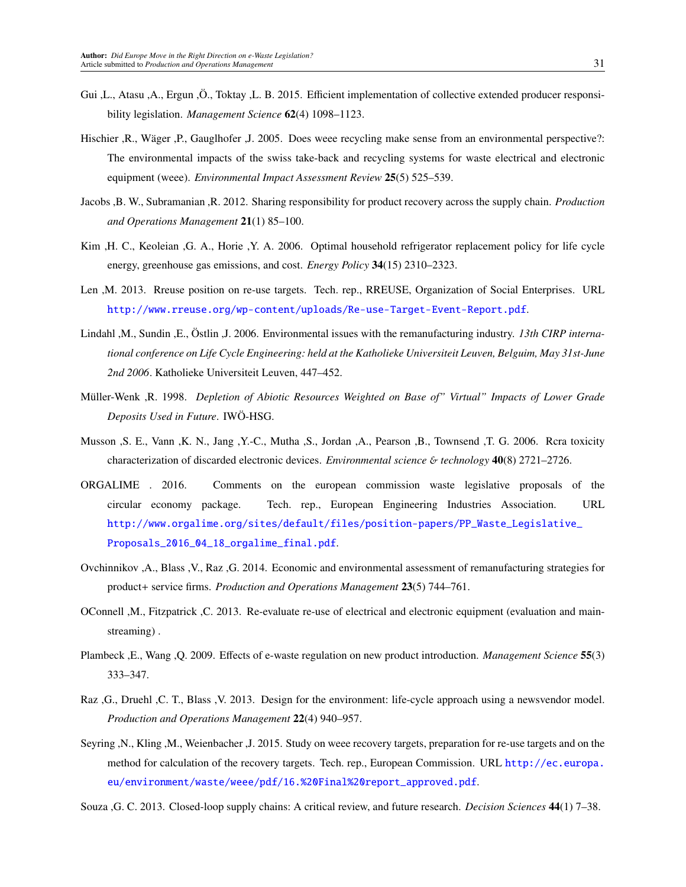Gui ,L., Atasu ,A., Ergun ,Ö., Toktay ,L. B. 2015. Efficient implementation of collective extended producer responsibility legislation. *Management Science* **62**(4) 1098–1123.

Hischier ,R., Wäger ,P., Gauglhofer ,J. 2005. Does weee recycling make sense from an environmental perspective?: The environmental impacts of the swiss take-back and recycling systems for waste electrical and electronic equipment (weee). *Environmental Impact Assessment Review* **25**(5) 525–539.

Jacobs ,B. W., Subramanian ,R. 2012. Sharing responsibility for product recovery across the supply chain. *Production and Operations Management* **21**(1) 85–100.

Kim ,H. C., Keoleian ,G. A., Horie ,Y. A. 2006. Optimal household refrigerator replacement policy for life cycle energy, greenhouse gas emissions, and cost. *Energy Policy* **34**(15) 2310–2323.

Len ,M. 2013. Rreuse position on re-use targets. Tech. rep., RREUSE, Organization of Social Enterprises. URL http://www.rreuse.org/wp-content/uploads/Re-use-Target-Event-Report.pdf.

Lindahl ,M., Sundin ,E., Östlin ,J. 2006. Environmental issues with the remanufacturing industry. *13th CIRP international conference on Life Cycle Engineering: held at the Katholieke Universiteit Leuven, Belguim, May 31st-June 2nd 2006*. Katholieke Universiteit Leuven, 447–452.

Müller-Wenk ,R. 1998. *Depletion of Abiotic Resources Weighted on Base of" Virtual" Impacts of Lower Grade Deposits Used in Future*. IWÖ-HSG.

Musson ,S. E., Vann ,K. N., Jang ,Y.-C., Mutha ,S., Jordan ,A., Pearson ,B., Townsend ,T. G. 2006. Rcra toxicity characterization of discarded electronic devices. *Environmental science & technology* **40**(8) 2721–2726.

ORGALIME . 2016. Comments on the european commission waste legislative proposals of the circular economy package. Tech. rep., European Engineering Industries Association. URL http://www.orgalime.org/sites/default/files/position-papers/PP_Waste_Legislative_Proposals_2016_04_18_orgalime_final.pdf.

Ovchinnikov ,A., Blass ,V., Raz ,G. 2014. Economic and environmental assessment of remanufacturing strategies for product+ service firms. *Production and Operations Management* **23**(5) 744–761.

OConnell ,M., Fitzpatrick ,C. 2013. Re-evaluate re-use of electrical and electronic equipment (evaluation and mainstreaming) .

Plambeck ,E., Wang ,Q. 2009. Effects of e-waste regulation on new product introduction. *Management Science* **55**(3) 333–347.

Raz ,G., Druehl ,C. T., Blass ,V. 2013. Design for the environment: life-cycle approach using a newsvendor model. *Production and Operations Management* **22**(4) 940–957.

Seyring ,N., Kling ,M., Weienbacher ,J. 2015. Study on weee recovery targets, preparation for re-use targets and on the method for calculation of the recovery targets. Tech. rep., European Commission. URL http://ec.europa.eu/environment/waste/weee/pdf/16.%20Final%20report_approved.pdf.

Souza ,G. C. 2013. Closed-loop supply chains: A critical review, and future research. *Decision Sciences* **44**(1) 7–38.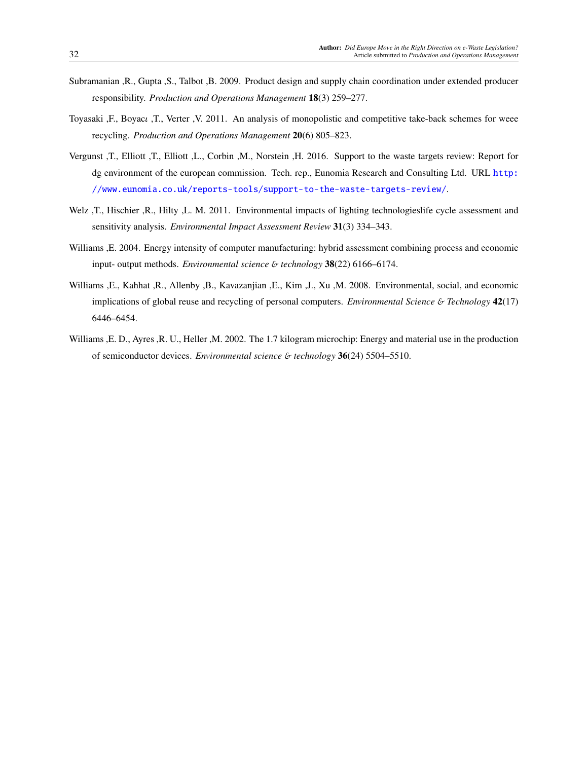Subramanian ,R., Gupta ,S., Talbot ,B. 2009. Product design and supply chain coordination under extended producer responsibility. *Production and Operations Management* **18**(3) 259–277.

Toyasaki ,F., Boyacı ,T., Verter ,V. 2011. An analysis of monopolistic and competitive take-back schemes for weee recycling. *Production and Operations Management* **20**(6) 805–823.

Vergunst ,T., Elliott ,T., Elliott ,L., Corbin ,M., Norstein ,H. 2016. Support to the waste targets review: Report for dg environment of the european commission. Tech. rep., Eunomia Research and Consulting Ltd. URL http://www.eunomia.co.uk/reports-tools/support-to-the-waste-targets-review/.

Welz ,T., Hischier ,R., Hilty ,L. M. 2011. Environmental impacts of lighting technologieslife cycle assessment and sensitivity analysis. *Environmental Impact Assessment Review* **31**(3) 334–343.

Williams ,E. 2004. Energy intensity of computer manufacturing: hybrid assessment combining process and economic input- output methods. *Environmental science & technology* **38**(22) 6166–6174.

Williams ,E., Kahhat ,R., Allenby ,B., Kavazanjian ,E., Kim ,J., Xu ,M. 2008. Environmental, social, and economic implications of global reuse and recycling of personal computers. *Environmental Science & Technology* **42**(17) 6446–6454.

Williams ,E. D., Ayres ,R. U., Heller ,M. 2002. The 1.7 kilogram microchip: Energy and material use in the production of semiconductor devices. *Environmental science & technology* **36**(24) 5504–5510.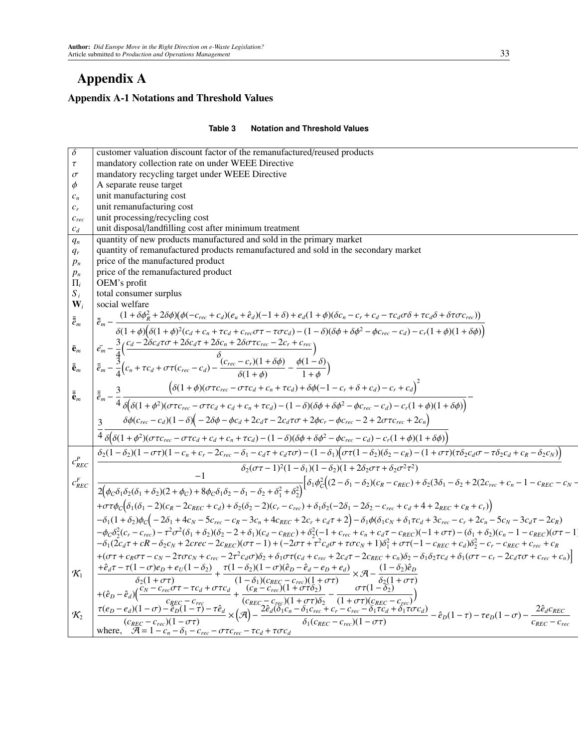# Appendix A

## Appendix A-1 Notations and Threshold Values

**Table 3 Notation and Threshold Values**

| | |
|---|---|
| $\delta$ | customer valuation discount factor of the remanufactured/reused products |
| $\tau$ | mandatory collection rate on under WEEE Directive |
| $\sigma$ | mandatory recycling target under WEEE Directive |
| $\phi$ | A separate reuse target |
| $c_n$ | unit manufacturing cost |
| $c_r$ | unit remanufacturing cost |
| $c_{rec}$ | unit processing/recycling cost |
| $c_d$ | unit disposal/landfilling cost after minimum treatment |
| $q_n$ | quantity of new products manufactured and sold in the primary market |
| $q_r$ | quantity of remanufactured products remanufactured and sold in the secondary market |
| $p_n$ | price of the manufactured product |
| $p_n$ | price of the remanufactured product |
| $\Pi_i$ | OEM's profit |
| $S_i$ | total consumer surplus |
| $\mathbf{W}_i$ | social welfare |
| $\bar{\bar{e}}_m$ | $\bar{\bar{e}}_m - \dfrac{(1+\delta\phi_R^2+2\delta\phi)(\phi(-c_{rec}+c_d)(e_u+\hat{e}_d)(-1+\delta)+e_d(1+\phi)(\delta c_n - c_r + c_d - \tau c_d\sigma\delta + \tau c_d\delta + \delta\tau\sigma c_{rec}))}{\delta(1+\phi)\Big(\delta(1+\phi)^2(c_d+c_n+\tau c_d+c_{rec}\sigma\tau - \tau\sigma c_d) - (1-\delta)(\delta\phi+\delta\phi^2-\phi c_{rec}-c_d) - c_r(1+\phi)(1+\delta\phi)\Big)}$ |
| $\bar{\mathbf{e}}_m$ | $\bar{e}_m - \dfrac{3}{4}\Big(\dfrac{c_d - 2\delta c_d\tau\sigma + 2\delta c_d\tau + 2\delta c_n + 2\delta\sigma\tau c_{rec} - 2c_r + c_{rec}}{\delta}\Big)$ |
| $\bar{\bar{\mathbf{e}}}_m$ | $\bar{\bar{e}}_m - \dfrac{3}{4}\Big(c_n + \tau c_d + \sigma\tau(c_{rec}-c_d) - \dfrac{(c_{rec}-c_r)(1+\delta\phi)}{\delta(1+\phi)} - \dfrac{\phi(1-\delta)}{1+\phi}\Big)$ |
| $\bar{\bar{\bar{\mathbf{e}}}}_m$ | $\bar{\bar{\bar{e}}}_m - \dfrac{3}{4}\dfrac{\Big(\delta(1+\phi)(\sigma\tau c_{rec} - \sigma\tau c_d + c_n + \tau c_d) + \delta\phi(-1-c_r+\delta+c_d) - c_r + c_d\Big)^2}{\delta\Big(\delta(1+\phi^2)(\sigma\tau c_{rec} - \sigma\tau c_d + c_d + c_n + \tau c_d) - (1-\delta)(\delta\phi+\delta\phi^2-\phi c_{rec}-c_d) - c_r(1+\phi)(1+\delta\phi)\Big)} -$ $\dfrac{3}{4}\dfrac{\delta\phi(c_{rec}-c_d)(1-\delta)\Big(-2\delta\phi-\phi c_d+2c_d\tau-2c_d\tau\sigma+2\phi c_r-\phi c_{rec}-2+2\sigma\tau c_{rec}+2c_n\Big)}{\delta\Big(\delta(1+\phi^2)(\sigma\tau c_{rec}-\sigma\tau c_d+c_d+c_n+\tau c_d)-(1-\delta)(\delta\phi+\delta\phi^2-\phi c_{rec}-c_d)-c_r(1+\phi)(1+\delta\phi)\Big)}$ |
| $c^P_{REC}$ | $\dfrac{\delta_2(1-\delta_2)(1-\sigma\tau)(1-c_n+c_r-2c_{rec}-\delta_1-c_d\tau+c_d\tau\sigma)-(1-\delta_1)\Big(\sigma\tau(1-\delta_2)(\delta_2-c_R)-(1+\sigma\tau)(\tau\delta_2c_d\sigma-\tau\delta_2c_d+c_R-\delta_2c_N)\Big)}{\delta_2(\sigma\tau-1)^2(1-\delta_1)(1-\delta_2)(1+2\delta_2\sigma\tau+\delta_2\sigma^2\tau^2)}$ |
| $c^F_{REC}$ | $\dfrac{-1}{2\Big(\phi_C\delta_1\delta_2(\delta_1+\delta_2)(2+\phi_C)+8\phi_C\delta_1\delta_2-\delta_1-\delta_2+\delta_1^2+\delta_2^2\Big)}\Big[\delta_1\phi_C^2\Big((2-\delta_1-\delta_2)(c_R-c_{REC})+\delta_2(3\delta_1-\delta_2+2(2c_{rec}+c_n-1-c_{REC}-c_N-$ $+\sigma\tau\phi_C\Big(\delta_1(\delta_1-2)(c_R-2c_{REC}+c_d)+\delta_2(\delta_2-2)(c_r-c_{rec})+\delta_1\delta_2(-2\delta_1-2\delta_2-c_{rec}+c_d+4+2_{REC}+c_R+c_r)\Big)$ $-\delta_1(1+\delta_2)\phi_C\Big(-2\delta_1+4c_N-5c_{rec}-c_R-3c_n+4c_{REC}+2c_r+c_d\tau+2\Big)-\delta_1\phi(\delta_1c_N+\delta_1\tau c_d+3c_{rec}-c_r+2c_n-5c_N-3c_d\tau-2c_R)$ $-\phi_C\delta_2^2(c_r-c_{rec})-\tau^2\sigma^2(\delta_1+\delta_2)(\delta_2-2+\delta_1)(c_d-c_{REC})+\delta_2^2(-1+c_{rec}+c_n+c_d\tau-c_{REC})(-1+\sigma\tau)-(\delta_1+\delta_2)(c_n-1-c_{REC})(\sigma\tau-1$ $-\delta_1(2c_d\tau+cR-\delta_2c_N+2crec-2c_{REC})(\sigma\tau-1)+(-2\sigma\tau+\tau^2c_d\sigma+\tau\sigma c_N+1)\delta_1^2+\sigma\tau(-1-c_{REC}+c_d)\delta_2^2-c_r-c_{REC}+c_{rec}+c_R$ $+(\sigma\tau+c_R\sigma\tau-c_N-2\tau\sigma c_N+c_{rec}-2\tau^2c_d\sigma)\delta_2+\delta_1\sigma\tau(c_d+c_{rec}+2c_d\tau-2c_{REC}+c_n)\delta_2-\delta_1\delta_2\tau c_d+\delta_1(\sigma\tau-c_r-2c_d\tau\sigma+c_{rec}+c_n)\Big]$ |
| $\mathcal{K}_1$ | $\dfrac{+\hat{e}_d\tau-\tau(1-\sigma)e_D+e_U(1-\delta_2)}{\delta_2(1+\sigma\tau)}+\dfrac{\tau(1-\delta_2)(1-\sigma)(\hat{e}_D-\hat{e}_d-e_D+e_d)}{(1-\delta_1)(c_{REC}-c_{rec})(1+\sigma\tau)}\times\mathcal{A}-\dfrac{(1-\delta_2)\hat{e}_D}{\delta_2(1+\sigma\tau)}$ $+(\hat{e}_D-\hat{e}_d)\Big(\dfrac{c_N-c_{rec}\sigma\tau-\tau c_d+\sigma\tau c_d}{c_{REC}-c_{rec}}+\dfrac{(c_R-c_{rec})(1+\sigma\tau\delta_2)}{(c_{REC}-c_{rec})(1+\sigma\tau)\delta_2}-\dfrac{\sigma\tau(1-\delta_2)}{(1+\sigma\tau)(c_{REC}-c_{rec})}\Big)$ |
| $\mathcal{K}_2$ | $\dfrac{\tau(e_D-e_d)(1-\sigma)-\hat{e}_D(1-\tau)-\tau\hat{e}_d}{(c_{REC}-c_{rec})(1-\sigma\tau)}\times\Big(\mathcal{A}\Big)-\dfrac{2\hat{e}_d(\delta_1c_n-\delta_1c_{rec}+c_r-c_{rec}-\delta_1\tau c_d+\delta_1\tau\sigma c_d)}{\delta_1(c_{REC}-c_{rec})(1-\sigma\tau)}-\hat{e}_D(1-\tau)-\tau e_D(1-\sigma)-\dfrac{2\hat{e}_dc_{REC}}{c_{REC}-c_{rec}}$ where, $\mathcal{A}=1-c_n-\delta_1-c_{rec}-\sigma\tau c_{rec}-\tau c_d+\tau\sigma c_d$ |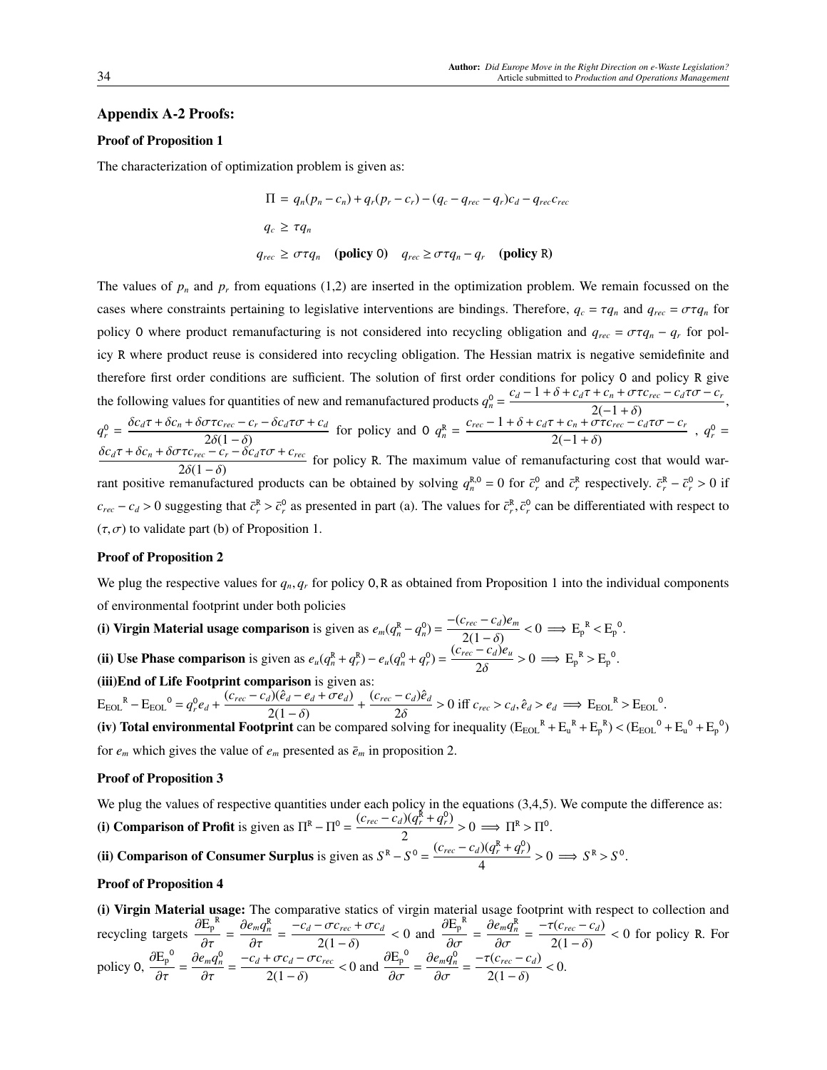## Appendix A-2 Proofs:

### Proof of Proposition 1

The characterization of optimization problem is given as:

$$\Pi = q_n(p_n - c_n) + q_r(p_r - c_r) - (q_c - q_{rec} - q_r)c_d - q_{rec}c_{rec}$$

$$q_c \geq \tau q_n$$

$$q_{rec} \geq \sigma\tau q_n \quad \textbf{(policy 0)} \quad q_{rec} \geq \sigma\tau q_n - q_r \quad \textbf{(policy R)}$$

The values of $p_n$ and $p_r$ from equations (1,2) are inserted in the optimization problem. We remain focussed on the cases where constraints pertaining to legislative interventions are bindings. Therefore, $q_c = \tau q_n$ and $q_{rec} = \sigma\tau q_n$ for policy 0 where product remanufacturing is not considered into recycling obligation and $q_{rec} = \sigma\tau q_n - q_r$ for policy R where product reuse is considered into recycling obligation. The Hessian matrix is negative semidefinite and therefore first order conditions are sufficient. The solution of first order conditions for policy 0 and policy R give the following values for quantities of new and remanufactured products $q_n^0 = \dfrac{c_d - 1 + \delta + c_d\tau + c_n + \sigma\tau c_{rec} - c_d\tau\sigma - c_r}{2(-1+\delta)}$, $q_r^0 = \dfrac{\delta c_d\tau + \delta c_n + \delta\sigma\tau c_{rec} - c_r - \delta c_d\tau\sigma + c_d}{2\delta(1-\delta)}$ for policy and 0 $q_n^{\mathrm{R}} = \dfrac{c_{rec} - 1 + \delta + c_d\tau + c_n + \sigma\tau c_{rec} - c_d\tau\sigma - c_r}{2(-1+\delta)}$ , $q_r^0 = \dfrac{\delta c_d\tau + \delta c_n + \delta\sigma\tau c_{rec} - c_r - \delta c_d\tau\sigma + c_{rec}}{2\delta(1-\delta)}$ for policy R. The maximum value of remanufacturing cost that would warrant positive remanufactured products can be obtained by solving $q_n^{\mathrm{R},0} = 0$ for $\bar{c}_r^0$ and $\bar{c}_r^{\mathrm{R}}$ respectively. $\bar{c}_r^{\mathrm{R}} - \bar{c}_r^0 > 0$ if $c_{rec} - c_d > 0$ suggesting that $\bar{c}_r^{\mathrm{R}} > \bar{c}_r^0$ as presented in part (a). The values for $\bar{c}_r^{\mathrm{R}}, \bar{c}_r^0$ can be differentiated with respect to $(\tau, \sigma)$ to validate part (b) of Proposition 1.

### Proof of Proposition 2

We plug the respective values for $q_n, q_r$ for policy 0, R as obtained from Proposition 1 into the individual components of environmental footprint under both policies

**(i) Virgin Material usage comparison** is given as $e_m(q_n^{\mathrm{R}} - q_n^0) = \dfrac{-(c_{rec} - c_d)e_m}{2(1-\delta)} < 0 \implies \mathrm{E_p}^{\mathrm{R}} < \mathrm{E_p}^0$.

**(ii) Use Phase comparison** is given as $e_u(q_n^{\mathrm{R}} + q_r^{\mathrm{R}}) - e_u(q_n^0 + q_r^0) = \dfrac{(c_{rec} - c_d)e_u}{2\delta} > 0 \implies \mathrm{E_p}^{\mathrm{R}} > \mathrm{E_p}^0$.

**(iii)End of Life Footprint comparison** is given as:

$\mathrm{E_{EOL}}^{\mathrm{R}} - \mathrm{E_{EOL}}^0 = q_r^0 e_d + \dfrac{(c_{rec} - c_d)(\hat{e}_d - e_d + \sigma e_d)}{2(1-\delta)} + \dfrac{(c_{rec} - c_d)\hat{e}_d}{2\delta} > 0$ iff $c_{rec} > c_d, \hat{e}_d > e_d \implies \mathrm{E_{EOL}}^{\mathrm{R}} > \mathrm{E_{EOL}}^0$.

**(iv) Total environmental Footprint** can be compared solving for inequality $(\mathrm{E_{EOL}}^{\mathrm{R}} + \mathrm{E_u}^{\mathrm{R}} + \mathrm{E_p}^{\mathrm{R}}) < (\mathrm{E_{EOL}}^0 + \mathrm{E_u}^0 + \mathrm{E_p}^0)$ for $e_m$ which gives the value of $e_m$ presented as $\bar{e}_m$ in proposition 2.

### Proof of Proposition 3

We plug the values of respective quantities under each policy in the equations (3,4,5). We compute the difference as:

**(i) Comparison of Profit** is given as $\Pi^{\mathrm{R}} - \Pi^0 = \dfrac{(c_{rec} - c_d)(q_r^{\mathrm{R}} + q_r^0)}{2} > 0 \implies \Pi^{\mathrm{R}} > \Pi^0$.

**(ii) Comparison of Consumer Surplus** is given as $S^{\mathrm{R}} - S^0 = \dfrac{(c_{rec} - c_d)(q_r^{\mathrm{R}} + q_r^0)}{4} > 0 \implies S^{\mathrm{R}} > S^0$.

### Proof of Proposition 4

**(i) Virgin Material usage:** The comparative statics of virgin material usage footprint with respect to collection and recycling targets $\dfrac{\partial \mathrm{E_p}^{\mathrm{R}}}{\partial \tau} = \dfrac{\partial e_m q_n^{\mathrm{R}}}{\partial \tau} = \dfrac{-c_d - \sigma c_{rec} + \sigma c_d}{2(1-\delta)} < 0$ and $\dfrac{\partial \mathrm{E_p}^{\mathrm{R}}}{\partial \sigma} = \dfrac{\partial e_m q_n^{\mathrm{R}}}{\partial \sigma} = \dfrac{-\tau(c_{rec} - c_d)}{2(1-\delta)} < 0$ for policy R. For policy 0, $\dfrac{\partial \mathrm{E_p}^0}{\partial \tau} = \dfrac{\partial e_m q_n^0}{\partial \tau} = \dfrac{-c_d + \sigma c_d - \sigma c_{rec}}{2(1-\delta)} < 0$ and $\dfrac{\partial \mathrm{E_p}^0}{\partial \sigma} = \dfrac{\partial e_m q_n^0}{\partial \sigma} = \dfrac{-\tau(c_{rec} - c_d)}{2(1-\delta)} < 0$.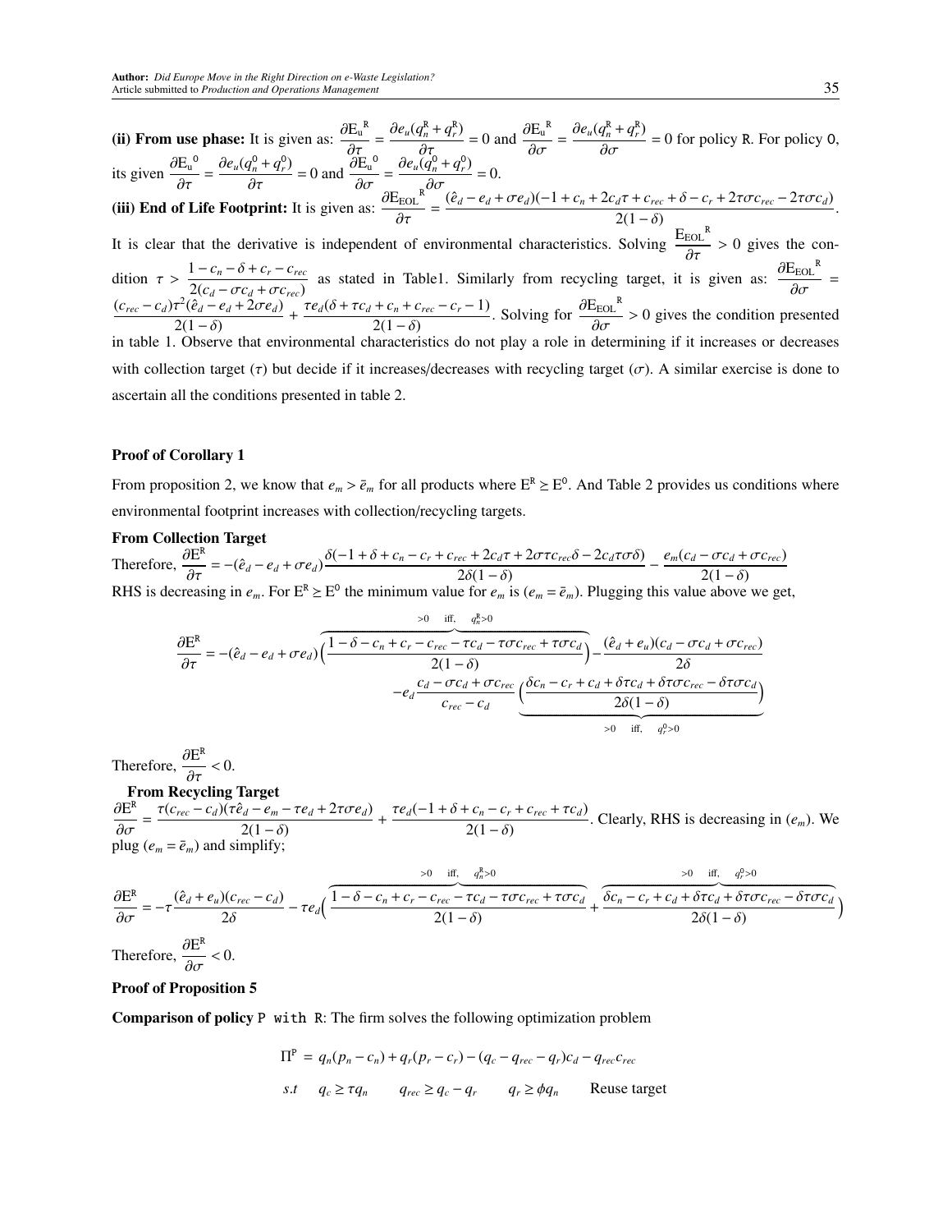**(ii) From use phase:** It is given as: $\frac{\partial \mathrm{E_u}^{\mathrm{R}}}{\partial \tau} = \frac{\partial e_u(q_n^{\mathrm{R}} + q_r^{\mathrm{R}})}{\partial \tau} = 0$ and $\frac{\partial \mathrm{E_u}^{\mathrm{R}}}{\partial \sigma} = \frac{\partial e_u(q_n^{\mathrm{R}} + q_r^{\mathrm{R}})}{\partial \sigma} = 0$ for policy R. For policy 0, its given $\frac{\partial \mathrm{E_u}^{0}}{\partial \tau} = \frac{\partial e_u(q_n^{0} + q_r^{0})}{\partial \tau} = 0$ and $\frac{\partial \mathrm{E_u}^{0}}{\partial \sigma} = \frac{\partial e_u(q_n^{0} + q_r^{0})}{\partial \sigma} = 0$.

**(iii) End of Life Footprint:** It is given as: $\frac{\partial \mathrm{E_{EOL}}^{\mathrm{R}}}{\partial \tau} = \frac{(\hat{e}_d - e_d + \sigma e_d)(-1 + c_n + 2c_d\tau + c_{rec} + \delta - c_r + 2\tau\sigma c_{rec} - 2\tau\sigma c_d)}{2(1-\delta)}$.

It is clear that the derivative is independent of environmental characteristics. Solving $\frac{\mathrm{E_{EOL}}^{\mathrm{R}}}{\partial \tau} > 0$ gives the condition $\tau > \frac{1 - c_n - \delta + c_r - c_{rec}}{2(c_d - \sigma c_d + \sigma c_{rec})}$ as stated in Table1. Similarly from recycling target, it is given as: $\frac{\partial \mathrm{E_{EOL}}^{\mathrm{R}}}{\partial \sigma} = \frac{(c_{rec} - c_d)\tau^2(\hat{e}_d - e_d + 2\sigma e_d)}{2(1-\delta)} + \frac{\tau e_d(\delta + \tau c_d + c_n + c_{rec} - c_r - 1)}{2(1-\delta)}$. Solving for $\frac{\partial \mathrm{E_{EOL}}^{\mathrm{R}}}{\partial \sigma} > 0$ gives the condition presented in table 1. Observe that environmental characteristics do not play a role in determining if it increases or decreases with collection target ($\tau$) but decide if it increases/decreases with recycling target ($\sigma$). A similar exercise is done to ascertain all the conditions presented in table 2.

**Proof of Corollary 1**

From proposition 2, we know that $e_m > \bar{e}_m$ for all products where $\mathrm{E^R} \geq \mathrm{E^0}$. And Table 2 provides us conditions where environmental footprint increases with collection/recycling targets.

**From Collection Target**

Therefore, $\frac{\partial \mathrm{E^R}}{\partial \tau} = -(\hat{e}_d - e_d + \sigma e_d)\frac{\delta(-1 + \delta + c_n - c_r + c_{rec} + 2c_d\tau + 2\sigma\tau c_{rec}\delta - 2c_d\tau\sigma\delta)}{2\delta(1-\delta)} - \frac{e_m(c_d - \sigma c_d + \sigma c_{rec})}{2(1-\delta)}$

RHS is decreasing in $e_m$. For $\mathrm{E^R} \geq \mathrm{E^0}$ the minimum value for $e_m$ is ($e_m = \bar{e}_m$). Plugging this value above we get,

$$\frac{\partial \mathrm{E^R}}{\partial \tau} = -(\hat{e}_d - e_d + \sigma e_d)\Big(\overbrace{\frac{1 - \delta - c_n + c_r - c_{rec} - \tau c_d - \tau\sigma c_{rec} + \tau\sigma c_d}{2(1-\delta)}}^{>0 \quad \text{iff,} \quad q_n^{\mathrm{R}}>0}\Big) - \frac{(\hat{e}_d + e_u)(c_d - \sigma c_d + \sigma c_{rec})}{2\delta} - e_d\frac{c_d - \sigma c_d + \sigma c_{rec}}{c_{rec} - c_d}\underbrace{\Big(\frac{\delta c_n - c_r + c_d + \delta\tau c_d + \delta\tau\sigma c_{rec} - \delta\tau\sigma c_d}{2\delta(1-\delta)}\Big)}_{>0 \quad \text{iff,} \quad q_r^{0}>0}$$

Therefore, $\frac{\partial \mathrm{E^R}}{\partial \tau} < 0$.

**From Recycling Target**

$\frac{\partial \mathrm{E^R}}{\partial \sigma} = \frac{\tau(c_{rec} - c_d)(\tau\hat{e}_d - e_m - \tau e_d + 2\tau\sigma e_d)}{2(1-\delta)} + \frac{\tau e_d(-1 + \delta + c_n - c_r + c_{rec} + \tau c_d)}{2(1-\delta)}$. Clearly, RHS is decreasing in ($e_m$). We plug ($e_m = \bar{e}_m$) and simplify;

$$\frac{\partial \mathrm{E^R}}{\partial \sigma} = -\tau\frac{(\hat{e}_d + e_u)(c_{rec} - c_d)}{2\delta} - \tau e_d\Big(\overbrace{\frac{1 - \delta - c_n + c_r - c_{rec} - \tau c_d - \tau\sigma c_{rec} + \tau\sigma c_d}{2(1-\delta)}}^{>0 \quad \text{iff,} \quad q_n^{\mathrm{R}}>0} + \overbrace{\frac{\delta c_n - c_r + c_d + \delta\tau c_d + \delta\tau\sigma c_{rec} - \delta\tau\sigma c_d}{2\delta(1-\delta)}}^{>0 \quad \text{iff,} \quad q_r^{0}>0}\Big)$$

Therefore, $\frac{\partial \mathrm{E^R}}{\partial \sigma} < 0$.

**Proof of Proposition 5**

**Comparison of policy** P with R: The firm solves the following optimization problem

$$\Pi^{\mathrm{P}} = q_n(p_n - c_n) + q_r(p_r - c_r) - (q_c - q_{rec} - q_r)c_d - q_{rec}c_{rec}$$

$$s.t \quad q_c \geq \tau q_n \qquad q_{rec} \geq q_c - q_r \qquad q_r \geq \phi q_n \qquad \text{Reuse target}$$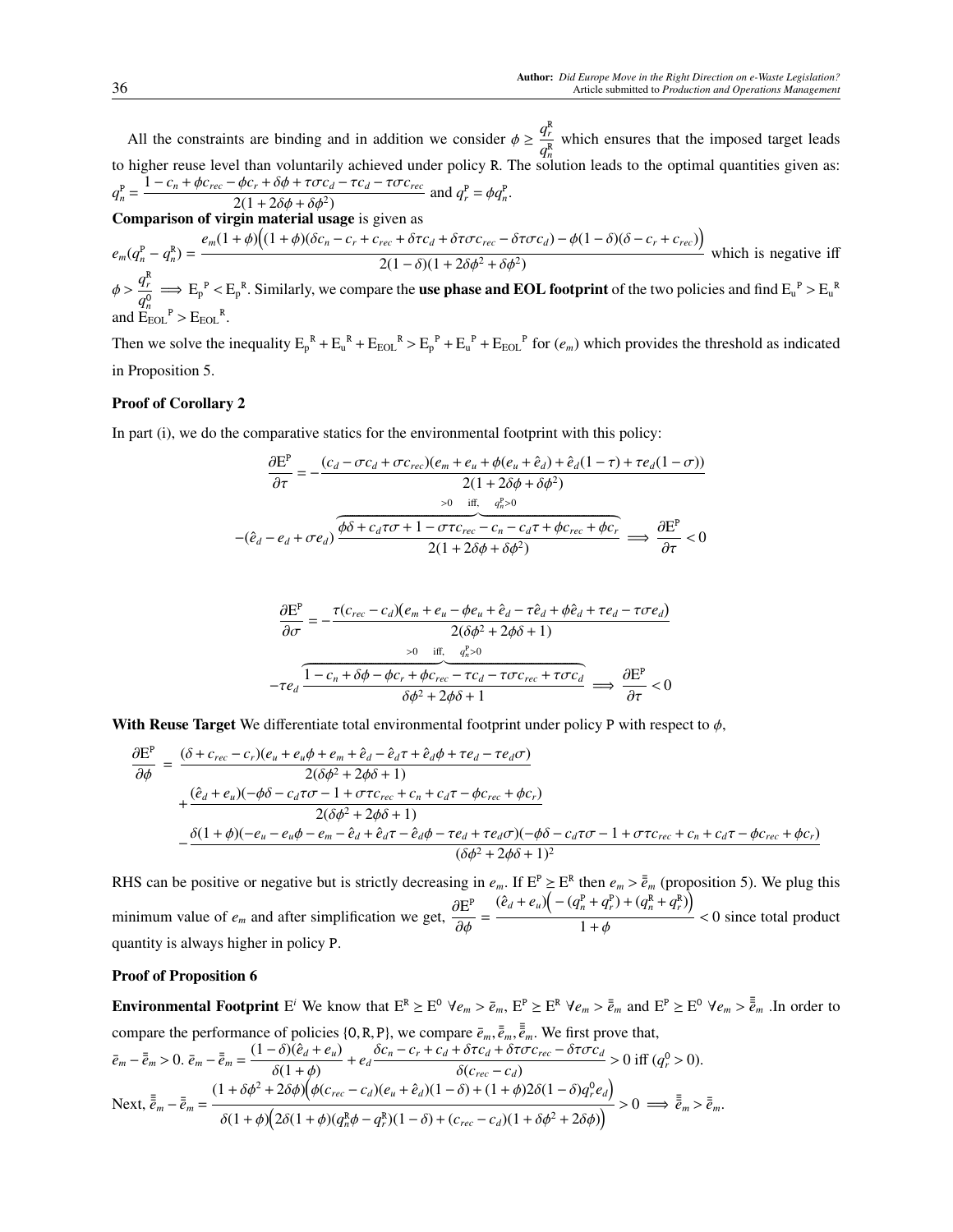All the constraints are binding and in addition we consider $\phi \geq \frac{q_r^{\mathtt{R}}}{q_n^{\mathtt{R}}}$ which ensures that the imposed target leads to higher reuse level than voluntarily achieved under policy R. The solution leads to the optimal quantities given as: $q_n^{\mathtt{P}} = \frac{1 - c_n + \phi c_{rec} - \phi c_r + \delta\phi + \tau\sigma c_d - \tau c_d - \tau\sigma c_{rec}}{2(1 + 2\delta\phi + \delta\phi^2)}$ and $q_r^{\mathtt{P}} = \phi q_n^{\mathtt{P}}$.

**Comparison of virgin material usage** is given as

$e_m(q_n^{\mathtt{P}} - q_n^{\mathtt{R}}) = \frac{e_m(1+\phi)\Big((1+\phi)(\delta c_n - c_r + c_{rec} + \delta\tau c_d + \delta\tau\sigma c_{rec} - \delta\tau\sigma c_d) - \phi(1-\delta)(\delta - c_r + c_{rec})\Big)}{2(1-\delta)(1 + 2\delta\phi^2 + \delta\phi^2)}$ which is negative iff $\phi > \frac{q_r^{\mathtt{R}}}{q_n^{0}} \implies \mathrm{E_p}^{\mathtt{P}} < \mathrm{E_p}^{\mathtt{R}}$. Similarly, we compare the **use phase and EOL footprint** of the two policies and find $\mathrm{E_u}^{\mathtt{P}} > \mathrm{E_u}^{\mathtt{R}}$ and $\mathrm{E_{EOL}}^{\mathtt{P}} > \mathrm{E_{EOL}}^{\mathtt{R}}$.

Then we solve the inequality $\mathrm{E_p}^{\mathtt{R}} + \mathrm{E_u}^{\mathtt{R}} + \mathrm{E_{EOL}}^{\mathtt{R}} > \mathrm{E_p}^{\mathtt{P}} + \mathrm{E_u}^{\mathtt{P}} + \mathrm{E_{EOL}}^{\mathtt{P}}$ for ($e_m$) which provides the threshold as indicated in Proposition 5.

**Proof of Corollary 2**

In part (i), we do the comparative statics for the environmental footprint with this policy:

$$\frac{\partial \mathrm{E}^{\mathtt{P}}}{\partial \tau} = -\frac{(c_d - \sigma c_d + \sigma c_{rec})(e_m + e_u + \phi(e_u + \hat{e}_d) + \hat{e}_d(1-\tau) + \tau e_d(1-\sigma))}{2(1 + 2\delta\phi + \delta\phi^2)}$$

$$-(\hat{e}_d - e_d + \sigma e_d)\overbrace{\frac{\phi\delta + c_d\tau\sigma + 1 - \sigma\tau c_{rec} - c_n - c_d\tau + \phi c_{rec} + \phi c_r}{2(1 + 2\delta\phi + \delta\phi^2)}}^{>0 \quad \text{iff,} \quad q_n^{\mathtt{P}}>0} \implies \frac{\partial \mathrm{E}^{\mathtt{P}}}{\partial \tau} < 0$$

$$\frac{\partial \mathrm{E}^{\mathtt{P}}}{\partial \sigma} = -\frac{\tau(c_{rec} - c_d)(e_m + e_u - \phi e_u + \hat{e}_d - \tau\hat{e}_d + \phi\hat{e}_d + \tau e_d - \tau\sigma e_d)}{2(\delta\phi^2 + 2\phi\delta + 1)}$$

$$-\tau e_d\overbrace{\frac{1 - c_n + \delta\phi - \phi c_r + \phi c_{rec} - \tau c_d - \tau\sigma c_{rec} + \tau\sigma c_d}{\delta\phi^2 + 2\phi\delta + 1}}^{>0 \quad \text{iff,} \quad q_n^{\mathtt{P}}>0} \implies \frac{\partial \mathrm{E}^{\mathtt{P}}}{\partial \tau} < 0$$

**With Reuse Target** We differentiate total environmental footprint under policy P with respect to $\phi$,

$$\begin{aligned}
\frac{\partial \mathrm{E}^{\mathtt{P}}}{\partial \phi} \;=\; & \frac{(\delta + c_{rec} - c_r)(e_u + e_u\phi + e_m + \hat{e}_d - \hat{e}_d\tau + \hat{e}_d\phi + \tau e_d - \tau e_d\sigma)}{2(\delta\phi^2 + 2\phi\delta + 1)} \\
& + \frac{(\hat{e}_d + e_u)(-\phi\delta - c_d\tau\sigma - 1 + \sigma\tau c_{rec} + c_n + c_d\tau - \phi c_{rec} + \phi c_r)}{2(\delta\phi^2 + 2\phi\delta + 1)} \\
& - \frac{\delta(1+\phi)(-e_u - e_u\phi - e_m - \hat{e}_d + \hat{e}_d\tau - \hat{e}_d\phi - \tau e_d + \tau e_d\sigma)(-\phi\delta - c_d\tau\sigma - 1 + \sigma\tau c_{rec} + c_n + c_d\tau - \phi c_{rec} + \phi c_r)}{(\delta\phi^2 + 2\phi\delta + 1)^2}
\end{aligned}$$

RHS can be positive or negative but is strictly decreasing in $e_m$. If $\mathrm{E}^{\mathtt{P}} \geq \mathrm{E}^{\mathtt{R}}$ then $e_m > \bar{\bar{e}}_m$ (proposition 5). We plug this minimum value of $e_m$ and after simplification we get, $\frac{\partial \mathrm{E}^{\mathtt{P}}}{\partial \phi} = \frac{(\hat{e}_d + e_u)\Big(-(q_n^{\mathtt{P}} + q_r^{\mathtt{P}}) + (q_n^{\mathtt{R}} + q_r^{\mathtt{R}})\Big)}{1+\phi} < 0$ since total product quantity is always higher in policy P.

**Proof of Proposition 6**

**Environmental Footprint** $\mathrm{E}^i$ We know that $\mathrm{E}^{\mathtt{R}} \geq \mathrm{E}^{0}\ \forall e_m > \bar{e}_m$, $\mathrm{E}^{\mathtt{P}} \geq \mathrm{E}^{\mathtt{R}}\ \forall e_m > \bar{\bar{e}}_m$ and $\mathrm{E}^{\mathtt{P}} \geq \mathrm{E}^{0}\ \forall e_m > \bar{\bar{\bar{e}}}_m$ .In order to compare the performance of policies $\{0, \mathtt{R}, \mathtt{P}\}$, we compare $\bar{e}_m, \bar{\bar{e}}_m, \bar{\bar{\bar{e}}}_m$. We first prove that,

$\bar{e}_m - \bar{\bar{e}}_m > 0$. $\bar{e}_m - \bar{\bar{e}}_m = \frac{(1-\delta)(\hat{e}_d + e_u)}{\delta(1+\phi)} + e_d\frac{\delta c_n - c_r + c_d + \delta\tau c_d + \delta\tau\sigma c_{rec} - \delta\tau\sigma c_d}{\delta(c_{rec} - c_d)} > 0$ iff $(q_r^{0} > 0)$.

Next, $\bar{\bar{\bar{e}}}_m - \bar{\bar{e}}_m = \frac{(1 + \delta\phi^2 + 2\delta\phi)\Big(\phi(c_{rec} - c_d)(e_u + \hat{e}_d)(1-\delta) + (1+\phi)2\delta(1-\delta)q_r^{0}e_d\Big)}{\delta(1+\phi)\Big(2\delta(1+\phi)(q_n^{\mathtt{R}}\phi - q_r^{\mathtt{R}})(1-\delta) + (c_{rec} - c_d)(1 + \delta\phi^2 + 2\delta\phi)\Big)} > 0 \implies \bar{\bar{\bar{e}}}_m > \bar{\bar{e}}_m$.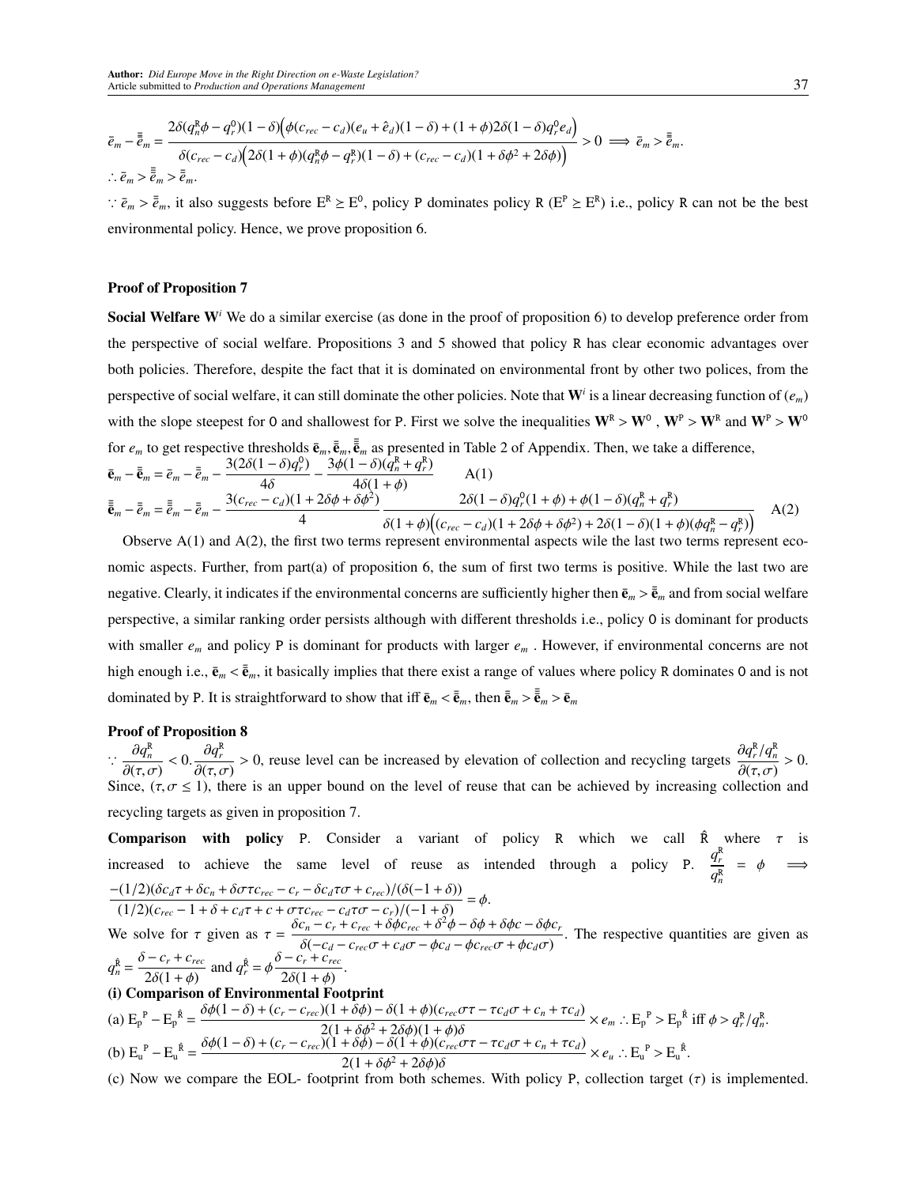$$\bar{e}_m - \bar{\bar{e}}_m = \frac{2\delta(q_n^{\mathrm{R}}\phi - q_r^0)(1-\delta)\Big(\phi(c_{rec}-c_d)(e_u+\hat{e}_d)(1-\delta)+(1+\phi)2\delta(1-\delta)q_r^0 e_d\Big)}{\delta(c_{rec}-c_d)\Big(2\delta(1+\phi)(q_n^{\mathrm{R}}\phi - q_r^{\mathrm{R}})(1-\delta)+(c_{rec}-c_d)(1+\delta\phi^2+2\delta\phi)\Big)} > 0 \implies \bar{e}_m > \bar{\bar{e}}_m.$$

$$\therefore \bar{e}_m > \bar{\bar{e}}_m > \bar{\bar{e}}_m.$$

$\because \bar{e}_m > \bar{\bar{e}}_m$, it also suggests before $\mathrm{E}^{\mathrm{R}} \geq \mathrm{E}^0$, policy P dominates policy R ($\mathrm{E}^{\mathrm{P}} \geq \mathrm{E}^{\mathrm{R}}$) i.e., policy R can not be the best environmental policy. Hence, we prove proposition 6.

**Proof of Proposition 7**

**Social Welfare $\mathbf{W}^i$** We do a similar exercise (as done in the proof of proposition 6) to develop preference order from the perspective of social welfare. Propositions 3 and 5 showed that policy R has clear economic advantages over both policies. Therefore, despite the fact that it is dominated on environmental front by other two polices, from the perspective of social welfare, it can still dominate the other policies. Note that $\mathbf{W}^i$ is a linear decreasing function of ($e_m$) with the slope steepest for O and shallowest for P. First we solve the inequalities $\mathbf{W}^{\mathrm{R}} > \mathbf{W}^0$ , $\mathbf{W}^{\mathrm{P}} > \mathbf{W}^{\mathrm{R}}$ and $\mathbf{W}^{\mathrm{P}} > \mathbf{W}^0$ for $e_m$ to get respective thresholds $\bar{\mathbf{e}}_m, \bar{\bar{\mathbf{e}}}_m, \bar{\bar{\bar{\mathbf{e}}}}_m$ as presented in Table 2 of Appendix. Then, we take a difference,

$$\bar{\mathbf{e}}_m - \bar{\bar{\mathbf{e}}}_m = \bar{e}_m - \bar{\bar{e}}_m - \frac{3(2\delta(1-\delta)q_r^0)}{4\delta} - \frac{3\phi(1-\delta)(q_n^{\mathrm{R}}+q_r^{\mathrm{R}})}{4\delta(1+\phi)} \qquad \mathrm{A}(1)$$

$$\bar{\bar{\bar{\mathbf{e}}}}_m - \bar{\bar{\mathbf{e}}}_m = \bar{\bar{\bar{e}}}_m - \bar{\bar{e}}_m - \frac{3(c_{rec}-c_d)(1+2\delta\phi+\delta\phi^2)}{4} \frac{2\delta(1-\delta)q_r^0(1+\phi)+\phi(1-\delta)(q_n^{\mathrm{R}}+q_r^{\mathrm{R}})}{\delta(1+\phi)\Big((c_{rec}-c_d)(1+2\delta\phi+\delta\phi^2)+2(1-\delta)(1+\phi)(\phi q_n^{\mathrm{R}}-q_r^{\mathrm{R}})\Big)} \qquad \mathrm{A}(2)$$

Observe A(1) and A(2), the first two terms represent environmental aspects wile the last two terms represent economic aspects. Further, from part(a) of proposition 6, the sum of first two terms is positive. While the last two are negative. Clearly, it indicates if the environmental concerns are sufficiently higher then $\bar{\mathbf{e}}_m > \bar{\bar{\mathbf{e}}}_m$ and from social welfare perspective, a similar ranking order persists although with different thresholds i.e., policy O is dominant for products with smaller $e_m$ and policy P is dominant for products with larger $e_m$ . However, if environmental concerns are not high enough i.e., $\bar{\mathbf{e}}_m < \bar{\bar{\mathbf{e}}}_m$, it basically implies that there exist a range of values where policy R dominates O and is not dominated by P. It is straightforward to show that iff $\bar{\mathbf{e}}_m < \bar{\bar{\mathbf{e}}}_m$, then $\bar{\bar{\mathbf{e}}}_m > \bar{\bar{\bar{\mathbf{e}}}}_m > \bar{\mathbf{e}}_m$

**Proof of Proposition 8**

$\because \dfrac{\partial q_n^{\mathrm{R}}}{\partial(\tau,\sigma)} < 0. \dfrac{\partial q_r^{\mathrm{R}}}{\partial(\tau,\sigma)} > 0$, reuse level can be increased by elevation of collection and recycling targets $\dfrac{\partial q_r^{\mathrm{R}}/q_n^{\mathrm{R}}}{\partial(\tau,\sigma)} > 0$. Since, ($\tau, \sigma \leq 1$), there is an upper bound on the level of reuse that can be achieved by increasing collection and recycling targets as given in proposition 7.

**Comparison with policy** P. Consider a variant of policy R which we call $\hat{\mathrm{R}}$ where $\tau$ is increased to achieve the same level of reuse as intended through a policy P. $\dfrac{q_r^{\mathrm{R}}}{q_n^{\mathrm{R}}} = \phi \implies$

$$\frac{-(1/2)(\delta c_d\tau + \delta c_n + \delta\sigma\tau c_{rec} - c_r - \delta c_d\tau\sigma + c_{rec})/(\delta(-1+\delta))}{(1/2)(c_{rec}-1+\delta+c_d\tau+c+\sigma\tau c_{rec}-c_d\tau\sigma-c_r)/(-1+\delta)} = \phi.$$

We solve for $\tau$ given as $\tau = \dfrac{\delta c_n - c_r + c_{rec} + \delta\phi c_{rec} + \delta^2\phi - \delta\phi + \delta\phi c - \delta\phi c_r}{\delta(-c_d - c_{rec}\sigma + c_d\sigma - \phi c_d - \phi c_{rec}\sigma + \phi c_d\sigma)}$. The respective quantities are given as $q_n^{\hat{\mathrm{R}}} = \dfrac{\delta - c_r + c_{rec}}{2\delta(1+\phi)}$ and $q_r^{\hat{\mathrm{R}}} = \phi\dfrac{\delta - c_r + c_{rec}}{2\delta(1+\phi)}$.

**(i) Comparison of Environmental Footprint**

(a) $\mathrm{E_p}^{\mathrm{P}} - \mathrm{E_p}^{\hat{\mathrm{R}}} = \dfrac{\delta\phi(1-\delta)+(c_r-c_{rec})(1+\delta\phi)-\delta(1+\phi)(c_{rec}\sigma\tau-\tau c_d\sigma+c_n+\tau c_d)}{2(1+\delta\phi^2+2\delta\phi)(1+\phi)\delta} \times e_m \therefore \mathrm{E_p}^{\mathrm{P}} > \mathrm{E_p}^{\hat{\mathrm{R}}}$ iff $\phi > q_r^{\mathrm{R}}/q_n^{\mathrm{R}}$.

(b) $\mathrm{E_u}^{\mathrm{P}} - \mathrm{E_u}^{\hat{\mathrm{R}}} = \dfrac{\delta\phi(1-\delta)+(c_r-c_{rec})(1+\delta\phi)-\delta(1+\phi)(c_{rec}\sigma\tau-\tau c_d\sigma+c_n+\tau c_d)}{2(1+\delta\phi^2+2\delta\phi)\delta} \times e_u \therefore \mathrm{E_u}^{\mathrm{P}} > \mathrm{E_u}^{\hat{\mathrm{R}}}$.

(c) Now we compare the EOL- footprint from both schemes. With policy P, collection target ($\tau$) is implemented.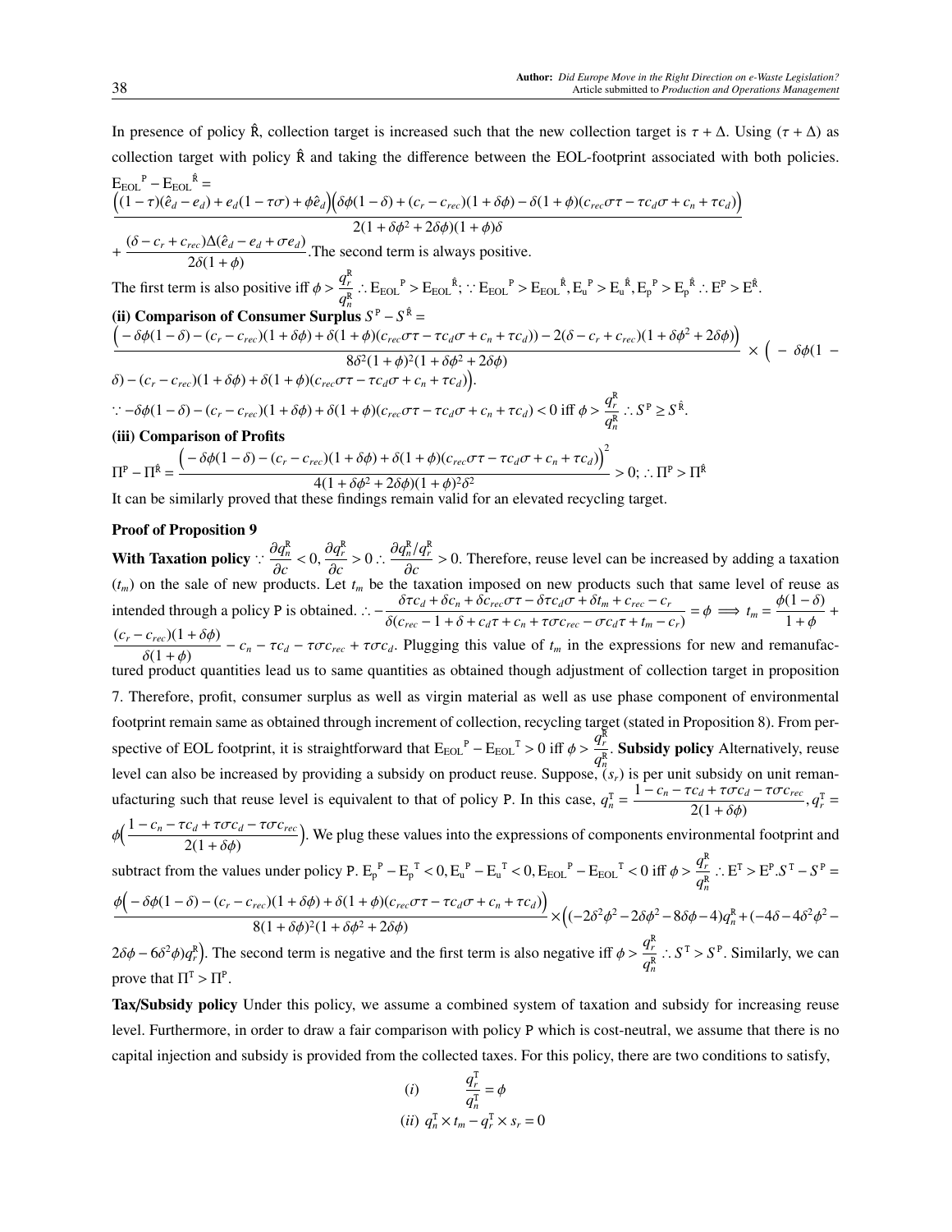In presence of policy $\hat{R}$, collection target is increased such that the new collection target is $\tau + \Delta$. Using $(\tau + \Delta)$ as collection target with policy $\hat{R}$ and taking the difference between the EOL-footprint associated with both policies.

$$\mathrm{E_{EOL}}^{\mathrm{P}} - \mathrm{E_{EOL}}^{\hat{\mathrm{R}}} = \frac{\Big((1-\tau)(\hat{e}_d - e_d) + e_d(1-\tau\sigma) + \phi\hat{e}_d\Big)\Big(\delta\phi(1-\delta) + (c_r - c_{rec})(1+\delta\phi) - \delta(1+\phi)(c_{rec}\sigma\tau - \tau c_d\sigma + c_n + \tau c_d)\Big)}{2(1+\delta\phi^2 + 2\delta\phi)(1+\phi)\delta}$$

$$+ \frac{(\delta - c_r + c_{rec})\Delta(\hat{e}_d - e_d + \sigma e_d)}{2\delta(1+\phi)}.$$ The second term is always positive.

The first term is also positive iff $\phi > \frac{q_r^{\mathrm{R}}}{q_n^{\mathrm{R}}} \therefore \mathrm{E_{EOL}}^{\mathrm{P}} > \mathrm{E_{EOL}}^{\hat{\mathrm{R}}}; \because \mathrm{E_{EOL}}^{\mathrm{P}} > \mathrm{E_{EOL}}^{\hat{\mathrm{R}}}, \mathrm{E_u}^{\mathrm{P}} > \mathrm{E_u}^{\hat{\mathrm{R}}}, \mathrm{E_p}^{\mathrm{P}} > \mathrm{E_p}^{\hat{\mathrm{R}}} \therefore \mathrm{E}^{\mathrm{P}} > \mathrm{E}^{\hat{\mathrm{R}}}$.

**(ii) Comparison of Consumer Surplus** $S^{\mathrm{P}} - S^{\hat{\mathrm{R}}} =$

$$\frac{\Big(-\delta\phi(1-\delta) - (c_r - c_{rec})(1+\delta\phi) + \delta(1+\phi)(c_{rec}\sigma\tau - \tau c_d\sigma + c_n + \tau c_d)\Big) - 2(\delta - c_r + c_{rec})(1+\delta\phi^2+2\delta\phi)\Big)}{8\delta^2(1+\phi)^2(1+\delta\phi^2+2\delta\phi)} \times \Big(-\delta\phi(1-\delta) - (c_r - c_{rec})(1+\delta\phi) + \delta(1+\phi)(c_{rec}\sigma\tau - \tau c_d\sigma + c_n + \tau c_d)\Big).$$

$\because -\delta\phi(1-\delta) - (c_r - c_{rec})(1+\delta\phi) + \delta(1+\phi)(c_{rec}\sigma\tau - \tau c_d\sigma + c_n + \tau c_d) < 0$ iff $\phi > \frac{q_r^{\mathrm{R}}}{q_n^{\mathrm{R}}} \therefore S^{\mathrm{P}} \geq S^{\hat{\mathrm{R}}}$.

**(iii) Comparison of Profits**

$$\Pi^{\mathrm{P}} - \Pi^{\hat{\mathrm{R}}} = \frac{\Big(-\delta\phi(1-\delta) - (c_r - c_{rec})(1+\delta\phi) + \delta(1+\phi)(c_{rec}\sigma\tau - \tau c_d\sigma + c_n + \tau c_d)\Big)^2}{4(1+\delta\phi^2+2\delta\phi)(1+\phi)^2\delta^2} > 0; \therefore \Pi^{\mathrm{P}} > \Pi^{\hat{\mathrm{R}}}$$

It can be similarly proved that these findings remain valid for an elevated recycling target.

**Proof of Proposition 9**

**With Taxation policy** $\because \frac{\partial q_n^{\mathrm{R}}}{\partial c} < 0, \frac{\partial q_r^{\mathrm{R}}}{\partial c} > 0 \therefore \frac{\partial q_n^{\mathrm{R}}/q_r^{\mathrm{R}}}{\partial c} > 0$. Therefore, reuse level can be increased by adding a taxation ($t_m$) on the sale of new products. Let $t_m$ be the taxation imposed on new products such that same level of reuse as intended through a policy P is obtained. $\therefore -\frac{\delta\tau c_d + \delta c_n + \delta c_{rec}\sigma\tau - \delta\tau c_d\sigma + \delta t_m + c_{rec} - c_r}{\delta(c_{rec} - 1 + \delta + c_d\tau + c_n + \tau\sigma c_{rec} - \sigma c_d\tau + t_m - c_r)} = \phi \implies t_m = \frac{\phi(1-\delta)}{1+\phi} + \frac{(c_r - c_{rec})(1+\delta\phi)}{\delta(1+\phi)} - c_n - \tau c_d - \tau\sigma c_{rec} + \tau\sigma c_d$. Plugging this value of $t_m$ in the expressions for new and remanufactured product quantities lead us to same quantities as obtained though adjustment of collection target in proposition 7. Therefore, profit, consumer surplus as well as virgin material as well as use phase component of environmental footprint remain same as obtained through increment of collection, recycling target (stated in Proposition 8). From perspective of EOL footprint, it is straightforward that $\mathrm{E_{EOL}}^{\mathrm{P}} - \mathrm{E_{EOL}}^{\mathrm{T}} > 0$ iff $\phi > \frac{q_r^{\mathrm{R}}}{q_n^{\mathrm{R}}}$. **Subsidy policy** Alternatively, reuse level can also be increased by providing a subsidy on product reuse. Suppose, $(s_r)$ is per unit subsidy on unit remanufacturing such that reuse level is equivalent to that of policy P. In this case, $q_n^{\mathrm{T}} = \frac{1 - c_n - \tau c_d + \tau\sigma c_d - \tau\sigma c_{rec}}{2(1+\delta\phi)}, q_r^{\mathrm{T}} = \phi\Big(\frac{1 - c_n - \tau c_d + \tau\sigma c_d - \tau\sigma c_{rec}}{2(1+\delta\phi)}\Big)$. We plug these values into the expressions of components environmental footprint and subtract from the values under policy P. $\mathrm{E_p}^{\mathrm{P}} - \mathrm{E_p}^{\mathrm{T}} < 0, \mathrm{E_u}^{\mathrm{P}} - \mathrm{E_u}^{\mathrm{T}} < 0, \mathrm{E_{EOL}}^{\mathrm{P}} - \mathrm{E_{EOL}}^{\mathrm{T}} < 0$ iff $\phi > \frac{q_r^{\mathrm{R}}}{q_n^{\mathrm{R}}} \therefore \mathrm{E}^{\mathrm{T}} > \mathrm{E}^{\mathrm{P}}. S^{\mathrm{T}} - S^{\mathrm{P}} =$

$$\frac{\phi\Big(-\delta\phi(1-\delta) - (c_r - c_{rec})(1+\delta\phi) + \delta(1+\phi)(c_{rec}\sigma\tau - \tau c_d\sigma + c_n + \tau c_d)\Big)}{8(1+\delta\phi)^2(1+\delta\phi^2+2\delta\phi)} \times \Big((-2\delta^2\phi^2 - 2\delta\phi^2 - 8\delta\phi - 4)q_n^{\mathrm{R}} + (-4\delta - 4\delta^2\phi^2 - 2\delta\phi - 6\delta^2\phi)q_r^{\mathrm{R}}\Big).$$

The second term is negative and the first term is also negative iff $\phi > \frac{q_r^{\mathrm{R}}}{q_n^{\mathrm{R}}} \therefore S^{\mathrm{T}} > S^{\mathrm{P}}$. Similarly, we can prove that $\Pi^{\mathrm{T}} > \Pi^{\mathrm{P}}$.

**Tax/Subsidy policy** Under this policy, we assume a combined system of taxation and subsidy for increasing reuse level. Furthermore, in order to draw a fair comparison with policy P which is cost-neutral, we assume that there is no capital injection and subsidy is provided from the collected taxes. For this policy, there are two conditions to satisfy,

$$(i) \quad \frac{q_r^{\mathrm{T}}}{q_n^{\mathrm{T}}} = \phi$$

$$(ii) \quad q_n^{\mathrm{T}} \times t_m - q_r^{\mathrm{T}} \times s_r = 0$$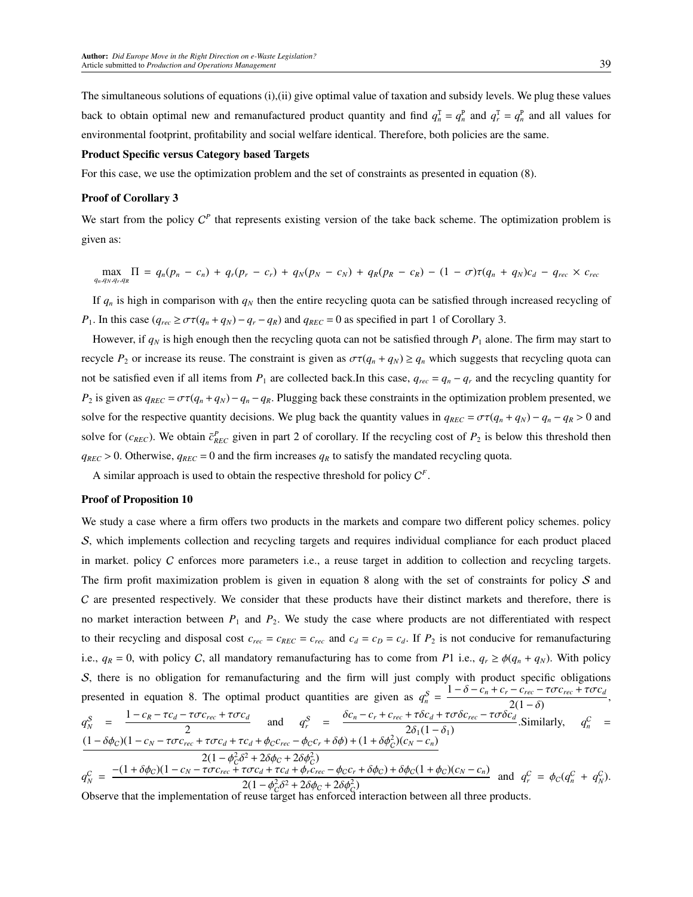The simultaneous solutions of equations (i),(ii) give optimal value of taxation and subsidy levels. We plug these values back to obtain optimal new and remanufactured product quantity and find $q_n^{\mathrm{T}} = q_n^{\mathrm{P}}$ and $q_r^{\mathrm{T}} = q_n^{\mathrm{P}}$ and all values for environmental footprint, profitability and social welfare identical. Therefore, both policies are the same.

**Product Specific versus Category based Targets**

For this case, we use the optimization problem and the set of constraints as presented in equation (8).

**Proof of Corollary 3**

We start from the policy $C^P$ that represents existing version of the take back scheme. The optimization problem is given as:

$$\max_{q_n,q_N,q_r,q_R} \Pi = q_n(p_n - c_n) + q_r(p_r - c_r) + q_N(p_N - c_N) + q_R(p_R - c_R) - (1-\sigma)\tau(q_n + q_N)c_d - q_{rec} \times c_{rec}$$

If $q_n$ is high in comparison with $q_N$ then the entire recycling quota can be satisfied through increased recycling of $P_1$. In this case ($q_{rec} \geq \sigma\tau(q_n + q_N) - q_r - q_R$) and $q_{REC} = 0$ as specified in part 1 of Corollary 3.

However, if $q_N$ is high enough then the recycling quota can not be satisfied through $P_1$ alone. The firm may start to recycle $P_2$ or increase its reuse. The constraint is given as $\sigma\tau(q_n + q_N) \geq q_n$ which suggests that recycling quota can not be satisfied even if all items from $P_1$ are collected back.In this case, $q_{rec} = q_n - q_r$ and the recycling quantity for $P_2$ is given as $q_{REC} = \sigma\tau(q_n + q_N) - q_n - q_R$. Plugging back these constraints in the optimization problem presented, we solve for the respective quantity decisions. We plug back the quantity values in $q_{REC} = \sigma\tau(q_n + q_N) - q_n - q_R > 0$ and solve for ($c_{REC}$). We obtain $\bar{c}^P_{REC}$ given in part 2 of corollary. If the recycling cost of $P_2$ is below this threshold then $q_{REC} > 0$. Otherwise, $q_{REC} = 0$ and the firm increases $q_R$ to satisfy the mandated recycling quota.

A similar approach is used to obtain the respective threshold for policy $C^F$.

**Proof of Proposition 10**

We study a case where a firm offers two products in the markets and compare two different policy schemes. policy $\mathcal{S}$, which implements collection and recycling targets and requires individual compliance for each product placed in market. policy $C$ enforces more parameters i.e., a reuse target in addition to collection and recycling targets. The firm profit maximization problem is given in equation 8 along with the set of constraints for policy $\mathcal{S}$ and $C$ are presented respectively. We consider that these products have their distinct markets and therefore, there is no market interaction between $P_1$ and $P_2$. We study the case where products are not differentiated with respect to their recycling and disposal cost $c_{rec} = c_{REC} = c_{rec}$ and $c_d = c_D = c_d$. If $P_2$ is not conducive for remanufacturing i.e., $q_R = 0$, with policy $C$, all mandatory remanufacturing has to come from $P1$ i.e., $q_r \geq \phi(q_n + q_N)$. With policy $\mathcal{S}$, there is no obligation for remanufacturing and the firm will just comply with product specific obligations presented in equation 8. The optimal product quantities are given as $q_n^S = \frac{1-\delta-c_n+c_r-c_{rec}-\tau\sigma c_{rec}+\tau\sigma c_d}{2(1-\delta)}$, $q_N^S = \frac{1-c_R-\tau c_d-\tau\sigma c_{rec}+\tau\sigma c_d}{2}$ and $q_r^S = \frac{\delta c_n - c_r + c_{rec} + \tau\delta c_d + \tau\sigma\delta c_{rec} - \tau\sigma\delta c_d}{2\delta_1(1-\delta_1)}$.Similarly, $q_n^C = \frac{(1-\delta\phi_C)(1-c_N-\tau\sigma c_{rec}+\tau\sigma c_d+\tau c_d+\phi_C c_{rec}-\phi_C c_r+\delta\phi)+(1+\delta\phi_C^2)(c_N-c_n)}{2(1-\phi_C^2\delta^2+2\delta\phi_C+2\delta\phi_C^2)}$

$q_N^C = \frac{-(1+\delta\phi_C)(1-c_N-\tau\sigma c_{rec}+\tau\sigma c_d+\tau c_d+\phi_r c_{rec}-\phi_C c_r+\delta\phi_C)+\delta\phi_C(1+\phi_C)(c_N-c_n)}{2(1-\phi_C^2\delta^2+2\delta\phi_C+2\delta\phi_C^2)}$ and $q_r^C = \phi_C(q_n^C + q_N^C)$.

Observe that the implementation of reuse target has enforced interaction between all three products.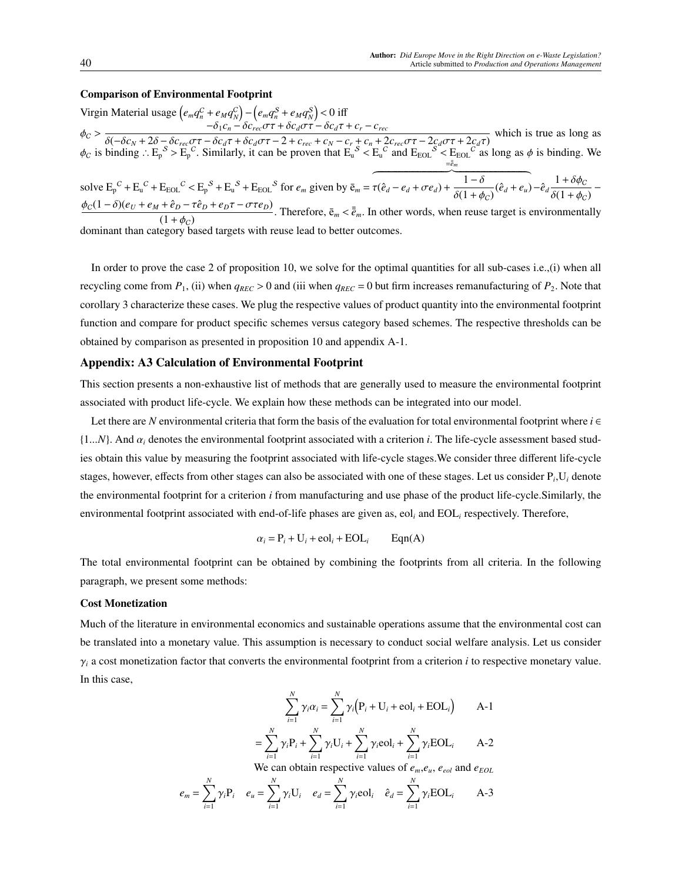**Comparison of Environmental Footprint**

Virgin Material usage $\left(e_m q_n^C + e_M q_N^C\right) - \left(e_m q_n^S + e_M q_N^S\right) < 0$ iff $\phi_C > \dfrac{-\delta_1 c_n - \delta c_{rec}\sigma\tau + \delta c_d \sigma\tau - \delta c_d \tau + c_r - c_{rec}}{\delta(-\delta c_N + 2\delta - \delta c_{rec}\sigma\tau - \delta c_d \tau + \delta c_d \sigma\tau - 2 + c_{rec} + c_N - c_r + c_n + 2c_{rec}\sigma\tau - 2c_d\sigma\tau + 2c_d\tau)}$ which is true as long as $\phi_C$ is binding $\therefore$ $\mathrm{E_p}^S > \mathrm{E_p}^C$. Similarly, it can be proven that $\mathrm{E_u}^S < \mathrm{E_u}^C$ and $\mathrm{E_{EOL}}^S < \mathrm{E_{EOL}}^C$ as long as $\phi$ is binding. We solve $\mathrm{E_p}^C + \mathrm{E_u}^C + \mathrm{E_{EOL}}^C < \mathrm{E_p}^S + \mathrm{E_u}^S + \mathrm{E_{EOL}}^S$ for $e_m$ given by $\bar{\mathrm{e}}_m = \overbrace{\tau(\hat{e}_d - e_d + \sigma e_d) + \dfrac{1-\delta}{\delta(1+\phi_C)}(\hat{e}_d + e_u)}^{=\bar{\bar{e}}_m} - \hat{e}_d \dfrac{1+\delta\phi_C}{\delta(1+\phi_C)} - \dfrac{\phi_C(1-\delta)(e_U + e_M + \hat{e}_D - \tau\hat{e}_D + e_D\tau - \sigma\tau e_D)}{(1+\phi_C)}$. Therefore, $\bar{\mathrm{e}}_m < \bar{\bar{e}}_m$. In other words, when reuse target is environmentally dominant than category based targets with reuse lead to better outcomes.

In order to prove the case 2 of proposition 10, we solve for the optimal quantities for all sub-cases i.e.,(i) when all recycling come from $P_1$, (ii) when $q_{REC} > 0$ and (iii when $q_{REC} = 0$ but firm increases remanufacturing of $P_2$. Note that corollary 3 characterize these cases. We plug the respective values of product quantity into the environmental footprint function and compare for product specific schemes versus category based schemes. The respective thresholds can be obtained by comparison as presented in proposition 10 and appendix A-1.

## Appendix: A3 Calculation of Environmental Footprint

This section presents a non-exhaustive list of methods that are generally used to measure the environmental footprint associated with product life-cycle. We explain how these methods can be integrated into our model.

Let there are $N$ environmental criteria that form the basis of the evaluation for total environmental footprint where $i \in \{1...N\}$. And $\alpha_i$ denotes the environmental footprint associated with a criterion $i$. The life-cycle assessment based studies obtain this value by measuring the footprint associated with life-cycle stages.We consider three different life-cycle stages, however, effects from other stages can also be associated with one of these stages. Let us consider $\mathrm{P}_i$,$\mathrm{U}_i$ denote the environmental footprint for a criterion $i$ from manufacturing and use phase of the product life-cycle.Similarly, the environmental footprint associated with end-of-life phases are given as, $\mathrm{eol}_i$ and $\mathrm{EOL}_i$ respectively. Therefore,

$$\alpha_i = \mathrm{P}_i + \mathrm{U}_i + \mathrm{eol}_i + \mathrm{EOL}_i \qquad \text{Eqn(A)}$$

The total environmental footprint can be obtained by combining the footprints from all criteria. In the following paragraph, we present some methods:

**Cost Monetization**

Much of the literature in environmental economics and sustainable operations assume that the environmental cost can be translated into a monetary value. This assumption is necessary to conduct social welfare analysis. Let us consider $\gamma_i$ a cost monetization factor that converts the environmental footprint from a criterion $i$ to respective monetary value. In this case,

$$\sum_{i=1}^{N} \gamma_i \alpha_i = \sum_{i=1}^{N} \gamma_i \left(\mathrm{P}_i + \mathrm{U}_i + \mathrm{eol}_i + \mathrm{EOL}_i\right) \qquad \text{A-1}$$

$$= \sum_{i=1}^{N} \gamma_i \mathrm{P}_i + \sum_{i=1}^{N} \gamma_i \mathrm{U}_i + \sum_{i=1}^{N} \gamma_i \mathrm{eol}_i + \sum_{i=1}^{N} \gamma_i \mathrm{EOL}_i \qquad \text{A-2}$$

We can obtain respective values of $e_m$,$e_u$, $e_{eol}$ and $e_{EOL}$

$$e_m = \sum_{i=1}^{N} \gamma_i \mathrm{P}_i \quad e_u = \sum_{i=1}^{N} \gamma_i \mathrm{U}_i \quad e_d = \sum_{i=1}^{N} \gamma_i \mathrm{eol}_i \quad \hat{e}_d = \sum_{i=1}^{N} \gamma_i \mathrm{EOL}_i \qquad \text{A-3}$$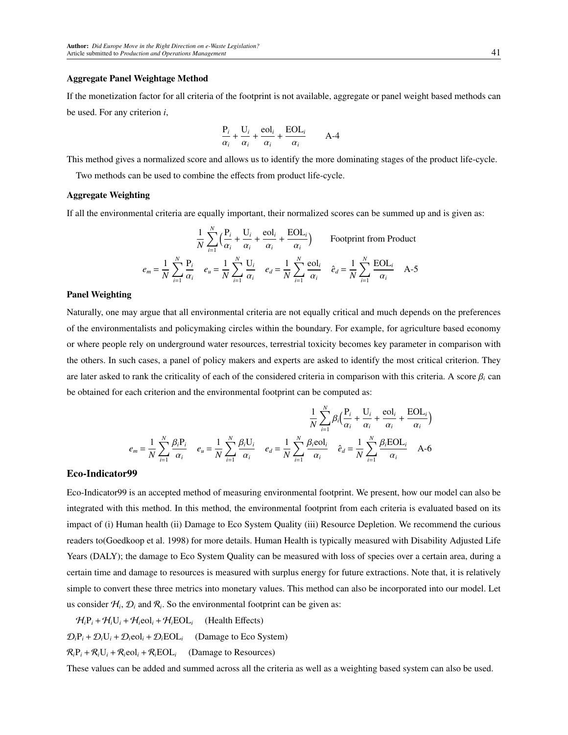### Aggregate Panel Weightage Method

If the monetization factor for all criteria of the footprint is not available, aggregate or panel weight based methods can be used. For any criterion $i$,

$$\frac{\mathrm{P}_i}{\alpha_i} + \frac{\mathrm{U}_i}{\alpha_i} + \frac{\mathrm{eol}_i}{\alpha_i} + \frac{\mathrm{EOL}_i}{\alpha_i} \qquad \text{A-4}$$

This method gives a normalized score and allows us to identify the more dominating stages of the product life-cycle.

Two methods can be used to combine the effects from product life-cycle.

### Aggregate Weighting

If all the environmental criteria are equally important, their normalized scores can be summed up and is given as:

$$\frac{1}{N}\sum_{i=1}^{N}\Big(\frac{\mathrm{P}_i}{\alpha_i} + \frac{\mathrm{U}_i}{\alpha_i} + \frac{\mathrm{eol}_i}{\alpha_i} + \frac{\mathrm{EOL}_i}{\alpha_i}\Big) \qquad \text{Footprint from Product}$$

$$e_m = \frac{1}{N}\sum_{i=1}^{N}\frac{\mathrm{P}_i}{\alpha_i} \quad e_u = \frac{1}{N}\sum_{i=1}^{N}\frac{\mathrm{U}_i}{\alpha_i} \quad e_d = \frac{1}{N}\sum_{i=1}^{N}\frac{\mathrm{eol}_i}{\alpha_i} \quad \hat{e}_d = \frac{1}{N}\sum_{i=1}^{N}\frac{\mathrm{EOL}_i}{\alpha_i} \qquad \text{A-5}$$

### Panel Weighting

Naturally, one may argue that all environmental criteria are not equally critical and much depends on the preferences of the environmentalists and policymaking circles within the boundary. For example, for agriculture based economy or where people rely on underground water resources, terrestrial toxicity becomes key parameter in comparison with the others. In such cases, a panel of policy makers and experts are asked to identify the most critical criterion. They are later asked to rank the criticality of each of the considered criteria in comparison with this criteria. A score $\beta_i$ can be obtained for each criterion and the environmental footprint can be computed as:

$$\frac{1}{N}\sum_{i=1}^{N}\beta_i\Big(\frac{\mathrm{P}_i}{\alpha_i} + \frac{\mathrm{U}_i}{\alpha_i} + \frac{\mathrm{eol}_i}{\alpha_i} + \frac{\mathrm{EOL}_i}{\alpha_i}\Big)$$

$$e_m = \frac{1}{N}\sum_{i=1}^{N}\frac{\beta_i\mathrm{P}_i}{\alpha_i} \quad e_u = \frac{1}{N}\sum_{i=1}^{N}\frac{\beta_i\mathrm{U}_i}{\alpha_i} \quad e_d = \frac{1}{N}\sum_{i=1}^{N}\frac{\beta_i\mathrm{eol}_i}{\alpha_i} \quad \hat{e}_d = \frac{1}{N}\sum_{i=1}^{N}\frac{\beta_i\mathrm{EOL}_i}{\alpha_i} \qquad \text{A-6}$$

## Eco-Indicator99

Eco-Indicator99 is an accepted method of measuring environmental footprint. We present, how our model can also be integrated with this method. In this method, the environmental footprint from each criteria is evaluated based on its impact of (i) Human health (ii) Damage to Eco System Quality (iii) Resource Depletion. We recommend the curious readers to(Goedkoop et al. 1998) for more details. Human Health is typically measured with Disability Adjusted Life Years (DALY); the damage to Eco System Quality can be measured with loss of species over a certain area, during a certain time and damage to resources is measured with surplus energy for future extractions. Note that, it is relatively simple to convert these three metrics into monetary values. This method can also be incorporated into our model. Let us consider $\mathcal{H}_i$, $\mathcal{D}_i$ and $\mathcal{R}_i$. So the environmental footprint can be given as:

$\mathcal{H}_i\mathrm{P}_i + \mathcal{H}_i\mathrm{U}_i + \mathcal{H}_i\mathrm{eol}_i + \mathcal{H}_i\mathrm{EOL}_i$ (Health Effects)

$\mathcal{D}_i\mathrm{P}_i + \mathcal{D}_i\mathrm{U}_i + \mathcal{D}_i\mathrm{eol}_i + \mathcal{D}_i\mathrm{EOL}_i$ (Damage to Eco System)

$\mathcal{R}_i\mathrm{P}_i + \mathcal{R}_i\mathrm{U}_i + \mathcal{R}_i\mathrm{eol}_i + \mathcal{R}_i\mathrm{EOL}_i$ (Damage to Resources)

These values can be added and summed across all the criteria as well as a weighting based system can also be used.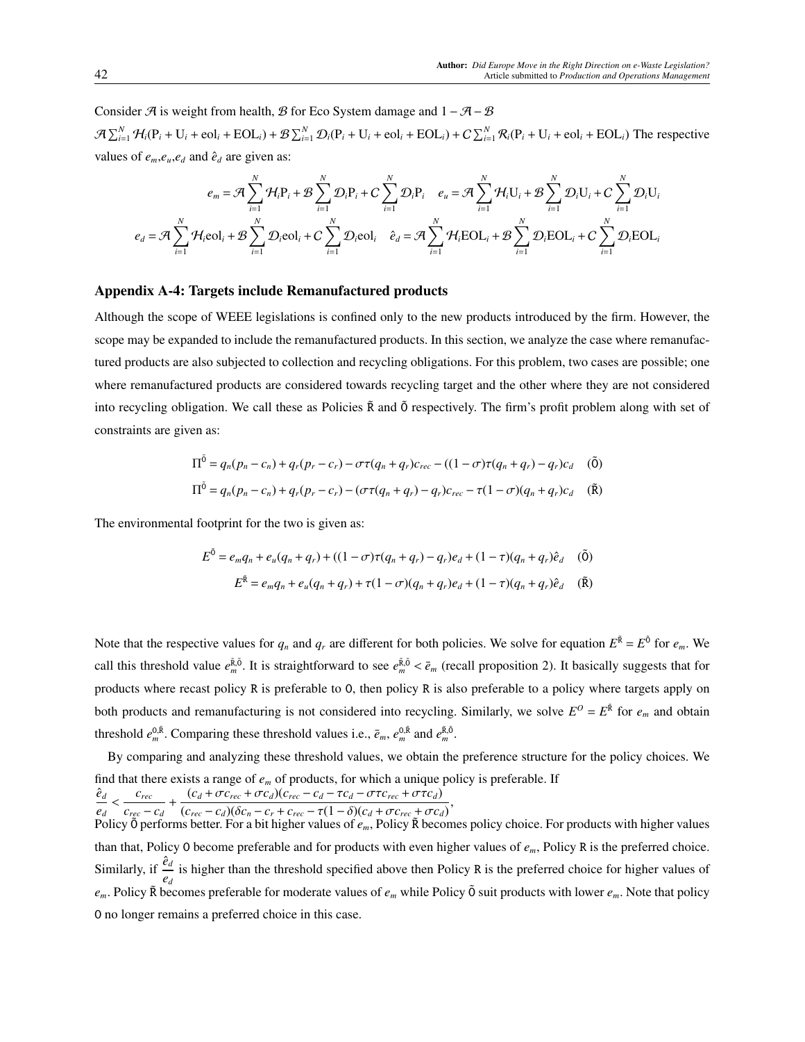Consider $\mathcal{A}$ is weight from health, $\mathcal{B}$ for Eco System damage and $1 - \mathcal{A} - \mathcal{B}$

$\mathcal{A}\sum_{i=1}^{N}\mathcal{H}_i(\mathrm{P}_i + \mathrm{U}_i + \mathrm{eol}_i + \mathrm{EOL}_i) + \mathcal{B}\sum_{i=1}^{N}\mathcal{D}_i(\mathrm{P}_i + \mathrm{U}_i + \mathrm{eol}_i + \mathrm{EOL}_i) + C\sum_{i=1}^{N}\mathcal{R}_i(\mathrm{P}_i + \mathrm{U}_i + \mathrm{eol}_i + \mathrm{EOL}_i)$ The respective values of $e_m$,$e_u$,$e_d$ and $\hat{e}_d$ are given as:

$$e_m = \mathcal{A}\sum_{i=1}^{N}\mathcal{H}_i\mathrm{P}_i + \mathcal{B}\sum_{i=1}^{N}\mathcal{D}_i\mathrm{P}_i + C\sum_{i=1}^{N}\mathcal{D}_i\mathrm{P}_i \quad e_u = \mathcal{A}\sum_{i=1}^{N}\mathcal{H}_i\mathrm{U}_i + \mathcal{B}\sum_{i=1}^{N}\mathcal{D}_i\mathrm{U}_i + C\sum_{i=1}^{N}\mathcal{D}_i\mathrm{U}_i$$

$$e_d = \mathcal{A}\sum_{i=1}^{N}\mathcal{H}_i\mathrm{eol}_i + \mathcal{B}\sum_{i=1}^{N}\mathcal{D}_i\mathrm{eol}_i + C\sum_{i=1}^{N}\mathcal{D}_i\mathrm{eol}_i \quad \hat{e}_d = \mathcal{A}\sum_{i=1}^{N}\mathcal{H}_i\mathrm{EOL}_i + \mathcal{B}\sum_{i=1}^{N}\mathcal{D}_i\mathrm{EOL}_i + C\sum_{i=1}^{N}\mathcal{D}_i\mathrm{EOL}_i$$

## Appendix A-4: Targets include Remanufactured products

Although the scope of WEEE legislations is confined only to the new products introduced by the firm. However, the scope may be expanded to include the remanufactured products. In this section, we analyze the case where remanufactured products are also subjected to collection and recycling obligations. For this problem, two cases are possible; one where remanufactured products are considered towards recycling target and the other where they are not considered into recycling obligation. We call these as Policies $\tilde{\mathtt{R}}$ and $\tilde{\mathtt{O}}$ respectively. The firm's profit problem along with set of constraints are given as:

$$\Pi^{\tilde{\mathtt{O}}} = q_n(p_n - c_n) + q_r(p_r - c_r) - \sigma\tau(q_n + q_r)c_{rec} - ((1-\sigma)\tau(q_n + q_r) - q_r)c_d \quad (\tilde{\mathtt{O}})$$

$$\Pi^{\tilde{\mathtt{O}}} = q_n(p_n - c_n) + q_r(p_r - c_r) - (\sigma\tau(q_n + q_r) - q_r)c_{rec} - \tau(1-\sigma)(q_n + q_r)c_d \quad (\tilde{\mathtt{R}})$$

The environmental footprint for the two is given as:

$$E^{\tilde{\mathtt{O}}} = e_m q_n + e_u(q_n + q_r) + ((1-\sigma)\tau(q_n + q_r) - q_r)e_d + (1-\tau)(q_n + q_r)\hat{e}_d \quad (\tilde{\mathtt{O}})$$

$$E^{\tilde{\mathtt{R}}} = e_m q_n + e_u(q_n + q_r) + \tau(1-\sigma)(q_n + q_r)e_d + (1-\tau)(q_n + q_r)\hat{e}_d \quad (\tilde{\mathtt{R}})$$

Note that the respective values for $q_n$ and $q_r$ are different for both policies. We solve for equation $E^{\tilde{\mathtt{R}}} = E^{\tilde{\mathtt{O}}}$ for $e_m$. We call this threshold value $e_m^{\tilde{\mathtt{R}},\tilde{\mathtt{O}}}$. It is straightforward to see $e_m^{\tilde{\mathtt{R}},\tilde{\mathtt{O}}} < \bar{e}_m$ (recall proposition 2). It basically suggests that for products where recast policy $\mathtt{R}$ is preferable to $\mathtt{O}$, then policy $\mathtt{R}$ is also preferable to a policy where targets apply on both products and remanufacturing is not considered into recycling. Similarly, we solve $E^{O} = E^{\tilde{\mathtt{R}}}$ for $e_m$ and obtain threshold $e_m^{\mathtt{O},\tilde{\mathtt{R}}}$. Comparing these threshold values i.e., $\bar{e}_m$, $e_m^{\mathtt{O},\tilde{\mathtt{R}}}$ and $e_m^{\tilde{\mathtt{R}},\tilde{\mathtt{O}}}$.

By comparing and analyzing these threshold values, we obtain the preference structure for the policy choices. We find that there exists a range of $e_m$ of products, for which a unique policy is preferable. If

$$\frac{\hat{e}_d}{e_d} < \frac{c_{rec}}{c_{rec} - c_d} + \frac{(c_d + \sigma c_{rec} + \sigma c_d)(c_{rec} - c_d - \tau c_d - \sigma\tau c_{rec} + \sigma\tau c_d)}{(c_{rec} - c_d)(\delta c_n - c_r + c_{rec} - \tau(1-\delta)(c_d + \sigma c_{rec} + \sigma c_d)},$$

Policy $\tilde{\mathtt{O}}$ performs better. For a bit higher values of $e_m$, Policy $\tilde{\mathtt{R}}$ becomes policy choice. For products with higher values than that, Policy $\mathtt{O}$ become preferable and for products with even higher values of $e_m$, Policy $\mathtt{R}$ is the preferred choice. Similarly, if $\dfrac{\hat{e}_d}{e_d}$ is higher than the threshold specified above then Policy $\mathtt{R}$ is the preferred choice for higher values of $e_m$. Policy $\tilde{\mathtt{R}}$ becomes preferable for moderate values of $e_m$ while Policy $\tilde{\mathtt{O}}$ suit products with lower $e_m$. Note that policy $\mathtt{O}$ no longer remains a preferred choice in this case.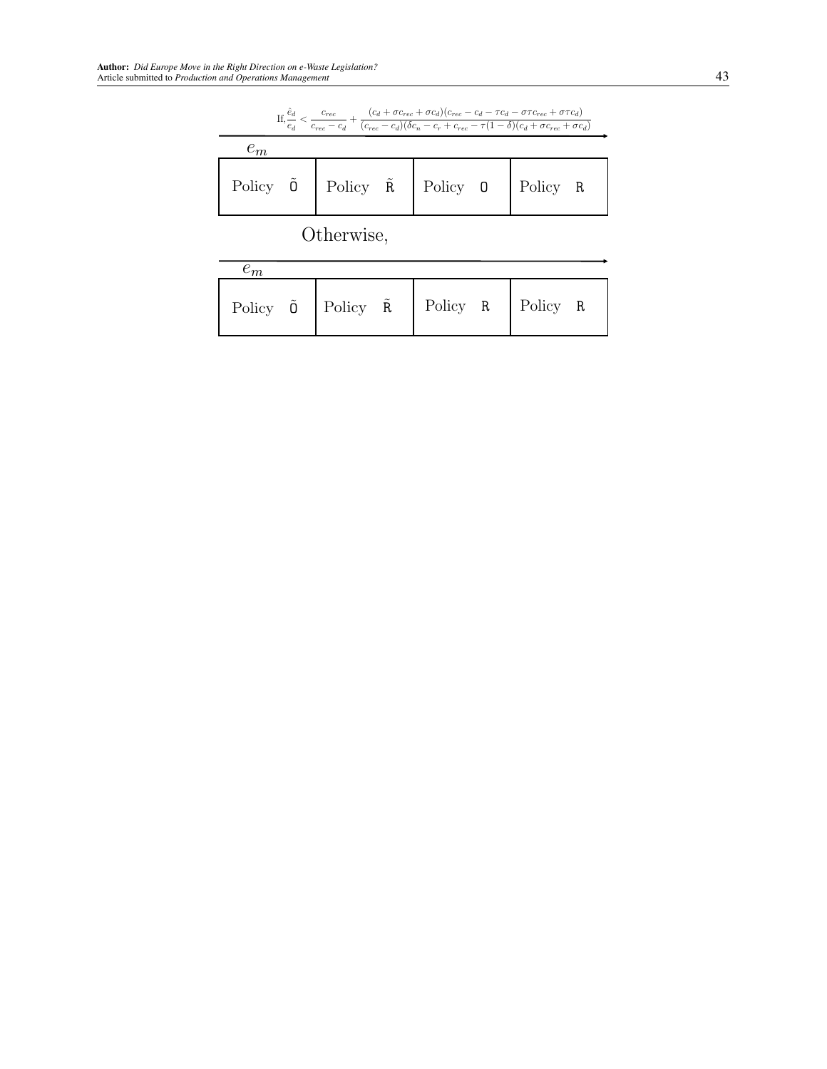If, $\frac{\hat{e}_d}{e_d} < \frac{c_{rec}}{c_{rec} - c_d} + \frac{(c_d + \sigma c_{rec} + \sigma c_d)(c_{rec} - c_d - \tau c_d - \sigma\tau c_{rec} + \sigma\tau c_d)}{(c_{rec} - c_d)(\delta c_n - c_r + c_{rec} - \tau(1-\delta)(c_d + \sigma c_{rec} + \sigma c_d)}$

$e_m$ →

| | | | |
|---|---|---|---|
| Policy $\tilde{\texttt{O}}$ | Policy $\tilde{\texttt{R}}$ | Policy $\texttt{O}$ | Policy $\texttt{R}$ |

Otherwise,

$e_m$ →

| | | | |
|---|---|---|---|
| Policy $\tilde{\texttt{O}}$ | Policy $\tilde{\texttt{R}}$ | Policy $\texttt{R}$ | Policy $\texttt{R}$ |